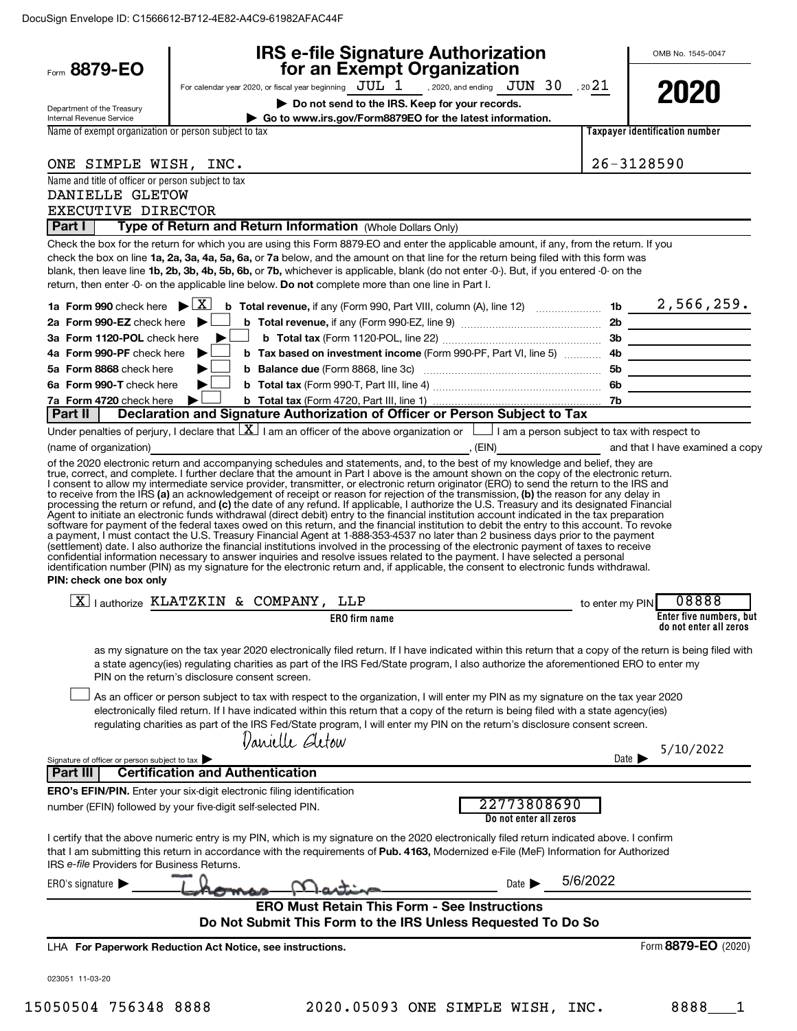DocuSign Envelope ID: C1566612-B712-4E82-A4C9-61982AFAC44F

Form **8879-EO**

Department of the Treasury
Internal Revenue Service

# IRS e-file Signature Authorization for an Exempt Organization

For calendar year 2020, or fiscal year beginning JUL 1, 2020, and ending JUN 30, 2021

▶ **Do not send to the IRS. Keep for your records.**

▶ **Go to www.irs.gov/Form8879EO for the latest information.**

OMB No. 1545-0047

**2020**

| Name of exempt organization or person subject to tax | Taxpayer identification number |
|---|---|
| ONE SIMPLE WISH, INC. | 26-3128590 |

Name and title of officer or person subject to tax
DANIELLE GLETOW
EXECUTIVE DIRECTOR

## Part I — Type of Return and Return Information (Whole Dollars Only)

Check the box for the return for which you are using this Form 8879-EO and enter the applicable amount, if any, from the return. If you check the box on line **1a, 2a, 3a, 4a, 5a, 6a,** or **7a** below, and the amount on that line for the return being filed with this form was blank, then leave line **1b, 2b, 3b, 4b, 5b, 6b,** or **7b,** whichever is applicable, blank (do not enter -0-). But, if you entered -0- on the return, then enter -0- on the applicable line below. **Do not** complete more than one line in Part I.

| | | | |
|---|---|---|---|
| **1a Form 990** check here ▶ [X] | **b Total revenue,** if any (Form 990, Part VIII, column (A), line 12) | 1b | 2,566,259. |
| **2a Form 990-EZ** check here ▶ [ ] | **b Total revenue,** if any (Form 990-EZ, line 9) | 2b | |
| **3a Form 1120-POL** check here ▶ [ ] | **b Total tax** (Form 1120-POL, line 22) | 3b | |
| **4a Form 990-PF** check here ▶ [ ] | **b Tax based on investment income** (Form 990-PF, Part VI, line 5) | 4b | |
| **5a Form 8868** check here ▶ [ ] | **b Balance due** (Form 8868, line 3c) | 5b | |
| **6a Form 990-T** check here ▶ [ ] | **b Total tax** (Form 990-T, Part III, line 4) | 6b | |
| **7a Form 4720** check here ▶ [ ] | **b Total tax** (Form 4720, Part III, line 1) | 7b | |

## Part II — Declaration and Signature Authorization of Officer or Person Subject to Tax

Under penalties of perjury, I declare that [X] I am an officer of the above organization or [ ] I am a person subject to tax with respect to (name of organization) ______, (EIN) ______ and that I have examined a copy of the 2020 electronic return and accompanying schedules and statements, and, to the best of my knowledge and belief, they are true, correct, and complete. I further declare that the amount in Part I above is the amount shown on the copy of the electronic return. I consent to allow my intermediate service provider, transmitter, or electronic return originator (ERO) to send the return to the IRS and to receive from the IRS **(a)** an acknowledgement of receipt or reason for rejection of the transmission, **(b)** the reason for any delay in processing the return or refund, and **(c)** the date of any refund. If applicable, I authorize the U.S. Treasury and its designated Financial Agent to initiate an electronic funds withdrawal (direct debit) entry to the financial institution account indicated in the tax preparation software for payment of the federal taxes owed on this return, and the financial institution to debit the entry to this account. To revoke a payment, I must contact the U.S. Treasury Financial Agent at 1-888-353-4537 no later than 2 business days prior to the payment (settlement) date. I also authorize the financial institutions involved in the processing of the electronic payment of taxes to receive confidential information necessary to answer inquiries and resolve issues related to the payment. I have selected a personal identification number (PIN) as my signature for the electronic return and, if applicable, the consent to electronic funds withdrawal.

**PIN: check one box only**

[X] I authorize KLATZKIN & COMPANY, LLP (ERO firm name) to enter my PIN 08888 (Enter five numbers, but do not enter all zeros) as my signature on the tax year 2020 electronically filed return. If I have indicated within this return that a copy of the return is being filed with a state agency(ies) regulating charities as part of the IRS Fed/State program, I also authorize the aforementioned ERO to enter my PIN on the return's disclosure consent screen.

[ ] As an officer or person subject to tax with respect to the organization, I will enter my PIN as my signature on the tax year 2020 electronically filed return. If I have indicated within this return that a copy of the return is being filed with a state agency(ies) regulating charities as part of the IRS Fed/State program, I will enter my PIN on the return's disclosure consent screen.

Signature of officer or person subject to tax ▶ Danielle Gletow    Date ▶ 5/10/2022

## Part III — Certification and Authentication

**ERO's EFIN/PIN.** Enter your six-digit electronic filing identification number (EFIN) followed by your five-digit self-selected PIN. 22773808690 (Do not enter all zeros)

I certify that the above numeric entry is my PIN, which is my signature on the 2020 electronically filed return indicated above. I confirm that I am submitting this return in accordance with the requirements of **Pub. 4163,** Modernized e-File (MeF) Information for Authorized IRS *e-file* Providers for Business Returns.

ERO's signature ▶ Thomas Martin    Date ▶ 5/6/2022

**ERO Must Retain This Form - See Instructions**
**Do Not Submit This Form to the IRS Unless Requested To Do So**

LHA **For Paperwork Reduction Act Notice, see instructions.**    Form **8879-EO** (2020)

023051 11-03-20

15050504 756348 8888    2020.05093 ONE SIMPLE WISH, INC.    8888___1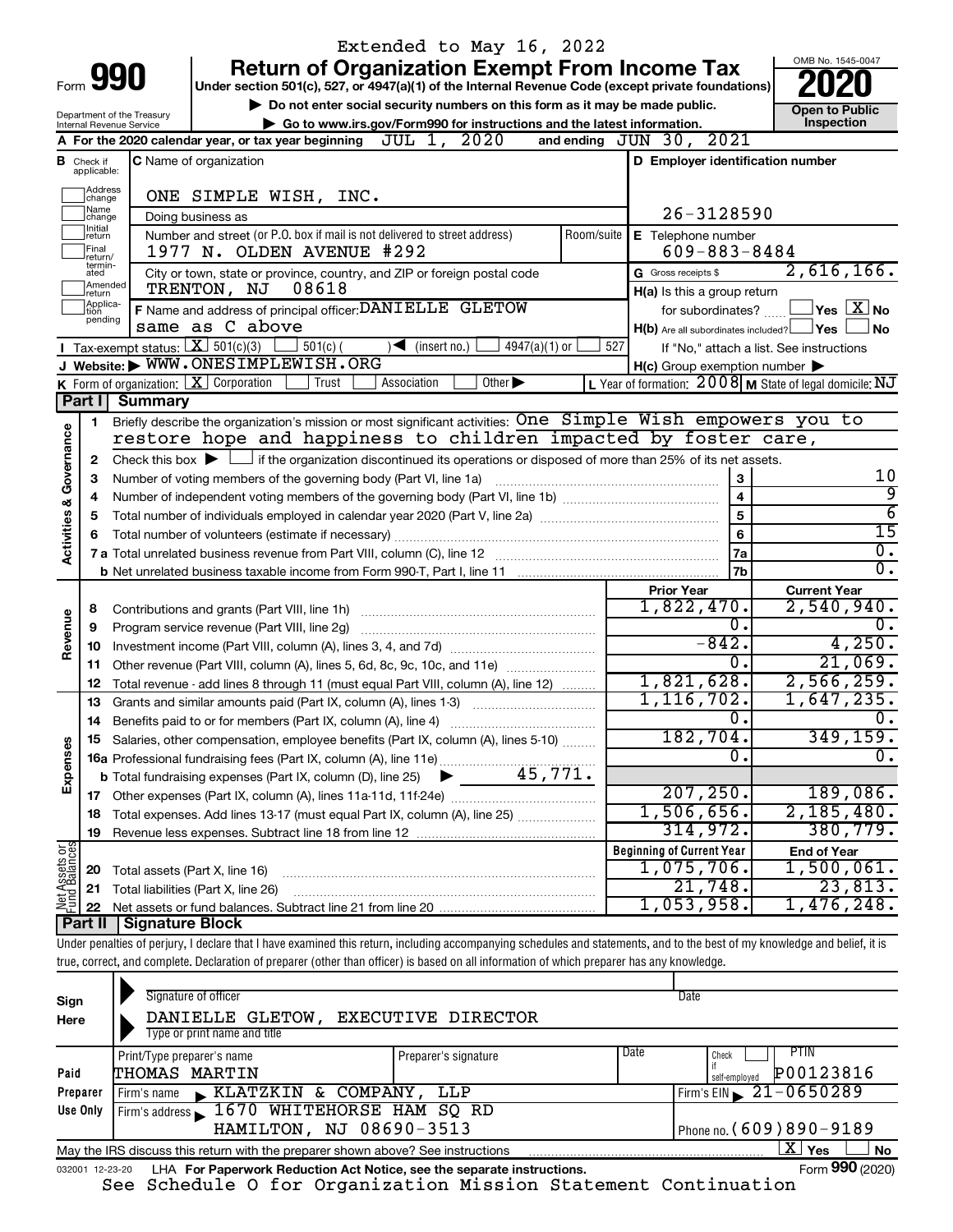Extended to May 16, 2022

# Form 990 — Return of Organization Exempt From Income Tax (2020)

Under section 501(c), 527, or 4947(a)(1) of the Internal Revenue Code (except private foundations)

▶ Do not enter social security numbers on this form as it may be made public.

▶ Go to www.irs.gov/Form990 for instructions and the latest information.

Department of the Treasury, Internal Revenue Service

OMB No. 1545-0047 — Open to Public Inspection

**A** For the 2020 calendar year, or tax year beginning JUL 1, 2020 and ending JUN 30, 2021

**B** Check if applicable: ☐ Address change ☐ Name change ☐ Initial return ☐ Final return/terminated ☐ Amended return ☐ Application pending

**C** Name of organization: ONE SIMPLE WISH, INC.

Doing business as

Number and street (or P.O. box if mail is not delivered to street address): 1977 N. OLDEN AVENUE #292

City or town, state or province, country, and ZIP or foreign postal code: TRENTON, NJ 08618

**D** Employer identification number: 26-3128590

**E** Telephone number: 609-883-8484

**G** Gross receipts $ 2,616,166.

**F** Name and address of principal officer: DANIELLE GLETOW, same as C above

**H(a)** Is this a group return for subordinates? ☐ Yes ☒ No

**H(b)** Are all subordinates included? ☐ Yes ☐ No — If "No," attach a list. See instructions

**H(c)** Group exemption number ▶

**I** Tax-exempt status: ☒ 501(c)(3) ☐ 501(c) ( ) ◀ (insert no.) ☐ 4947(a)(1) or ☐ 527

**J** Website: ▶ WWW.ONESIMPLEWISH.ORG

**K** Form of organization: ☒ Corporation ☐ Trust ☐ Association ☐ Other ▶

**L** Year of formation: 2008 **M** State of legal domicile: NJ

## Part I Summary

**Activities & Governance**

1 Briefly describe the organization's mission or most significant activities: One Simple Wish empowers you to restore hope and happiness to children impacted by foster care,

2 Check this box ▶ ☐ if the organization discontinued its operations or disposed of more than 25% of its net assets.

| | | | |
|---|---|---|---|
| 3 | Number of voting members of the governing body (Part VI, line 1a) | 3 | 10 |
| 4 | Number of independent voting members of the governing body (Part VI, line 1b) | 4 | 9 |
| 5 | Total number of individuals employed in calendar year 2020 (Part V, line 2a) | 5 | 6 |
| 6 | Total number of volunteers (estimate if necessary) | 6 | 15 |
| 7a | Total unrelated business revenue from Part VIII, column (C), line 12 | 7a | 0. |
| b | Net unrelated business taxable income from Form 990-T, Part I, line 11 | 7b | 0. |

| | | | Prior Year | Current Year |
|---|---|---|---|---|
| **Revenue** | 8 | Contributions and grants (Part VIII, line 1h) | 1,822,470. | 2,540,940. |
| | 9 | Program service revenue (Part VIII, line 2g) | 0. | 0. |
| | 10 | Investment income (Part VIII, column (A), lines 3, 4, and 7d) | -842. | 4,250. |
| | 11 | Other revenue (Part VIII, column (A), lines 5, 6d, 8c, 9c, 10c, and 11e) | 0. | 21,069. |
| | 12 | Total revenue - add lines 8 through 11 (must equal Part VIII, column (A), line 12) | 1,821,628. | 2,566,259. |
| **Expenses** | 13 | Grants and similar amounts paid (Part IX, column (A), lines 1-3) | 1,116,702. | 1,647,235. |
| | 14 | Benefits paid to or for members (Part IX, column (A), line 4) | 0. | 0. |
| | 15 | Salaries, other compensation, employee benefits (Part IX, column (A), lines 5-10) | 182,704. | 349,159. |
| | 16a | Professional fundraising fees (Part IX, column (A), line 11e) | 0. | 0. |
| | b | Total fundraising expenses (Part IX, column (D), line 25) ▶ 45,771. | | |
| | 17 | Other expenses (Part IX, column (A), lines 11a-11d, 11f-24e) | 207,250. | 189,086. |
| | 18 | Total expenses. Add lines 13-17 (must equal Part IX, column (A), line 25) | 1,506,656. | 2,185,480. |
| | 19 | Revenue less expenses. Subtract line 18 from line 12 | 314,972. | 380,779. |
| | | | **Beginning of Current Year** | **End of Year** |
| **Net Assets or Fund Balances** | 20 | Total assets (Part X, line 16) | 1,075,706. | 1,500,061. |
| | 21 | Total liabilities (Part X, line 26) | 21,748. | 23,813. |
| | 22 | Net assets or fund balances. Subtract line 21 from line 20 | 1,053,958. | 1,476,248. |

## Part II Signature Block

Under penalties of perjury, I declare that I have examined this return, including accompanying schedules and statements, and to the best of my knowledge and belief, it is true, correct, and complete. Declaration of preparer (other than officer) is based on all information of which preparer has any knowledge.

**Sign Here**

Signature of officer — Date

DANIELLE GLETOW, EXECUTIVE DIRECTOR

Type or print name and title

**Paid Preparer Use Only**

| Print/Type preparer's name | Preparer's signature | Date | Check ☐ if self-employed | PTIN |
|---|---|---|---|---|
| THOMAS MARTIN | | | | P00123816 |

Firm's name ▶ KLATZKIN & COMPANY, LLP — Firm's EIN ▶ 21-0650289

Firm's address ▶ 1670 WHITEHORSE HAM SQ RD, HAMILTON, NJ 08690-3513 — Phone no. (609)890-9189

May the IRS discuss this return with the preparer shown above? See instructions ☒ Yes ☐ No

032001 12-23-20 LHA For Paperwork Reduction Act Notice, see the separate instructions. Form **990** (2020)

See Schedule O for Organization Mission Statement Continuation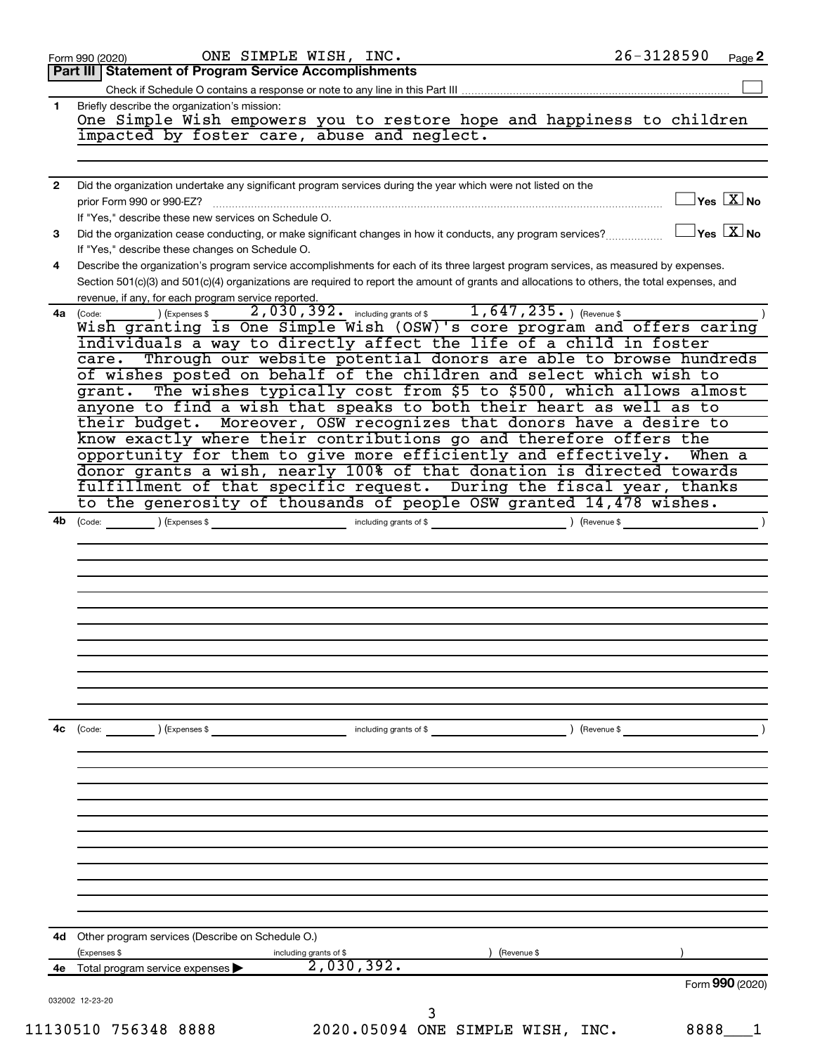Form 990 (2020) ONE SIMPLE WISH, INC. 26-3128590 Page **2**

**Part III | Statement of Program Service Accomplishments**

Check if Schedule O contains a response or note to any line in this Part III ☐

**1** Briefly describe the organization's mission:

One Simple Wish empowers you to restore hope and happiness to children impacted by foster care, abuse and neglect.

**2** Did the organization undertake any significant program services during the year which were not listed on the prior Form 990 or 990-EZ? ☐ Yes ☒ No

If "Yes," describe these new services on Schedule O.

**3** Did the organization cease conducting, or make significant changes in how it conducts, any program services? ☐ Yes ☒ No

If "Yes," describe these changes on Schedule O.

**4** Describe the organization's program service accomplishments for each of its three largest program services, as measured by expenses. Section 501(c)(3) and 501(c)(4) organizations are required to report the amount of grants and allocations to others, the total expenses, and revenue, if any, for each program service reported.

**4a** (Code: ) (Expenses $ 2,030,392. including grants of $ 1,647,235. ) (Revenue $ )

Wish granting is One Simple Wish (OSW)'s core program and offers caring individuals a way to directly affect the life of a child in foster care. Through our website potential donors are able to browse hundreds of wishes posted on behalf of the children and select which wish to grant. The wishes typically cost from $5 to $500, which allows almost anyone to find a wish that speaks to both their heart as well as to their budget. Moreover, OSW recognizes that donors have a desire to know exactly where their contributions go and therefore offers the opportunity for them to give more efficiently and effectively. When a donor grants a wish, nearly 100% of that donation is directed towards fulfillment of that specific request. During the fiscal year, thanks to the generosity of thousands of people OSW granted 14,478 wishes.

**4b** (Code: ) (Expenses $ including grants of $ ) (Revenue $ )

**4c** (Code: ) (Expenses $ including grants of $ ) (Revenue $ )

**4d** Other program services (Describe on Schedule O.)

(Expenses $ including grants of $ ) (Revenue $ )

**4e** Total program service expenses ▶ 2,030,392.

Form **990** (2020)

032002 12-23-20

11130510 756348 8888 2020.05094 ONE SIMPLE WISH, INC. 8888___1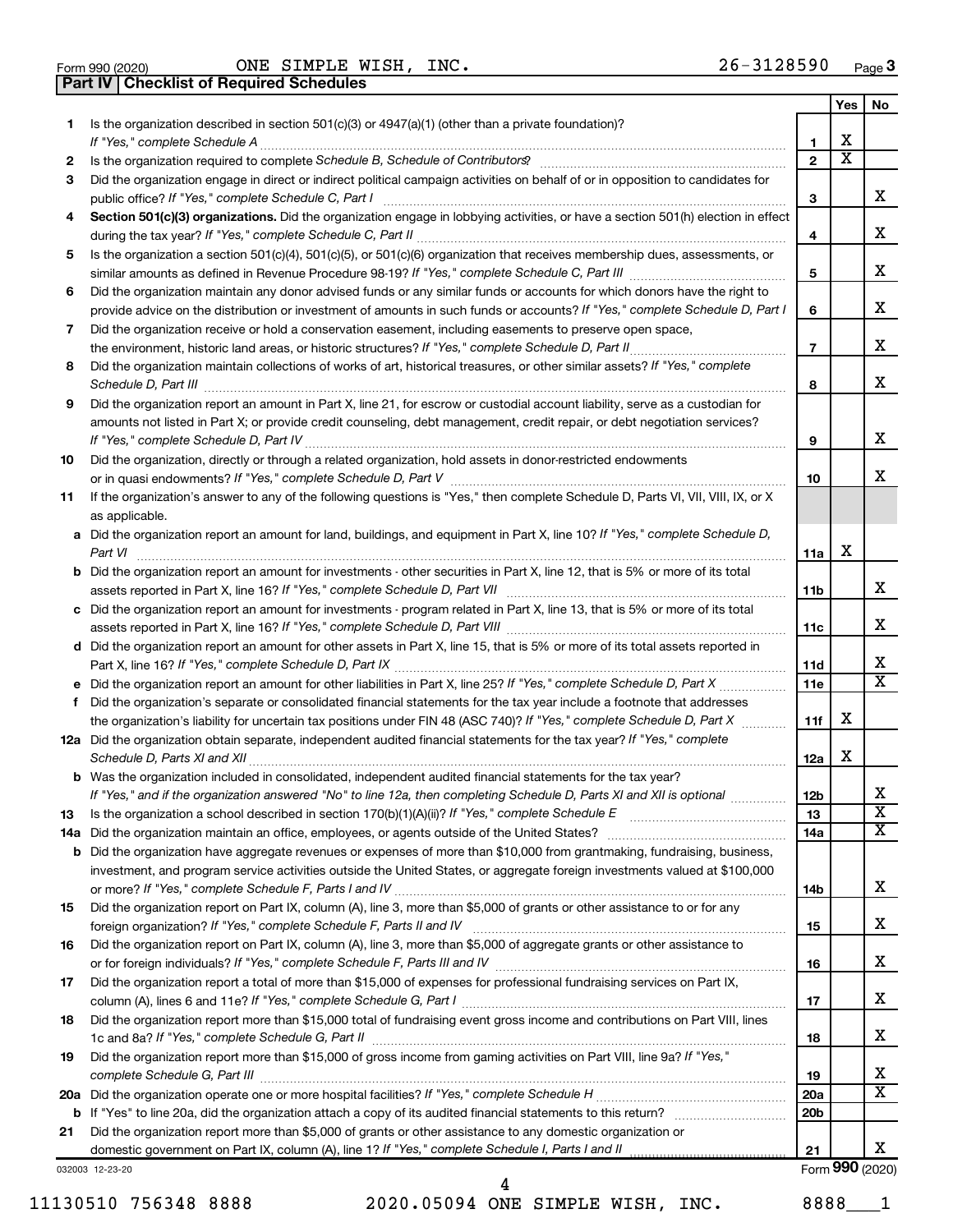Form 990 (2020) ONE SIMPLE WISH, INC. 26-3128590 Page **3**

## Part IV Checklist of Required Schedules

| | | | Yes | No |
|---|---|---|---|---|
| **1** | Is the organization described in section 501(c)(3) or 4947(a)(1) (other than a private foundation)? *If "Yes," complete Schedule A* | **1** | X | |
| **2** | Is the organization required to complete *Schedule B, Schedule of Contributors*? | **2** | X | |
| **3** | Did the organization engage in direct or indirect political campaign activities on behalf of or in opposition to candidates for public office? *If "Yes," complete Schedule C, Part I* | **3** | | X |
| **4** | **Section 501(c)(3) organizations.** Did the organization engage in lobbying activities, or have a section 501(h) election in effect during the tax year? *If "Yes," complete Schedule C, Part II* | **4** | | X |
| **5** | Is the organization a section 501(c)(4), 501(c)(5), or 501(c)(6) organization that receives membership dues, assessments, or similar amounts as defined in Revenue Procedure 98-19? *If "Yes," complete Schedule C, Part III* | **5** | | X |
| **6** | Did the organization maintain any donor advised funds or any similar funds or accounts for which donors have the right to provide advice on the distribution or investment of amounts in such funds or accounts? *If "Yes," complete Schedule D, Part I* | **6** | | X |
| **7** | Did the organization receive or hold a conservation easement, including easements to preserve open space, the environment, historic land areas, or historic structures? *If "Yes," complete Schedule D, Part II* | **7** | | X |
| **8** | Did the organization maintain collections of works of art, historical treasures, or other similar assets? *If "Yes," complete Schedule D, Part III* | **8** | | X |
| **9** | Did the organization report an amount in Part X, line 21, for escrow or custodial account liability, serve as a custodian for amounts not listed in Part X; or provide credit counseling, debt management, credit repair, or debt negotiation services? *If "Yes," complete Schedule D, Part IV* | **9** | | X |
| **10** | Did the organization, directly or through a related organization, hold assets in donor-restricted endowments or in quasi endowments? *If "Yes," complete Schedule D, Part V* | **10** | | X |
| **11** | If the organization's answer to any of the following questions is "Yes," then complete Schedule D, Parts VI, VII, VIII, IX, or X as applicable. | | | |
| **a** | Did the organization report an amount for land, buildings, and equipment in Part X, line 10? *If "Yes," complete Schedule D, Part VI* | **11a** | X | |
| **b** | Did the organization report an amount for investments - other securities in Part X, line 12, that is 5% or more of its total assets reported in Part X, line 16? *If "Yes," complete Schedule D, Part VII* | **11b** | | X |
| **c** | Did the organization report an amount for investments - program related in Part X, line 13, that is 5% or more of its total assets reported in Part X, line 16? *If "Yes," complete Schedule D, Part VIII* | **11c** | | X |
| **d** | Did the organization report an amount for other assets in Part X, line 15, that is 5% or more of its total assets reported in Part X, line 16? *If "Yes," complete Schedule D, Part IX* | **11d** | | X |
| **e** | Did the organization report an amount for other liabilities in Part X, line 25? *If "Yes," complete Schedule D, Part X* | **11e** | | X |
| **f** | Did the organization's separate or consolidated financial statements for the tax year include a footnote that addresses the organization's liability for uncertain tax positions under FIN 48 (ASC 740)? *If "Yes," complete Schedule D, Part X* | **11f** | X | |
| **12a** | Did the organization obtain separate, independent audited financial statements for the tax year? *If "Yes," complete Schedule D, Parts XI and XII* | **12a** | X | |
| **b** | Was the organization included in consolidated, independent audited financial statements for the tax year? *If "Yes," and if the organization answered "No" to line 12a, then completing Schedule D, Parts XI and XII is optional* | **12b** | | X |
| **13** | Is the organization a school described in section 170(b)(1)(A)(ii)? *If "Yes," complete Schedule E* | **13** | | X |
| **14a** | Did the organization maintain an office, employees, or agents outside of the United States? | **14a** | | X |
| **b** | Did the organization have aggregate revenues or expenses of more than $10,000 from grantmaking, fundraising, business, investment, and program service activities outside the United States, or aggregate foreign investments valued at $100,000 or more? *If "Yes," complete Schedule F, Parts I and IV* | **14b** | | X |
| **15** | Did the organization report on Part IX, column (A), line 3, more than $5,000 of grants or other assistance to or for any foreign organization? *If "Yes," complete Schedule F, Parts II and IV* | **15** | | X |
| **16** | Did the organization report on Part IX, column (A), line 3, more than $5,000 of aggregate grants or other assistance to or for foreign individuals? *If "Yes," complete Schedule F, Parts III and IV* | **16** | | X |
| **17** | Did the organization report a total of more than $15,000 of expenses for professional fundraising services on Part IX, column (A), lines 6 and 11e? *If "Yes," complete Schedule G, Part I* | **17** | | X |
| **18** | Did the organization report more than $15,000 total of fundraising event gross income and contributions on Part VIII, lines 1c and 8a? *If "Yes," complete Schedule G, Part II* | **18** | | X |
| **19** | Did the organization report more than $15,000 of gross income from gaming activities on Part VIII, line 9a? *If "Yes," complete Schedule G, Part III* | **19** | | X |
| **20a** | Did the organization operate one or more hospital facilities? *If "Yes," complete Schedule H* | **20a** | | X |
| **b** | If "Yes" to line 20a, did the organization attach a copy of its audited financial statements to this return? | **20b** | | |
| **21** | Did the organization report more than $5,000 of grants or other assistance to any domestic organization or domestic government on Part IX, column (A), line 1? *If "Yes," complete Schedule I, Parts I and II* | **21** | | X |

032003 12-23-20

Form **990** (2020)

11130510 756348 8888 2020.05094 ONE SIMPLE WISH, INC. 8888___1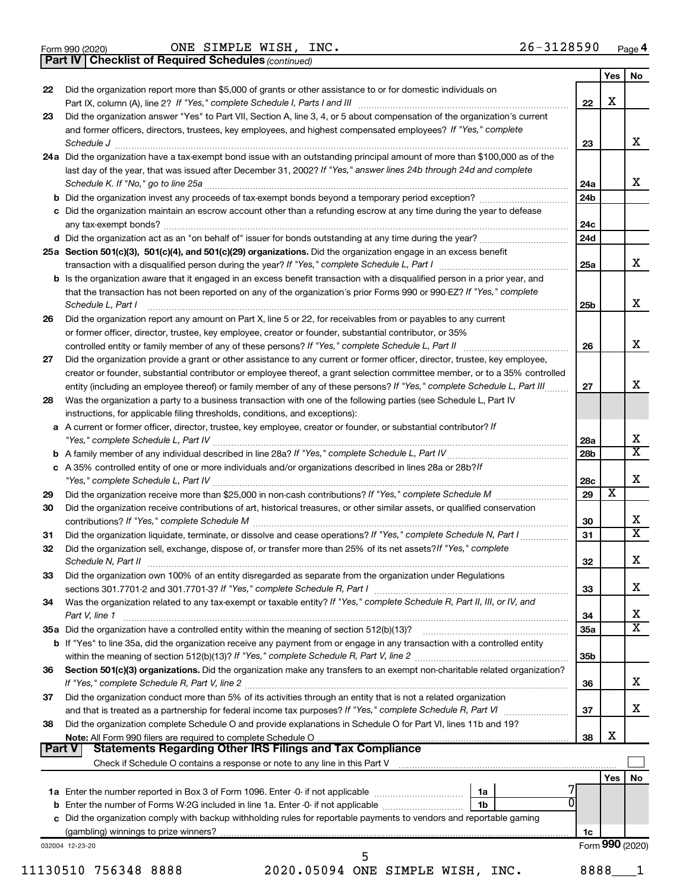Form 990 (2020) ONE SIMPLE WISH, INC. 26-3128590 Page 4

**Part IV | Checklist of Required Schedules** *(continued)*

| | | | Yes | No |
|---|---|---|---|---|
| 22 | Did the organization report more than $5,000 of grants or other assistance to or for domestic individuals on Part IX, column (A), line 2? *If "Yes," complete Schedule I, Parts I and III* | 22 | X | |
| 23 | Did the organization answer "Yes" to Part VII, Section A, line 3, 4, or 5 about compensation of the organization's current and former officers, directors, trustees, key employees, and highest compensated employees? *If "Yes," complete Schedule J* | 23 | | X |
| 24a | Did the organization have a tax-exempt bond issue with an outstanding principal amount of more than $100,000 as of the last day of the year, that was issued after December 31, 2002? *If "Yes," answer lines 24b through 24d and complete Schedule K. If "No," go to line 25a* | 24a | | X |
| b | Did the organization invest any proceeds of tax-exempt bonds beyond a temporary period exception? | 24b | | |
| c | Did the organization maintain an escrow account other than a refunding escrow at any time during the year to defease any tax-exempt bonds? | 24c | | |
| d | Did the organization act as an "on behalf of" issuer for bonds outstanding at any time during the year? | 24d | | |
| 25a | **Section 501(c)(3), 501(c)(4), and 501(c)(29) organizations.** Did the organization engage in an excess benefit transaction with a disqualified person during the year? *If "Yes," complete Schedule L, Part I* | 25a | | X |
| b | Is the organization aware that it engaged in an excess benefit transaction with a disqualified person in a prior year, and that the transaction has not been reported on any of the organization's prior Forms 990 or 990-EZ? *If "Yes," complete Schedule L, Part I* | 25b | | X |
| 26 | Did the organization report any amount on Part X, line 5 or 22, for receivables from or payables to any current or former officer, director, trustee, key employee, creator or founder, substantial contributor, or 35% controlled entity or family member of any of these persons? *If "Yes," complete Schedule L, Part II* | 26 | | X |
| 27 | Did the organization provide a grant or other assistance to any current or former officer, director, trustee, key employee, creator or founder, substantial contributor or employee thereof, a grant selection committee member, or to a 35% controlled entity (including an employee thereof) or family member of any of these persons? *If "Yes," complete Schedule L, Part III* | 27 | | X |
| 28 | Was the organization a party to a business transaction with one of the following parties (see Schedule L, Part IV instructions, for applicable filing thresholds, conditions, and exceptions): | | | |
| a | A current or former officer, director, trustee, key employee, creator or founder, or substantial contributor? *If "Yes," complete Schedule L, Part IV* | 28a | | X |
| b | A family member of any individual described in line 28a? *If "Yes," complete Schedule L, Part IV* | 28b | | X |
| c | A 35% controlled entity of one or more individuals and/or organizations described in lines 28a or 28b? *If "Yes," complete Schedule L, Part IV* | 28c | | X |
| 29 | Did the organization receive more than $25,000 in non-cash contributions? *If "Yes," complete Schedule M* | 29 | X | |
| 30 | Did the organization receive contributions of art, historical treasures, or other similar assets, or qualified conservation contributions? *If "Yes," complete Schedule M* | 30 | | X |
| 31 | Did the organization liquidate, terminate, or dissolve and cease operations? *If "Yes," complete Schedule N, Part I* | 31 | | X |
| 32 | Did the organization sell, exchange, dispose of, or transfer more than 25% of its net assets? *If "Yes," complete Schedule N, Part II* | 32 | | X |
| 33 | Did the organization own 100% of an entity disregarded as separate from the organization under Regulations sections 301.7701-2 and 301.7701-3? *If "Yes," complete Schedule R, Part I* | 33 | | X |
| 34 | Was the organization related to any tax-exempt or taxable entity? *If "Yes," complete Schedule R, Part II, III, or IV, and Part V, line 1* | 34 | | X |
| 35a | Did the organization have a controlled entity within the meaning of section 512(b)(13)? | 35a | | X |
| b | If "Yes" to line 35a, did the organization receive any payment from or engage in any transaction with a controlled entity within the meaning of section 512(b)(13)? *If "Yes," complete Schedule R, Part V, line 2* | 35b | | |
| 36 | **Section 501(c)(3) organizations.** Did the organization make any transfers to an exempt non-charitable related organization? *If "Yes," complete Schedule R, Part V, line 2* | 36 | | X |
| 37 | Did the organization conduct more than 5% of its activities through an entity that is not a related organization and that is treated as a partnership for federal income tax purposes? *If "Yes," complete Schedule R, Part VI* | 37 | | X |
| 38 | Did the organization complete Schedule O and provide explanations in Schedule O for Part VI, lines 11b and 19? **Note:** All Form 990 filers are required to complete Schedule O | 38 | X | |

**Part V | Statements Regarding Other IRS Filings and Tax Compliance**

Check if Schedule O contains a response or note to any line in this Part V ☐

| | | | | | Yes | No |
|---|---|---|---|---|---|---|
| 1a | Enter the number reported in Box 3 of Form 1096. Enter -0- if not applicable | 1a | 7 | | | |
| b | Enter the number of Forms W-2G included in line 1a. Enter -0- if not applicable | 1b | 0 | | | |
| c | Did the organization comply with backup withholding rules for reportable payments to vendors and reportable gaming (gambling) winnings to prize winners? | | | 1c | | |

032004 12-23-20 Form **990** (2020)

11130510 756348 8888 2020.05094 ONE SIMPLE WISH, INC. 8888___1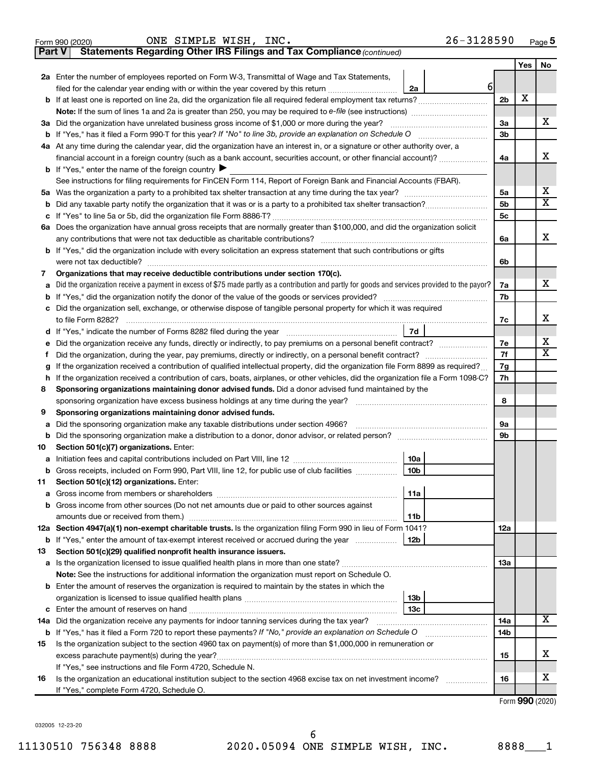Form 990 (2020) ONE SIMPLE WISH, INC. 26-3128590 Page 5

**Part V Statements Regarding Other IRS Filings and Tax Compliance** *(continued)*

| | | | | Yes | No |
|---|---|---|---|---|---|
| **2a** | Enter the number of employees reported on Form W-3, Transmittal of Wage and Tax Statements, filed for the calendar year ending with or within the year covered by this return | 2a | 6 | | |
| **b** | If at least one is reported on line 2a, did the organization file all required federal employment tax returns? | | 2b | X | |
| | **Note:** If the sum of lines 1a and 2a is greater than 250, you may be required to *e-file* (see instructions) | | | | |
| **3a** | Did the organization have unrelated business gross income of $1,000 or more during the year? | | 3a | | X |
| **b** | If "Yes," has it filed a Form 990-T for this year? *If "No" to line 3b, provide an explanation on Schedule O* | | 3b | | |
| **4a** | At any time during the calendar year, did the organization have an interest in, or a signature or other authority over, a financial account in a foreign country (such as a bank account, securities account, or other financial account)? | | 4a | | X |
| **b** | If "Yes," enter the name of the foreign country ▶ | | | | |
| | See instructions for filing requirements for FinCEN Form 114, Report of Foreign Bank and Financial Accounts (FBAR). | | | | |
| **5a** | Was the organization a party to a prohibited tax shelter transaction at any time during the tax year? | | 5a | | X |
| **b** | Did any taxable party notify the organization that it was or is a party to a prohibited tax shelter transaction? | | 5b | | X |
| **c** | If "Yes" to line 5a or 5b, did the organization file Form 8886-T? | | 5c | | |
| **6a** | Does the organization have annual gross receipts that are normally greater than $100,000, and did the organization solicit any contributions that were not tax deductible as charitable contributions? | | 6a | | X |
| **b** | If "Yes," did the organization include with every solicitation an express statement that such contributions or gifts were not tax deductible? | | 6b | | |
| **7** | **Organizations that may receive deductible contributions under section 170(c).** | | | | |
| **a** | Did the organization receive a payment in excess of $75 made partly as a contribution and partly for goods and services provided to the payor? | | 7a | | X |
| **b** | If "Yes," did the organization notify the donor of the value of the goods or services provided? | | 7b | | |
| **c** | Did the organization sell, exchange, or otherwise dispose of tangible personal property for which it was required to file Form 8282? | | 7c | | X |
| **d** | If "Yes," indicate the number of Forms 8282 filed during the year | 7d | | | |
| **e** | Did the organization receive any funds, directly or indirectly, to pay premiums on a personal benefit contract? | | 7e | | X |
| **f** | Did the organization, during the year, pay premiums, directly or indirectly, on a personal benefit contract? | | 7f | | X |
| **g** | If the organization received a contribution of qualified intellectual property, did the organization file Form 8899 as required? | | 7g | | |
| **h** | If the organization received a contribution of cars, boats, airplanes, or other vehicles, did the organization file a Form 1098-C? | | 7h | | |
| **8** | **Sponsoring organizations maintaining donor advised funds.** Did a donor advised fund maintained by the sponsoring organization have excess business holdings at any time during the year? | | 8 | | |
| **9** | **Sponsoring organizations maintaining donor advised funds.** | | | | |
| **a** | Did the sponsoring organization make any taxable distributions under section 4966? | | 9a | | |
| **b** | Did the sponsoring organization make a distribution to a donor, donor advisor, or related person? | | 9b | | |
| **10** | **Section 501(c)(7) organizations.** Enter: | | | | |
| **a** | Initiation fees and capital contributions included on Part VIII, line 12 | 10a | | | |
| **b** | Gross receipts, included on Form 990, Part VIII, line 12, for public use of club facilities | 10b | | | |
| **11** | **Section 501(c)(12) organizations.** Enter: | | | | |
| **a** | Gross income from members or shareholders | 11a | | | |
| **b** | Gross income from other sources (Do not net amounts due or paid to other sources against amounts due or received from them.) | 11b | | | |
| **12a** | **Section 4947(a)(1) non-exempt charitable trusts.** Is the organization filing Form 990 in lieu of Form 1041? | | 12a | | |
| **b** | If "Yes," enter the amount of tax-exempt interest received or accrued during the year | 12b | | | |
| **13** | **Section 501(c)(29) qualified nonprofit health insurance issuers.** | | | | |
| **a** | Is the organization licensed to issue qualified health plans in more than one state? | | 13a | | |
| | **Note:** See the instructions for additional information the organization must report on Schedule O. | | | | |
| **b** | Enter the amount of reserves the organization is required to maintain by the states in which the organization is licensed to issue qualified health plans | 13b | | | |
| **c** | Enter the amount of reserves on hand | 13c | | | |
| **14a** | Did the organization receive any payments for indoor tanning services during the tax year? | | 14a | | X |
| **b** | If "Yes," has it filed a Form 720 to report these payments? *If "No," provide an explanation on Schedule O* | | 14b | | |
| **15** | Is the organization subject to the section 4960 tax on payment(s) of more than $1,000,000 in remuneration or excess parachute payment(s) during the year? | | 15 | | X |
| | If "Yes," see instructions and file Form 4720, Schedule N. | | | | |
| **16** | Is the organization an educational institution subject to the section 4968 excise tax on net investment income? | | 16 | | X |
| | If "Yes," complete Form 4720, Schedule O. | | | | |

Form **990** (2020)

032005 12-23-20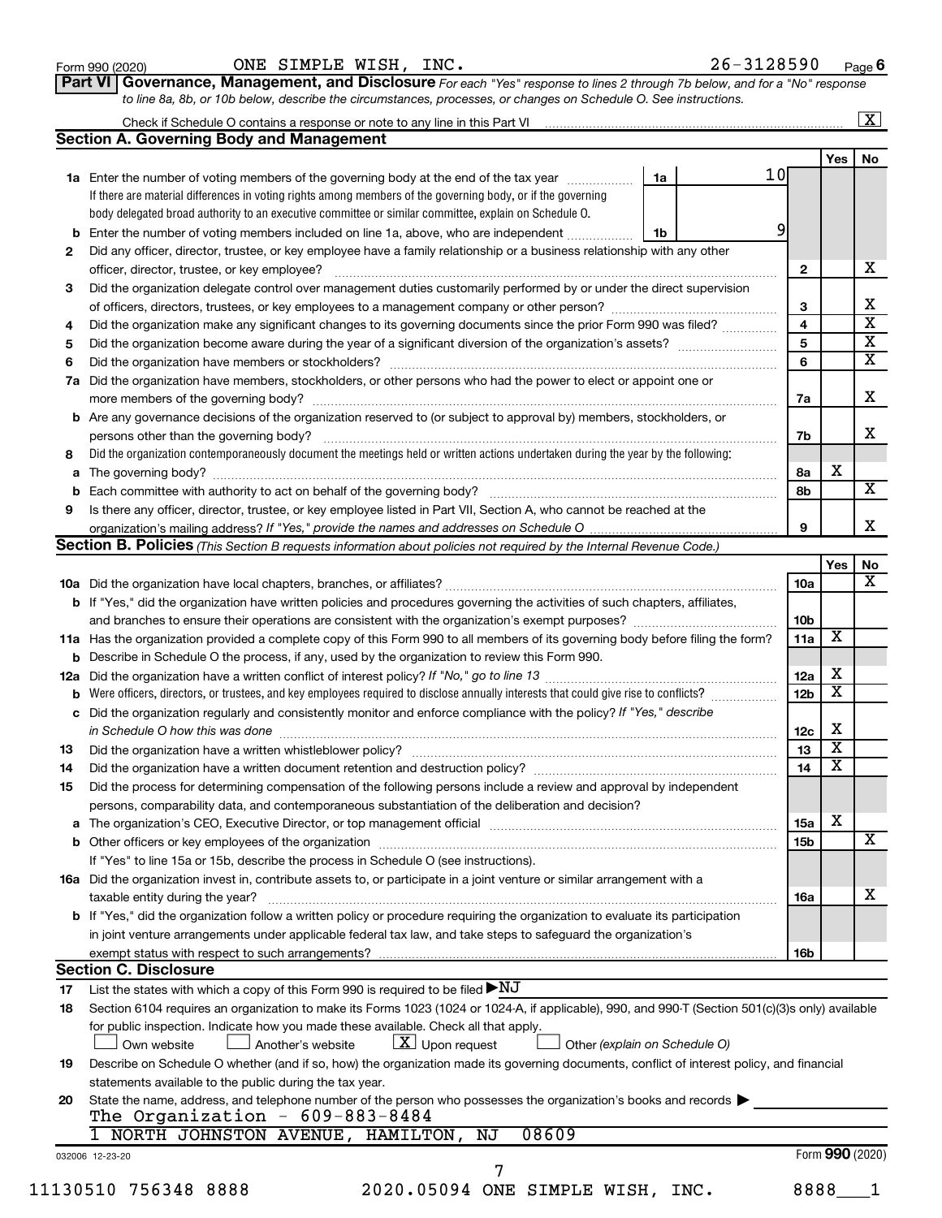Form 990 (2020) ONE SIMPLE WISH, INC. 26-3128590 Page 6

**Part VI Governance, Management, and Disclosure** *For each "Yes" response to lines 2 through 7b below, and for a "No" response to line 8a, 8b, or 10b below, describe the circumstances, processes, or changes on Schedule O. See instructions.*

Check if Schedule O contains a response or note to any line in this Part VI .......... [X]

## Section A. Governing Body and Management

| | | | | Yes | No |
|---|---|---|---|---|---|
| **1a** | Enter the number of voting members of the governing body at the end of the tax year ... **1a** 10 | | | | |
| | If there are material differences in voting rights among members of the governing body, or if the governing body delegated broad authority to an executive committee or similar committee, explain on Schedule O. | | | | |
| **b** | Enter the number of voting members included on line 1a, above, who are independent ... **1b** 9 | | | | |
| **2** | Did any officer, director, trustee, or key employee have a family relationship or a business relationship with any other officer, director, trustee, or key employee? | | **2** | | X |
| **3** | Did the organization delegate control over management duties customarily performed by or under the direct supervision of officers, directors, trustees, or key employees to a management company or other person? | | **3** | | X |
| **4** | Did the organization make any significant changes to its governing documents since the prior Form 990 was filed? | | **4** | | X |
| **5** | Did the organization become aware during the year of a significant diversion of the organization's assets? | | **5** | | X |
| **6** | Did the organization have members or stockholders? | | **6** | | X |
| **7a** | Did the organization have members, stockholders, or other persons who had the power to elect or appoint one or more members of the governing body? | | **7a** | | X |
| **b** | Are any governance decisions of the organization reserved to (or subject to approval by) members, stockholders, or persons other than the governing body? | | **7b** | | X |
| **8** | Did the organization contemporaneously document the meetings held or written actions undertaken during the year by the following: | | | | |
| **a** | The governing body? | | **8a** | X | |
| **b** | Each committee with authority to act on behalf of the governing body? | | **8b** | | X |
| **9** | Is there any officer, director, trustee, or key employee listed in Part VII, Section A, who cannot be reached at the organization's mailing address? *If "Yes," provide the names and addresses on Schedule O* | | **9** | | X |

## Section B. Policies *(This Section B requests information about policies not required by the Internal Revenue Code.)*

| | | | Yes | No |
|---|---|---|---|---|
| **10a** | Did the organization have local chapters, branches, or affiliates? | **10a** | | X |
| **b** | If "Yes," did the organization have written policies and procedures governing the activities of such chapters, affiliates, and branches to ensure their operations are consistent with the organization's exempt purposes? | **10b** | | |
| **11a** | Has the organization provided a complete copy of this Form 990 to all members of its governing body before filing the form? | **11a** | X | |
| **b** | Describe in Schedule O the process, if any, used by the organization to review this Form 990. | | | |
| **12a** | Did the organization have a written conflict of interest policy? *If "No," go to line 13* | **12a** | X | |
| **b** | Were officers, directors, or trustees, and key employees required to disclose annually interests that could give rise to conflicts? | **12b** | X | |
| **c** | Did the organization regularly and consistently monitor and enforce compliance with the policy? *If "Yes," describe in Schedule O how this was done* | **12c** | X | |
| **13** | Did the organization have a written whistleblower policy? | **13** | X | |
| **14** | Did the organization have a written document retention and destruction policy? | **14** | X | |
| **15** | Did the process for determining compensation of the following persons include a review and approval by independent persons, comparability data, and contemporaneous substantiation of the deliberation and decision? | | | |
| **a** | The organization's CEO, Executive Director, or top management official | **15a** | X | |
| **b** | Other officers or key employees of the organization | **15b** | | X |
| | If "Yes" to line 15a or 15b, describe the process in Schedule O (see instructions). | | | |
| **16a** | Did the organization invest in, contribute assets to, or participate in a joint venture or similar arrangement with a taxable entity during the year? | **16a** | | X |
| **b** | If "Yes," did the organization follow a written policy or procedure requiring the organization to evaluate its participation in joint venture arrangements under applicable federal tax law, and take steps to safeguard the organization's exempt status with respect to such arrangements? | **16b** | | |

## Section C. Disclosure

**17** List the states with which a copy of this Form 990 is required to be filed ▶ NJ

**18** Section 6104 requires an organization to make its Forms 1023 (1024 or 1024-A, if applicable), 990, and 990-T (Section 501(c)(3)s only) available for public inspection. Indicate how you made these available. Check all that apply.

[ ] Own website [ ] Another's website [X] Upon request [ ] Other *(explain on Schedule O)*

**19** Describe on Schedule O whether (and if so, how) the organization made its governing documents, conflict of interest policy, and financial statements available to the public during the tax year.

**20** State the name, address, and telephone number of the person who possesses the organization's books and records ▶

The Organization - 609-883-8484
1 NORTH JOHNSTON AVENUE, HAMILTON, NJ 08609

032006 12-23-20 Form **990** (2020)

11130510 756348 8888 2020.05094 ONE SIMPLE WISH, INC. 8888___1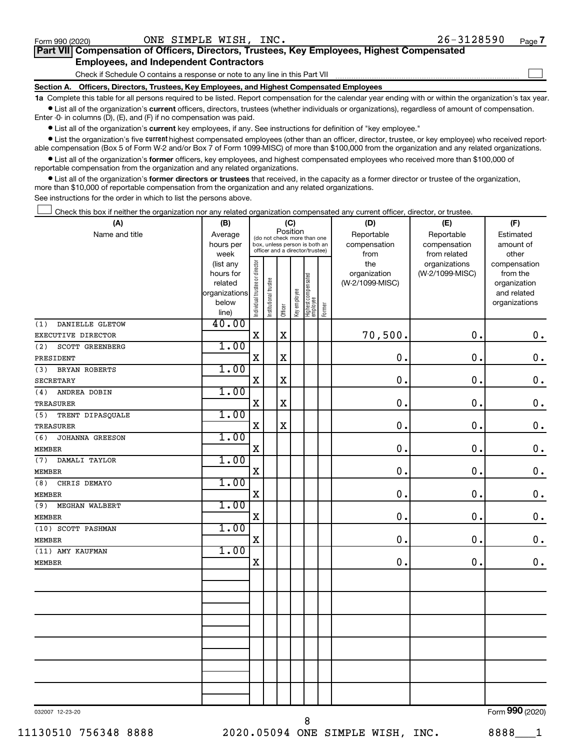Form 990 (2020) ONE SIMPLE WISH, INC. 26-3128590 Page 7

## Part VII Compensation of Officers, Directors, Trustees, Key Employees, Highest Compensated Employees, and Independent Contractors

Check if Schedule O contains a response or note to any line in this Part VII ☐

### Section A. Officers, Directors, Trustees, Key Employees, and Highest Compensated Employees

**1a** Complete this table for all persons required to be listed. Report compensation for the calendar year ending with or within the organization's tax year.

- List all of the organization's **current** officers, directors, trustees (whether individuals or organizations), regardless of amount of compensation. Enter -0- in columns (D), (E), and (F) if no compensation was paid.
- List all of the organization's **current** key employees, if any. See instructions for definition of "key employee."
- List the organization's five **current** highest compensated employees (other than an officer, director, trustee, or key employee) who received reportable compensation (Box 5 of Form W-2 and/or Box 7 of Form 1099-MISC) of more than $100,000 from the organization and any related organizations.
- List all of the organization's **former** officers, key employees, and highest compensated employees who received more than $100,000 of reportable compensation from the organization and any related organizations.
- List all of the organization's **former directors or trustees** that received, in the capacity as a former director or trustee of the organization, more than $10,000 of reportable compensation from the organization and any related organizations.

See instructions for the order in which to list the persons above.

☐ Check this box if neither the organization nor any related organization compensated any current officer, director, or trustee.

| (A) Name and title | (B) Average hours per week (list any hours for related organizations below line) | (C) Position: Individual trustee or director | Institutional trustee | Officer | Key employee | Highest compensated employee | Former | (D) Reportable compensation from the organization (W-2/1099-MISC) | (E) Reportable compensation from related organizations (W-2/1099-MISC) | (F) Estimated amount of other compensation from the organization and related organizations |
|---|---|---|---|---|---|---|---|---|---|---|
| (1) DANIELLE GLETOW<br>EXECUTIVE DIRECTOR | 40.00 | X | | X | | | | 70,500. | 0. | 0. |
| (2) SCOTT GREENBERG<br>PRESIDENT | 1.00 | X | | X | | | | 0. | 0. | 0. |
| (3) BRYAN ROBERTS<br>SECRETARY | 1.00 | X | | X | | | | 0. | 0. | 0. |
| (4) ANDREA DOBIN<br>TREASURER | 1.00 | X | | X | | | | 0. | 0. | 0. |
| (5) TRENT DIPASQUALE<br>TREASURER | 1.00 | X | | X | | | | 0. | 0. | 0. |
| (6) JOHANNA GREESON<br>MEMBER | 1.00 | X | | | | | | 0. | 0. | 0. |
| (7) DAMALI TAYLOR<br>MEMBER | 1.00 | X | | | | | | 0. | 0. | 0. |
| (8) CHRIS DEMAYO<br>MEMBER | 1.00 | X | | | | | | 0. | 0. | 0. |
| (9) MEGHAN WALBERT<br>MEMBER | 1.00 | X | | | | | | 0. | 0. | 0. |
| (10) SCOTT PASHMAN<br>MEMBER | 1.00 | X | | | | | | 0. | 0. | 0. |
| (11) AMY KAUFMAN<br>MEMBER | 1.00 | X | | | | | | 0. | 0. | 0. |

032007 12-23-20 Form 990 (2020)

11130510 756348 8888 2020.05094 ONE SIMPLE WISH, INC. 8888___1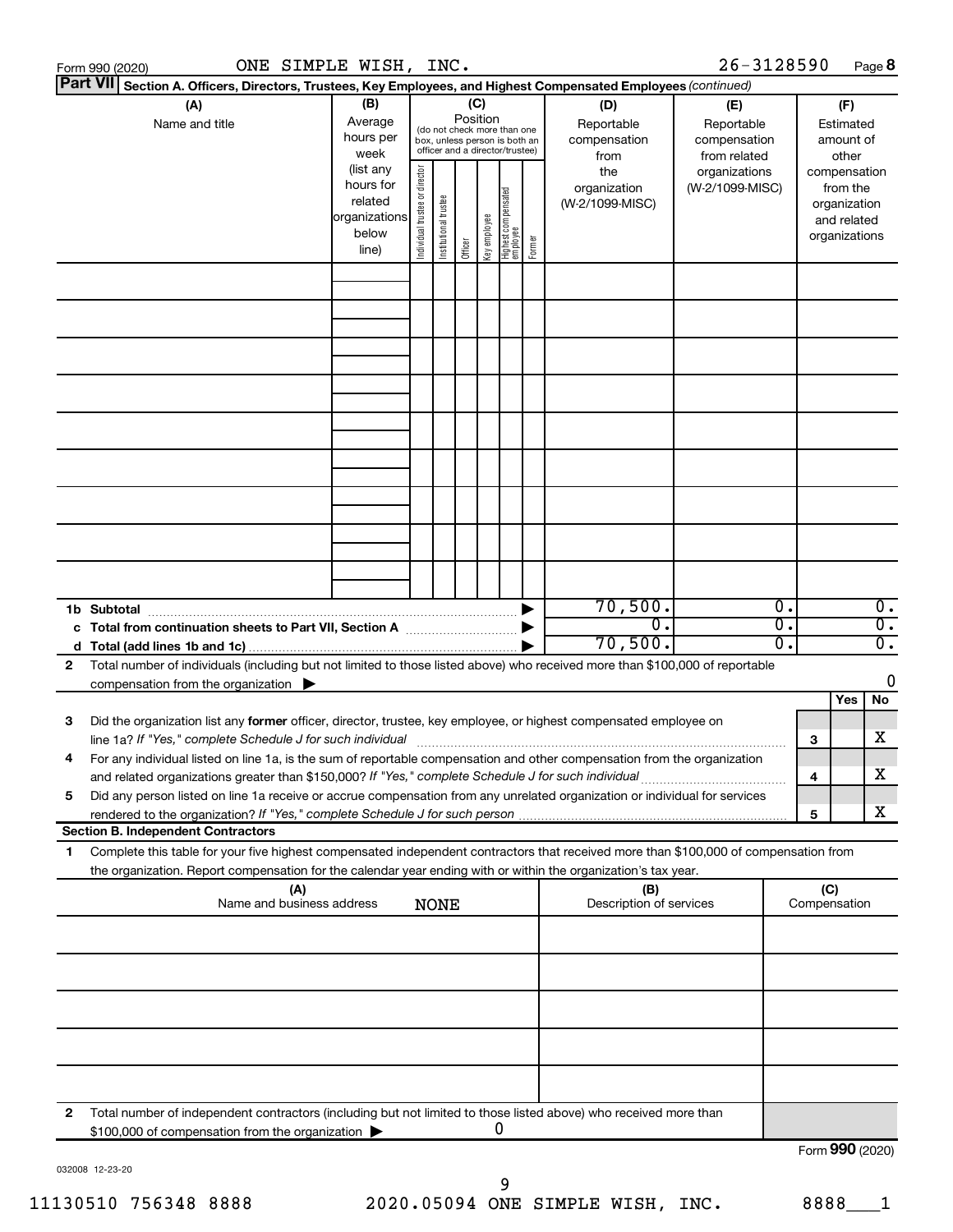Form 990 (2020) ONE SIMPLE WISH, INC. 26-3128590 Page **8**

**Part VII** **Section A. Officers, Directors, Trustees, Key Employees, and Highest Compensated Employees** *(continued)*

| (A) Name and title | (B) Average hours per week (list any hours for related organizations below line) | (C) Position (do not check more than one box, unless person is both an officer and a director/trustee): Individual trustee or director | Institutional trustee | Officer | Key employee | Highest compensated employee | Former | (D) Reportable compensation from the organization (W-2/1099-MISC) | (E) Reportable compensation from related organizations (W-2/1099-MISC) | (F) Estimated amount of other compensation from the organization and related organizations |
|---|---|---|---|---|---|---|---|---|---|---|
| | | | | | | | | | | |
| | | | | | | | | | | |
| | | | | | | | | | | |
| | | | | | | | | | | |
| | | | | | | | | | | |
| | | | | | | | | | | |
| | | | | | | | | | | |
| | | | | | | | | | | |
| | | | | | | | | | | |
| **1b Subtotal** | | | | | | | ▶ | 70,500. | 0. | 0. |
| **c Total from continuation sheets to Part VII, Section A** | | | | | | | ▶ | 0. | 0. | 0. |
| **d Total (add lines 1b and 1c)** | | | | | | | ▶ | 70,500. | 0. | 0. |

**2** Total number of individuals (including but not limited to those listed above) who received more than $100,000 of reportable compensation from the organization ▶ 0

| | | | Yes | No |
|---|---|---|---|---|
| **3** | Did the organization list any **former** officer, director, trustee, key employee, or highest compensated employee on line 1a? *If "Yes," complete Schedule J for such individual* | 3 | | X |
| **4** | For any individual listed on line 1a, is the sum of reportable compensation and other compensation from the organization and related organizations greater than $150,000? *If "Yes," complete Schedule J for such individual* | 4 | | X |
| **5** | Did any person listed on line 1a receive or accrue compensation from any unrelated organization or individual for services rendered to the organization? *If "Yes," complete Schedule J for such person* | 5 | | X |

**Section B. Independent Contractors**

**1** Complete this table for your five highest compensated independent contractors that received more than $100,000 of compensation from the organization. Report compensation for the calendar year ending with or within the organization's tax year.

| (A) Name and business address NONE | (B) Description of services | (C) Compensation |
|---|---|---|
| | | |
| | | |
| | | |
| | | |
| | | |

**2** Total number of independent contractors (including but not limited to those listed above) who received more than $100,000 of compensation from the organization ▶ 0

Form **990** (2020)

032008 12-23-20

11130510 756348 8888 2020.05094 ONE SIMPLE WISH, INC. 8888___1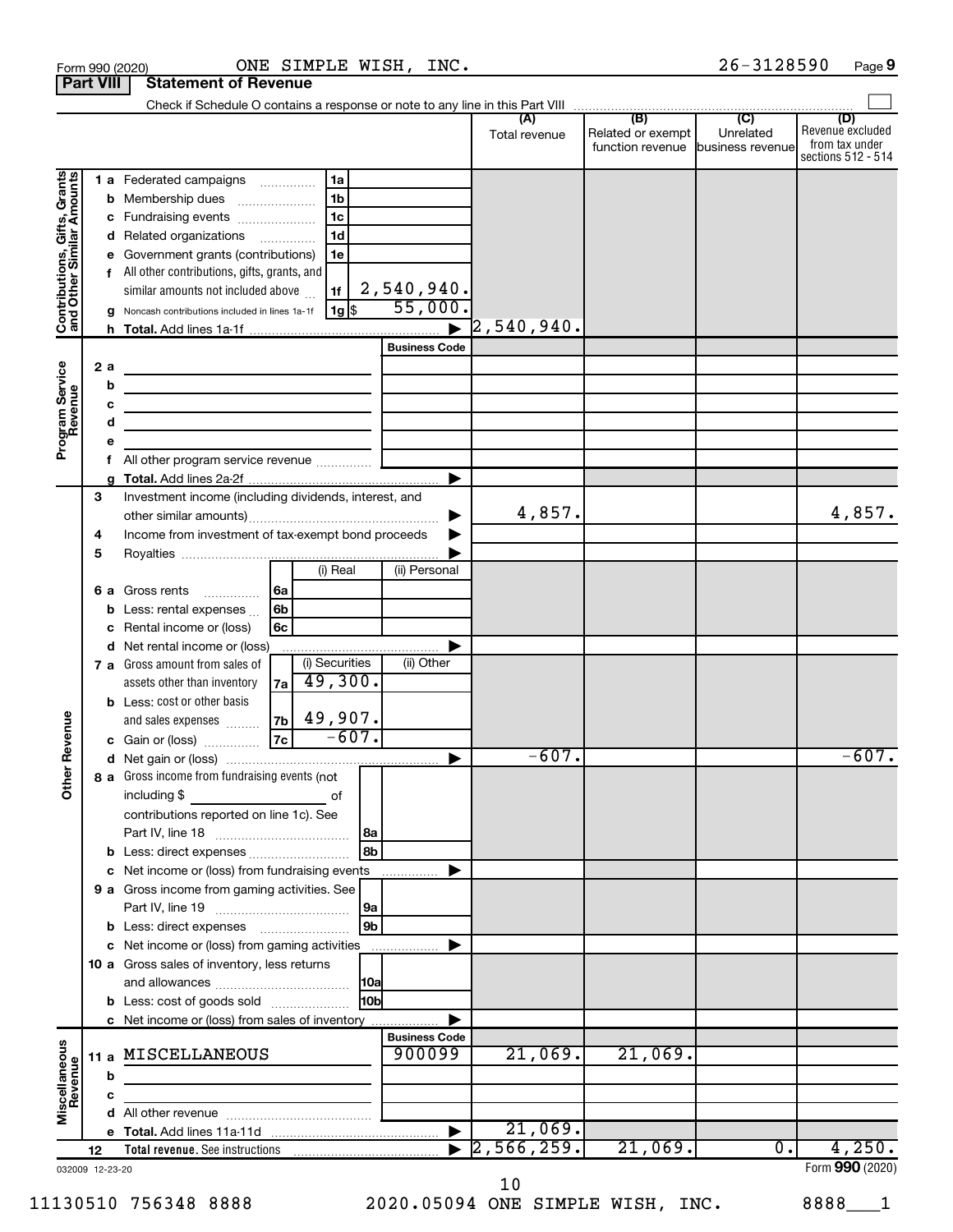Form 990 (2020) ONE SIMPLE WISH, INC. 26-3128590 Page **9**

**Part VIII Statement of Revenue**

Check if Schedule O contains a response or note to any line in this Part VIII ☐

| | | | | (A) Total revenue | (B) Related or exempt function revenue | (C) Unrelated business revenue | (D) Revenue excluded from tax under sections 512 - 514 |
|---|---|---|---|---|---|---|---|
| **Contributions, Gifts, Grants and Other Similar Amounts** | 1a Federated campaigns | 1a | | | | | |
| | b Membership dues | 1b | | | | | |
| | c Fundraising events | 1c | | | | | |
| | d Related organizations | 1d | | | | | |
| | e Government grants (contributions) | 1e | | | | | |
| | f All other contributions, gifts, grants, and similar amounts not included above | 1f | 2,540,940. | | | | |
| | g Noncash contributions included in lines 1a-1f | 1g $ | 55,000. | | | | |
| | h **Total.** Add lines 1a-1f | | ▶ | 2,540,940. | | | |
| **Program Service Revenue** | | | Business Code | | | | |
| | 2a | | | | | | |
| | b | | | | | | |
| | c | | | | | | |
| | d | | | | | | |
| | e | | | | | | |
| | f All other program service revenue | | | | | | |
| | g **Total.** Add lines 2a-2f | | ▶ | | | | |
| **Other Revenue** | 3 Investment income (including dividends, interest, and other similar amounts) | | ▶ | 4,857. | | | 4,857. |
| | 4 Income from investment of tax-exempt bond proceeds | | ▶ | | | | |
| | 5 Royalties | | ▶ | | | | |
| | | (i) Real | (ii) Personal | | | | |
| | 6a Gross rents (6a) | | | | | | |
| | b Less: rental expenses (6b) | | | | | | |
| | c Rental income or (loss) (6c) | | | | | | |
| | d Net rental income or (loss) | | ▶ | | | | |
| | | (i) Securities | (ii) Other | | | | |
| | 7a Gross amount from sales of assets other than inventory (7a) | 49,300. | | | | | |
| | b Less: cost or other basis and sales expenses (7b) | 49,907. | | | | | |
| | c Gain or (loss) (7c) | -607. | | | | | |
| | d Net gain or (loss) | | ▶ | -607. | | | -607. |
| | 8a Gross income from fundraising events (not including $ ______ of contributions reported on line 1c). See Part IV, line 18 | 8a | | | | | |
| | b Less: direct expenses | 8b | | | | | |
| | c Net income or (loss) from fundraising events | | ▶ | | | | |
| | 9a Gross income from gaming activities. See Part IV, line 19 | 9a | | | | | |
| | b Less: direct expenses | 9b | | | | | |
| | c Net income or (loss) from gaming activities | | ▶ | | | | |
| | 10a Gross sales of inventory, less returns and allowances | 10a | | | | | |
| | b Less: cost of goods sold | 10b | | | | | |
| | c Net income or (loss) from sales of inventory | | ▶ | | | | |
| **Miscellaneous Revenue** | | | Business Code | | | | |
| | 11a MISCELLANEOUS | | 900099 | 21,069. | 21,069. | | |
| | b | | | | | | |
| | c | | | | | | |
| | d All other revenue | | | | | | |
| | e **Total.** Add lines 11a-11d | | ▶ | 21,069. | | | |
| | 12 **Total revenue.** See instructions | | ▶ | 2,566,259. | 21,069. | 0. | 4,250. |

032009 12-23-20 Form **990** (2020)

11130510 756348 8888 2020.05094 ONE SIMPLE WISH, INC. 8888___1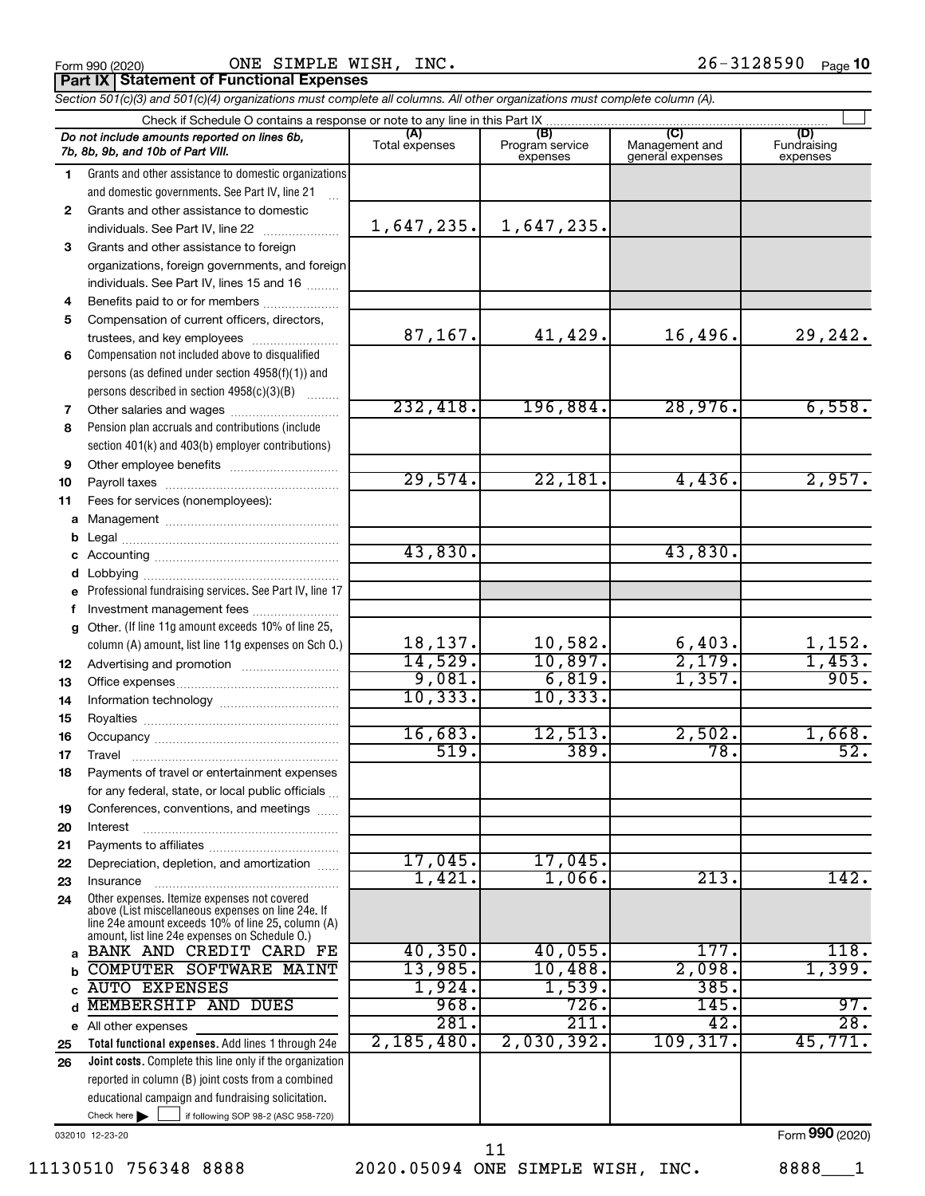Form 990 (2020) ONE SIMPLE WISH, INC. 26-3128590 Page 10

**Part IX Statement of Functional Expenses**

*Section 501(c)(3) and 501(c)(4) organizations must complete all columns. All other organizations must complete column (A).*

Check if Schedule O contains a response or note to any line in this Part IX

| | *Do not include amounts reported on lines 6b, 7b, 8b, 9b, and 10b of Part VIII.* | (A) Total expenses | (B) Program service expenses | (C) Management and general expenses | (D) Fundraising expenses |
|---|---|---|---|---|---|
| 1 | Grants and other assistance to domestic organizations and domestic governments. See Part IV, line 21 | | | | |
| 2 | Grants and other assistance to domestic individuals. See Part IV, line 22 | 1,647,235. | 1,647,235. | | |
| 3 | Grants and other assistance to foreign organizations, foreign governments, and foreign individuals. See Part IV, lines 15 and 16 | | | | |
| 4 | Benefits paid to or for members | | | | |
| 5 | Compensation of current officers, directors, trustees, and key employees | 87,167. | 41,429. | 16,496. | 29,242. |
| 6 | Compensation not included above to disqualified persons (as defined under section 4958(f)(1)) and persons described in section 4958(c)(3)(B) | | | | |
| 7 | Other salaries and wages | 232,418. | 196,884. | 28,976. | 6,558. |
| 8 | Pension plan accruals and contributions (include section 401(k) and 403(b) employer contributions) | | | | |
| 9 | Other employee benefits | | | | |
| 10 | Payroll taxes | 29,574. | 22,181. | 4,436. | 2,957. |
| 11 | Fees for services (nonemployees): | | | | |
| a | Management | | | | |
| b | Legal | | | | |
| c | Accounting | 43,830. | | 43,830. | |
| d | Lobbying | | | | |
| e | Professional fundraising services. See Part IV, line 17 | | | | |
| f | Investment management fees | | | | |
| g | Other. (If line 11g amount exceeds 10% of line 25, column (A) amount, list line 11g expenses on Sch O.) | 18,137. | 10,582. | 6,403. | 1,152. |
| 12 | Advertising and promotion | 14,529. | 10,897. | 2,179. | 1,453. |
| 13 | Office expenses | 9,081. | 6,819. | 1,357. | 905. |
| 14 | Information technology | 10,333. | 10,333. | | |
| 15 | Royalties | | | | |
| 16 | Occupancy | 16,683. | 12,513. | 2,502. | 1,668. |
| 17 | Travel | 519. | 389. | 78. | 52. |
| 18 | Payments of travel or entertainment expenses for any federal, state, or local public officials | | | | |
| 19 | Conferences, conventions, and meetings | | | | |
| 20 | Interest | | | | |
| 21 | Payments to affiliates | | | | |
| 22 | Depreciation, depletion, and amortization | 17,045. | 17,045. | | |
| 23 | Insurance | 1,421. | 1,066. | 213. | 142. |
| 24 | Other expenses. Itemize expenses not covered above (List miscellaneous expenses on line 24e. If line 24e amount exceeds 10% of line 25, column (A) amount, list line 24e expenses on Schedule O.) | | | | |
| a | BANK AND CREDIT CARD FE | 40,350. | 40,055. | 177. | 118. |
| b | COMPUTER SOFTWARE MAINT | 13,985. | 10,488. | 2,098. | 1,399. |
| c | AUTO EXPENSES | 1,924. | 1,539. | 385. | |
| d | MEMBERSHIP AND DUES | 968. | 726. | 145. | 97. |
| e | All other expenses | 281. | 211. | 42. | 28. |
| 25 | **Total functional expenses.** Add lines 1 through 24e | 2,185,480. | 2,030,392. | 109,317. | 45,771. |
| 26 | **Joint costs.** Complete this line only if the organization reported in column (B) joint costs from a combined educational campaign and fundraising solicitation. Check here ☐ if following SOP 98-2 (ASC 958-720) | | | | |

032010 12-23-20 Form **990** (2020)

11130510 756348 8888 2020.05094 ONE SIMPLE WISH, INC. 8888___1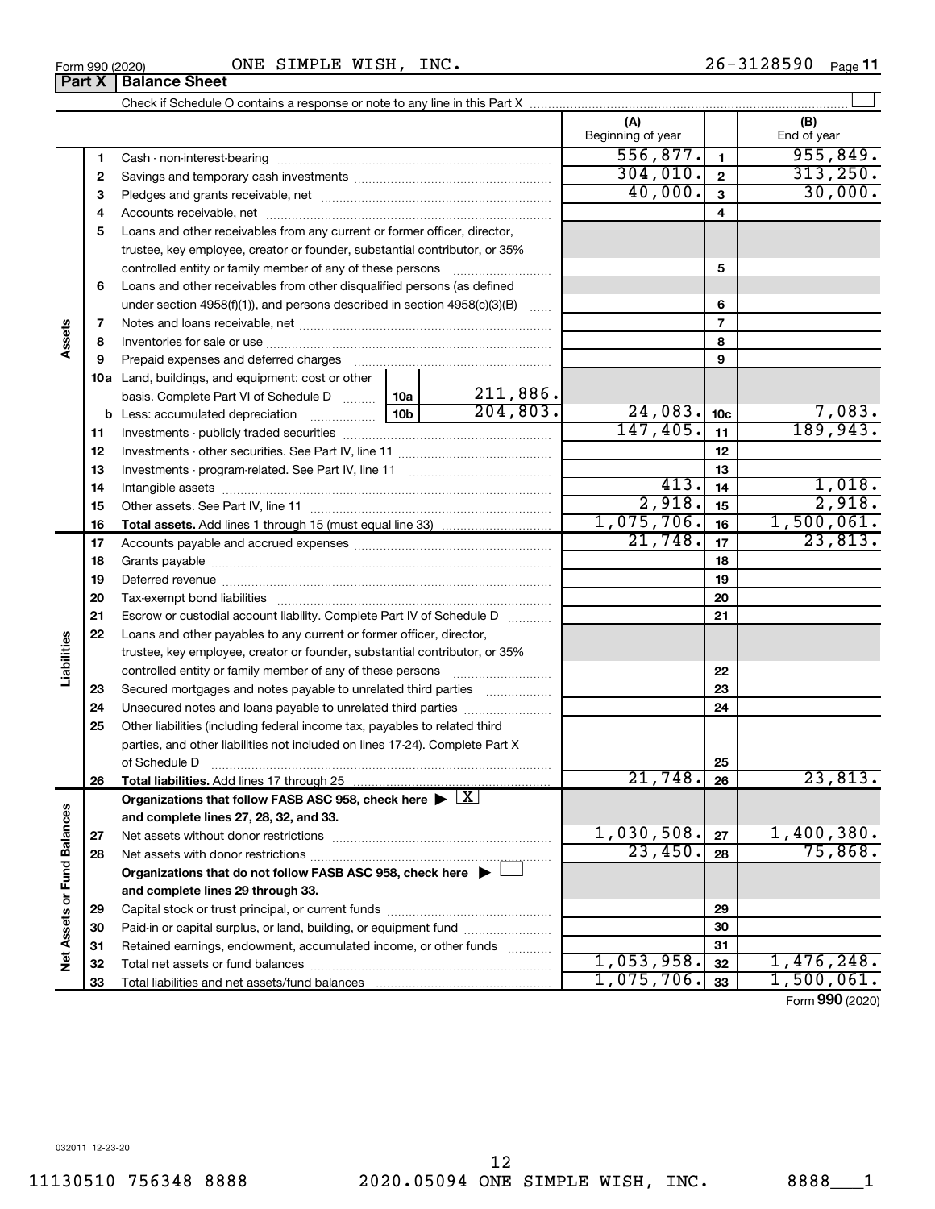Form 990 (2020) ONE SIMPLE WISH, INC. 26-3128590 Page 11

**Part X | Balance Sheet**

Check if Schedule O contains a response or note to any line in this Part X ☐

| Section | Line | Description | (A) Beginning of year | | (B) End of year |
|---|---|---|---|---|---|
| Assets | 1 | Cash - non-interest-bearing | 556,877. | 1 | 955,849. |
| | 2 | Savings and temporary cash investments | 304,010. | 2 | 313,250. |
| | 3 | Pledges and grants receivable, net | 40,000. | 3 | 30,000. |
| | 4 | Accounts receivable, net | | 4 | |
| | 5 | Loans and other receivables from any current or former officer, director, trustee, key employee, creator or founder, substantial contributor, or 35% controlled entity or family member of any of these persons | | 5 | |
| | 6 | Loans and other receivables from other disqualified persons (as defined under section 4958(f)(1)), and persons described in section 4958(c)(3)(B) | | 6 | |
| | 7 | Notes and loans receivable, net | | 7 | |
| | 8 | Inventories for sale or use | | 8 | |
| | 9 | Prepaid expenses and deferred charges | | 9 | |
| | 10a | Land, buildings, and equipment: cost or other basis. Complete Part VI of Schedule D (10a) 211,886. | | | |
| | b | Less: accumulated depreciation (10b) 204,803. | 24,083. | 10c | 7,083. |
| | 11 | Investments - publicly traded securities | 147,405. | 11 | 189,943. |
| | 12 | Investments - other securities. See Part IV, line 11 | | 12 | |
| | 13 | Investments - program-related. See Part IV, line 11 | | 13 | |
| | 14 | Intangible assets | 413. | 14 | 1,018. |
| | 15 | Other assets. See Part IV, line 11 | 2,918. | 15 | 2,918. |
| | 16 | **Total assets.** Add lines 1 through 15 (must equal line 33) | 1,075,706. | 16 | 1,500,061. |
| Liabilities | 17 | Accounts payable and accrued expenses | 21,748. | 17 | 23,813. |
| | 18 | Grants payable | | 18 | |
| | 19 | Deferred revenue | | 19 | |
| | 20 | Tax-exempt bond liabilities | | 20 | |
| | 21 | Escrow or custodial account liability. Complete Part IV of Schedule D | | 21 | |
| | 22 | Loans and other payables to any current or former officer, director, trustee, key employee, creator or founder, substantial contributor, or 35% controlled entity or family member of any of these persons | | 22 | |
| | 23 | Secured mortgages and notes payable to unrelated third parties | | 23 | |
| | 24 | Unsecured notes and loans payable to unrelated third parties | | 24 | |
| | 25 | Other liabilities (including federal income tax, payables to related third parties, and other liabilities not included on lines 17-24). Complete Part X of Schedule D | | 25 | |
| | 26 | **Total liabilities.** Add lines 17 through 25 | 21,748. | 26 | 23,813. |
| Net Assets or Fund Balances | | **Organizations that follow FASB ASC 958, check here** ▶ ☒ **and complete lines 27, 28, 32, and 33.** | | | |
| | 27 | Net assets without donor restrictions | 1,030,508. | 27 | 1,400,380. |
| | 28 | Net assets with donor restrictions | 23,450. | 28 | 75,868. |
| | | **Organizations that do not follow FASB ASC 958, check here** ▶ ☐ **and complete lines 29 through 33.** | | | |
| | 29 | Capital stock or trust principal, or current funds | | 29 | |
| | 30 | Paid-in or capital surplus, or land, building, or equipment fund | | 30 | |
| | 31 | Retained earnings, endowment, accumulated income, or other funds | | 31 | |
| | 32 | Total net assets or fund balances | 1,053,958. | 32 | 1,476,248. |
| | 33 | Total liabilities and net assets/fund balances | 1,075,706. | 33 | 1,500,061. |

Form **990** (2020)

032011 12-23-20

11130510 756348 8888 2020.05094 ONE SIMPLE WISH, INC. 8888___1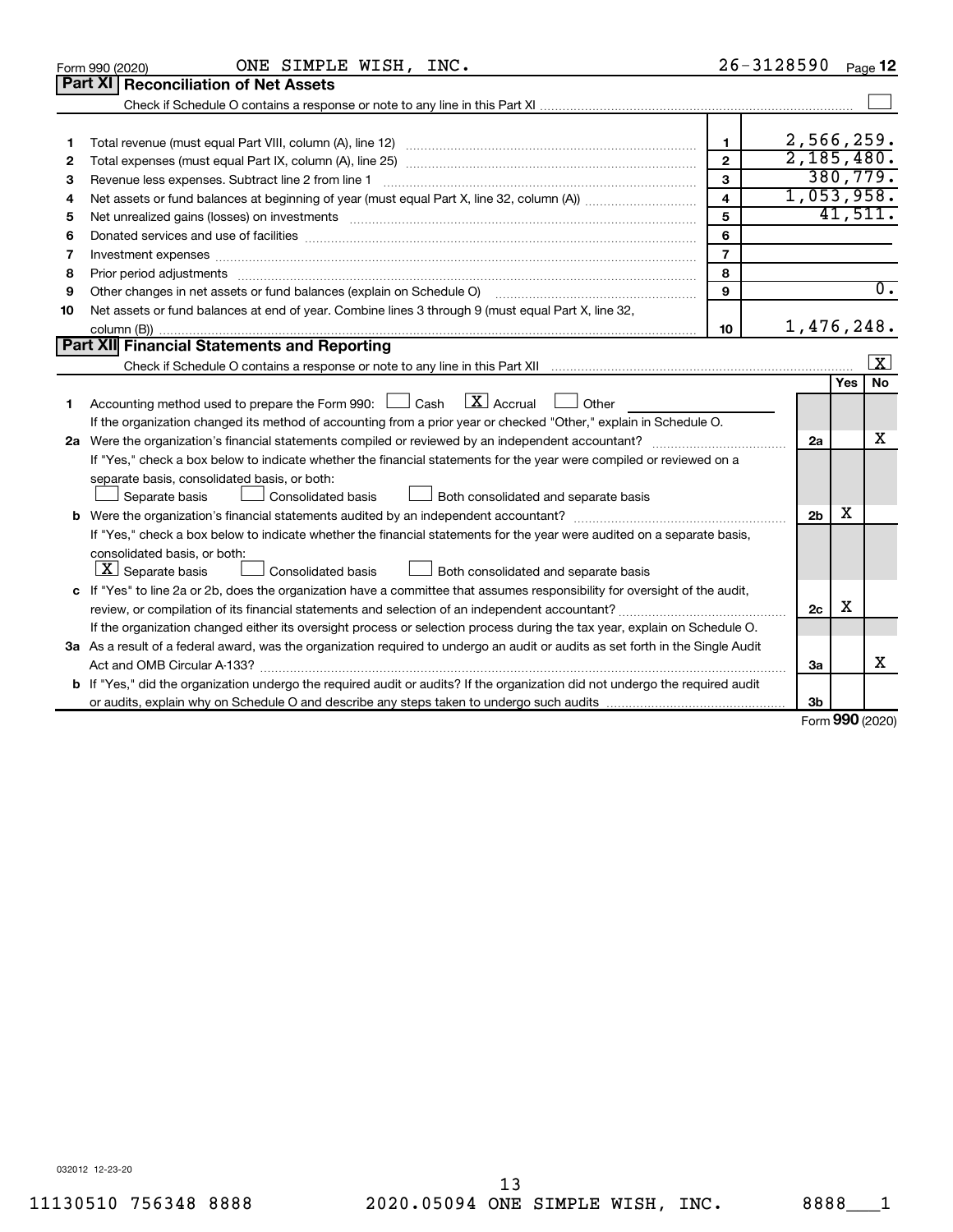Form 990 (2020) ONE SIMPLE WISH, INC. 26-3128590 Page **12**

## Part XI Reconciliation of Net Assets

Check if Schedule O contains a response or note to any line in this Part XI ☐

| | | | |
|---|---|---|---|
| 1 | Total revenue (must equal Part VIII, column (A), line 12) | 1 | 2,566,259. |
| 2 | Total expenses (must equal Part IX, column (A), line 25) | 2 | 2,185,480. |
| 3 | Revenue less expenses. Subtract line 2 from line 1 | 3 | 380,779. |
| 4 | Net assets or fund balances at beginning of year (must equal Part X, line 32, column (A)) | 4 | 1,053,958. |
| 5 | Net unrealized gains (losses) on investments | 5 | 41,511. |
| 6 | Donated services and use of facilities | 6 | |
| 7 | Investment expenses | 7 | |
| 8 | Prior period adjustments | 8 | |
| 9 | Other changes in net assets or fund balances (explain on Schedule O) | 9 | 0. |
| 10 | Net assets or fund balances at end of year. Combine lines 3 through 9 (must equal Part X, line 32, column (B)) | 10 | 1,476,248. |

## Part XII Financial Statements and Reporting

Check if Schedule O contains a response or note to any line in this Part XII ☒

| | | | Yes | No |
|---|---|---|---|---|
| 1 | Accounting method used to prepare the Form 990: ☐ Cash ☒ Accrual ☐ Other<br>If the organization changed its method of accounting from a prior year or checked "Other," explain in Schedule O. | | | |
| 2a | Were the organization's financial statements compiled or reviewed by an independent accountant?<br>If "Yes," check a box below to indicate whether the financial statements for the year were compiled or reviewed on a separate basis, consolidated basis, or both:<br>☐ Separate basis ☐ Consolidated basis ☐ Both consolidated and separate basis | 2a | | X |
| b | Were the organization's financial statements audited by an independent accountant?<br>If "Yes," check a box below to indicate whether the financial statements for the year were audited on a separate basis, consolidated basis, or both:<br>☒ Separate basis ☐ Consolidated basis ☐ Both consolidated and separate basis | 2b | X | |
| c | If "Yes" to line 2a or 2b, does the organization have a committee that assumes responsibility for oversight of the audit, review, or compilation of its financial statements and selection of an independent accountant?<br>If the organization changed either its oversight process or selection process during the tax year, explain on Schedule O. | 2c | X | |
| 3a | As a result of a federal award, was the organization required to undergo an audit or audits as set forth in the Single Audit Act and OMB Circular A-133? | 3a | | X |
| b | If "Yes," did the organization undergo the required audit or audits? If the organization did not undergo the required audit or audits, explain why on Schedule O and describe any steps taken to undergo such audits | 3b | | |

Form **990** (2020)

032012 12-23-20

11130510 756348 8888 2020.05094 ONE SIMPLE WISH, INC. 8888___1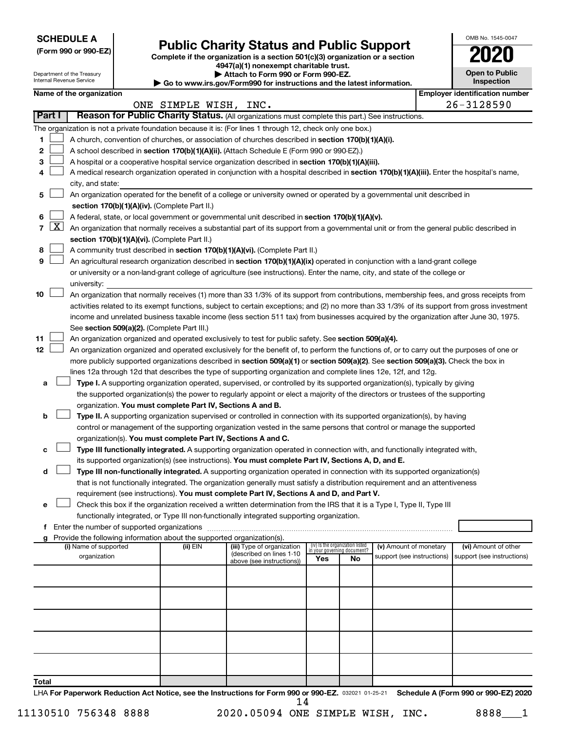**SCHEDULE A**
**(Form 990 or 990-EZ)**

Department of the Treasury
Internal Revenue Service

# Public Charity Status and Public Support

**Complete if the organization is a section 501(c)(3) organization or a section 4947(a)(1) nonexempt charitable trust.**
**▶ Attach to Form 990 or Form 990-EZ.**
**▶ Go to www.irs.gov/Form990 for instructions and the latest information.**

OMB No. 1545-0047

**2020**

**Open to Public Inspection**

**Name of the organization**
ONE SIMPLE WISH, INC.

**Employer identification number**
26-3128590

## Part I — Reason for Public Charity Status. (All organizations must complete this part.) See instructions.

The organization is not a private foundation because it is: (For lines 1 through 12, check only one box.)

1. ☐ A church, convention of churches, or association of churches described in **section 170(b)(1)(A)(i).**
2. ☐ A school described in **section 170(b)(1)(A)(ii).** (Attach Schedule E (Form 990 or 990-EZ).)
3. ☐ A hospital or a cooperative hospital service organization described in **section 170(b)(1)(A)(iii).**
4. ☐ A medical research organization operated in conjunction with a hospital described in **section 170(b)(1)(A)(iii).** Enter the hospital's name, city, and state:
5. ☐ An organization operated for the benefit of a college or university owned or operated by a governmental unit described in **section 170(b)(1)(A)(iv).** (Complete Part II.)
6. ☐ A federal, state, or local government or governmental unit described in **section 170(b)(1)(A)(v).**
7. ☒ An organization that normally receives a substantial part of its support from a governmental unit or from the general public described in **section 170(b)(1)(A)(vi).** (Complete Part II.)
8. ☐ A community trust described in **section 170(b)(1)(A)(vi).** (Complete Part II.)
9. ☐ An agricultural research organization described in **section 170(b)(1)(A)(ix)** operated in conjunction with a land-grant college or university or a non-land-grant college of agriculture (see instructions). Enter the name, city, and state of the college or university:
10. ☐ An organization that normally receives (1) more than 33 1/3% of its support from contributions, membership fees, and gross receipts from activities related to its exempt functions, subject to certain exceptions; and (2) no more than 33 1/3% of its support from gross investment income and unrelated business taxable income (less section 511 tax) from businesses acquired by the organization after June 30, 1975. See **section 509(a)(2).** (Complete Part III.)
11. ☐ An organization organized and operated exclusively to test for public safety. See **section 509(a)(4).**
12. ☐ An organization organized and operated exclusively for the benefit of, to perform the functions of, or to carry out the purposes of one or more publicly supported organizations described in **section 509(a)(1)** or **section 509(a)(2).** See **section 509(a)(3).** Check the box in lines 12a through 12d that describes the type of supporting organization and complete lines 12e, 12f, and 12g.
   - **a** ☐ **Type I.** A supporting organization operated, supervised, or controlled by its supported organization(s), typically by giving the supported organization(s) the power to regularly appoint or elect a majority of the directors or trustees of the supporting organization. **You must complete Part IV, Sections A and B.**
   - **b** ☐ **Type II.** A supporting organization supervised or controlled in connection with its supported organization(s), by having control or management of the supporting organization vested in the same persons that control or manage the supported organization(s). **You must complete Part IV, Sections A and C.**
   - **c** ☐ **Type III functionally integrated.** A supporting organization operated in connection with, and functionally integrated with, its supported organization(s) (see instructions). **You must complete Part IV, Sections A, D, and E.**
   - **d** ☐ **Type III non-functionally integrated.** A supporting organization operated in connection with its supported organization(s) that is not functionally integrated. The organization generally must satisfy a distribution requirement and an attentiveness requirement (see instructions). **You must complete Part IV, Sections A and D, and Part V.**
   - **e** ☐ Check this box if the organization received a written determination from the IRS that it is a Type I, Type II, Type III functionally integrated, or Type III non-functionally integrated supporting organization.
   - **f** Enter the number of supported organizations
   - **g** Provide the following information about the supported organization(s).

| (i) Name of supported organization | (ii) EIN | (iii) Type of organization (described on lines 1-10 above (see instructions)) | (iv) Is the organization listed in your governing document? Yes | No | (v) Amount of monetary support (see instructions) | (vi) Amount of other support (see instructions) |
|---|---|---|---|---|---|---|
| | | | | | | |
| | | | | | | |
| | | | | | | |
| | | | | | | |
| | | | | | | |
| **Total** | | | | | | |

LHA **For Paperwork Reduction Act Notice, see the Instructions for Form 990 or 990-EZ.** 032021 01-25-21 **Schedule A (Form 990 or 990-EZ) 2020**

11130510 756348 8888    2020.05094 ONE SIMPLE WISH, INC.    8888___1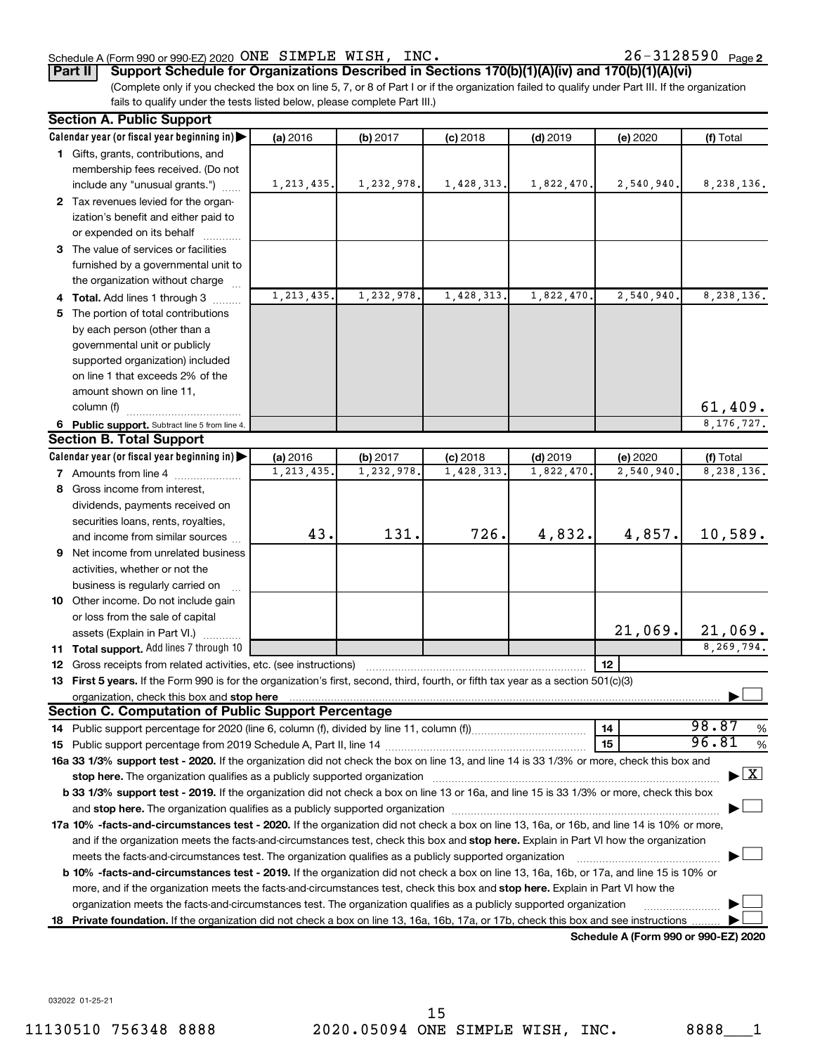Schedule A (Form 990 or 990-EZ) 2020 ONE SIMPLE WISH, INC. 26-3128590 Page 2

**Part II Support Schedule for Organizations Described in Sections 170(b)(1)(A)(iv) and 170(b)(1)(A)(vi)**

(Complete only if you checked the box on line 5, 7, or 8 of Part I or if the organization failed to qualify under Part III. If the organization fails to qualify under the tests listed below, please complete Part III.)

## Section A. Public Support

| Calendar year (or fiscal year beginning in) ▶ | (a) 2016 | (b) 2017 | (c) 2018 | (d) 2019 | (e) 2020 | (f) Total |
|---|---|---|---|---|---|---|
| **1** Gifts, grants, contributions, and membership fees received. (Do not include any "unusual grants.") | 1,213,435. | 1,232,978. | 1,428,313. | 1,822,470. | 2,540,940. | 8,238,136. |
| **2** Tax revenues levied for the organization's benefit and either paid to or expended on its behalf | | | | | | |
| **3** The value of services or facilities furnished by a governmental unit to the organization without charge | | | | | | |
| **4 Total.** Add lines 1 through 3 | 1,213,435. | 1,232,978. | 1,428,313. | 1,822,470. | 2,540,940. | 8,238,136. |
| **5** The portion of total contributions by each person (other than a governmental unit or publicly supported organization) included on line 1 that exceeds 2% of the amount shown on line 11, column (f) | | | | | | 61,409. |
| **6 Public support.** Subtract line 5 from line 4. | | | | | | 8,176,727. |

## Section B. Total Support

| Calendar year (or fiscal year beginning in) ▶ | (a) 2016 | (b) 2017 | (c) 2018 | (d) 2019 | (e) 2020 | (f) Total |
|---|---|---|---|---|---|---|
| **7** Amounts from line 4 | 1,213,435. | 1,232,978. | 1,428,313. | 1,822,470. | 2,540,940. | 8,238,136. |
| **8** Gross income from interest, dividends, payments received on securities loans, rents, royalties, and income from similar sources | 43. | 131. | 726. | 4,832. | 4,857. | 10,589. |
| **9** Net income from unrelated business activities, whether or not the business is regularly carried on | | | | | | |
| **10** Other income. Do not include gain or loss from the sale of capital assets (Explain in Part VI.) | | | | | 21,069. | 21,069. |
| **11 Total support.** Add lines 7 through 10 | | | | | | 8,269,794. |

**12** Gross receipts from related activities, etc. (see instructions) | **12** |

**13 First 5 years.** If the Form 990 is for the organization's first, second, third, fourth, or fifth tax year as a section 501(c)(3) organization, check this box and **stop here** ▶ ☐

## Section C. Computation of Public Support Percentage

**14** Public support percentage for 2020 (line 6, column (f), divided by line 11, column (f)) | **14** | 98.87 %

**15** Public support percentage from 2019 Schedule A, Part II, line 14 | **15** | 96.81 %

**16a 33 1/3% support test - 2020.** If the organization did not check the box on line 13, and line 14 is 33 1/3% or more, check this box and **stop here.** The organization qualifies as a publicly supported organization ▶ ☒

**b 33 1/3% support test - 2019.** If the organization did not check a box on line 13 or 16a, and line 15 is 33 1/3% or more, check this box and **stop here.** The organization qualifies as a publicly supported organization ▶ ☐

**17a 10% -facts-and-circumstances test - 2020.** If the organization did not check a box on line 13, 16a, or 16b, and line 14 is 10% or more, and if the organization meets the facts-and-circumstances test, check this box and **stop here.** Explain in Part VI how the organization meets the facts-and-circumstances test. The organization qualifies as a publicly supported organization ▶ ☐

**b 10% -facts-and-circumstances test - 2019.** If the organization did not check a box on line 13, 16a, 16b, or 17a, and line 15 is 10% or more, and if the organization meets the facts-and-circumstances test, check this box and **stop here.** Explain in Part VI how the organization meets the facts-and-circumstances test. The organization qualifies as a publicly supported organization ▶ ☐

**18 Private foundation.** If the organization did not check a box on line 13, 16a, 16b, 17a, or 17b, check this box and see instructions ▶ ☐

**Schedule A (Form 990 or 990-EZ) 2020**

032022 01-25-21

11130510 756348 8888 2020.05094 ONE SIMPLE WISH, INC. 8888___1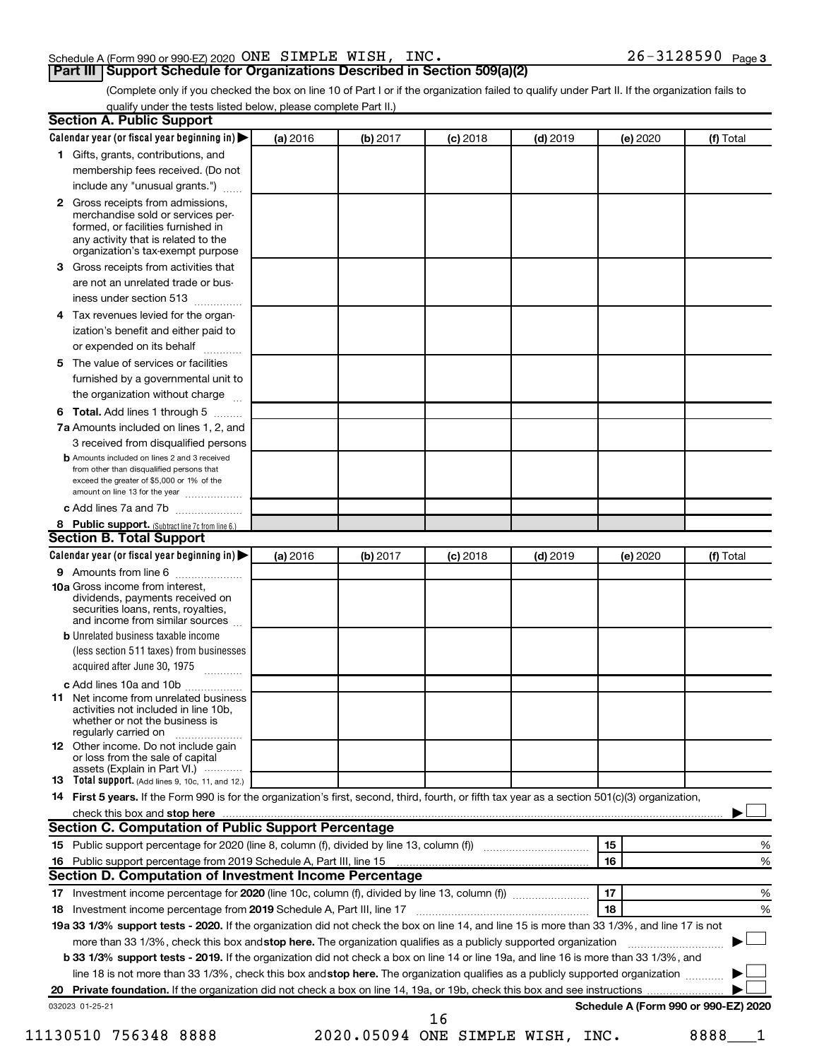Schedule A (Form 990 or 990-EZ) 2020 ONE SIMPLE WISH, INC. 26-3128590 Page 3

## Part III Support Schedule for Organizations Described in Section 509(a)(2)

(Complete only if you checked the box on line 10 of Part I or if the organization failed to qualify under Part II. If the organization fails to qualify under the tests listed below, please complete Part II.)

### Section A. Public Support

| Calendar year (or fiscal year beginning in) ▶ | (a) 2016 | (b) 2017 | (c) 2018 | (d) 2019 | (e) 2020 | (f) Total |
|---|---|---|---|---|---|---|
| 1 Gifts, grants, contributions, and membership fees received. (Do not include any "unusual grants.") | | | | | | |
| 2 Gross receipts from admissions, merchandise sold or services performed, or facilities furnished in any activity that is related to the organization's tax-exempt purpose | | | | | | |
| 3 Gross receipts from activities that are not an unrelated trade or business under section 513 | | | | | | |
| 4 Tax revenues levied for the organization's benefit and either paid to or expended on its behalf | | | | | | |
| 5 The value of services or facilities furnished by a governmental unit to the organization without charge | | | | | | |
| 6 Total. Add lines 1 through 5 | | | | | | |
| 7a Amounts included on lines 1, 2, and 3 received from disqualified persons | | | | | | |
| b Amounts included on lines 2 and 3 received from other than disqualified persons that exceed the greater of $5,000 or 1% of the amount on line 13 for the year | | | | | | |
| c Add lines 7a and 7b | | | | | | |
| 8 Public support. (Subtract line 7c from line 6.) | | | | | | |

### Section B. Total Support

| Calendar year (or fiscal year beginning in) ▶ | (a) 2016 | (b) 2017 | (c) 2018 | (d) 2019 | (e) 2020 | (f) Total |
|---|---|---|---|---|---|---|
| 9 Amounts from line 6 | | | | | | |
| 10a Gross income from interest, dividends, payments received on securities loans, rents, royalties, and income from similar sources | | | | | | |
| b Unrelated business taxable income (less section 511 taxes) from businesses acquired after June 30, 1975 | | | | | | |
| c Add lines 10a and 10b | | | | | | |
| 11 Net income from unrelated business activities not included in line 10b, whether or not the business is regularly carried on | | | | | | |
| 12 Other income. Do not include gain or loss from the sale of capital assets (Explain in Part VI.) | | | | | | |
| 13 Total support. (Add lines 9, 10c, 11, and 12.) | | | | | | |

14 **First 5 years.** If the Form 990 is for the organization's first, second, third, fourth, or fifth tax year as a section 501(c)(3) organization, check this box and **stop here** ▶ ☐

### Section C. Computation of Public Support Percentage

| | | | |
|---|---|---|---|
| 15 | Public support percentage for 2020 (line 8, column (f), divided by line 13, column (f)) | 15 | % |
| 16 | Public support percentage from 2019 Schedule A, Part III, line 15 | 16 | % |

### Section D. Computation of Investment Income Percentage

| | | | |
|---|---|---|---|
| 17 | Investment income percentage for **2020** (line 10c, column (f), divided by line 13, column (f)) | 17 | % |
| 18 | Investment income percentage from **2019** Schedule A, Part III, line 17 | 18 | % |

19a **33 1/3% support tests - 2020.** If the organization did not check the box on line 14, and line 15 is more than 33 1/3%, and line 17 is not more than 33 1/3%, check this box and **stop here.** The organization qualifies as a publicly supported organization ▶ ☐

b **33 1/3% support tests - 2019.** If the organization did not check a box on line 14 or line 19a, and line 16 is more than 33 1/3%, and line 18 is not more than 33 1/3%, check this box and **stop here.** The organization qualifies as a publicly supported organization ▶ ☐

20 **Private foundation.** If the organization did not check a box on line 14, 19a, or 19b, check this box and see instructions ▶ ☐

032023 01-25-21 **Schedule A (Form 990 or 990-EZ) 2020**

11130510 756348 8888 2020.05094 ONE SIMPLE WISH, INC. 8888___1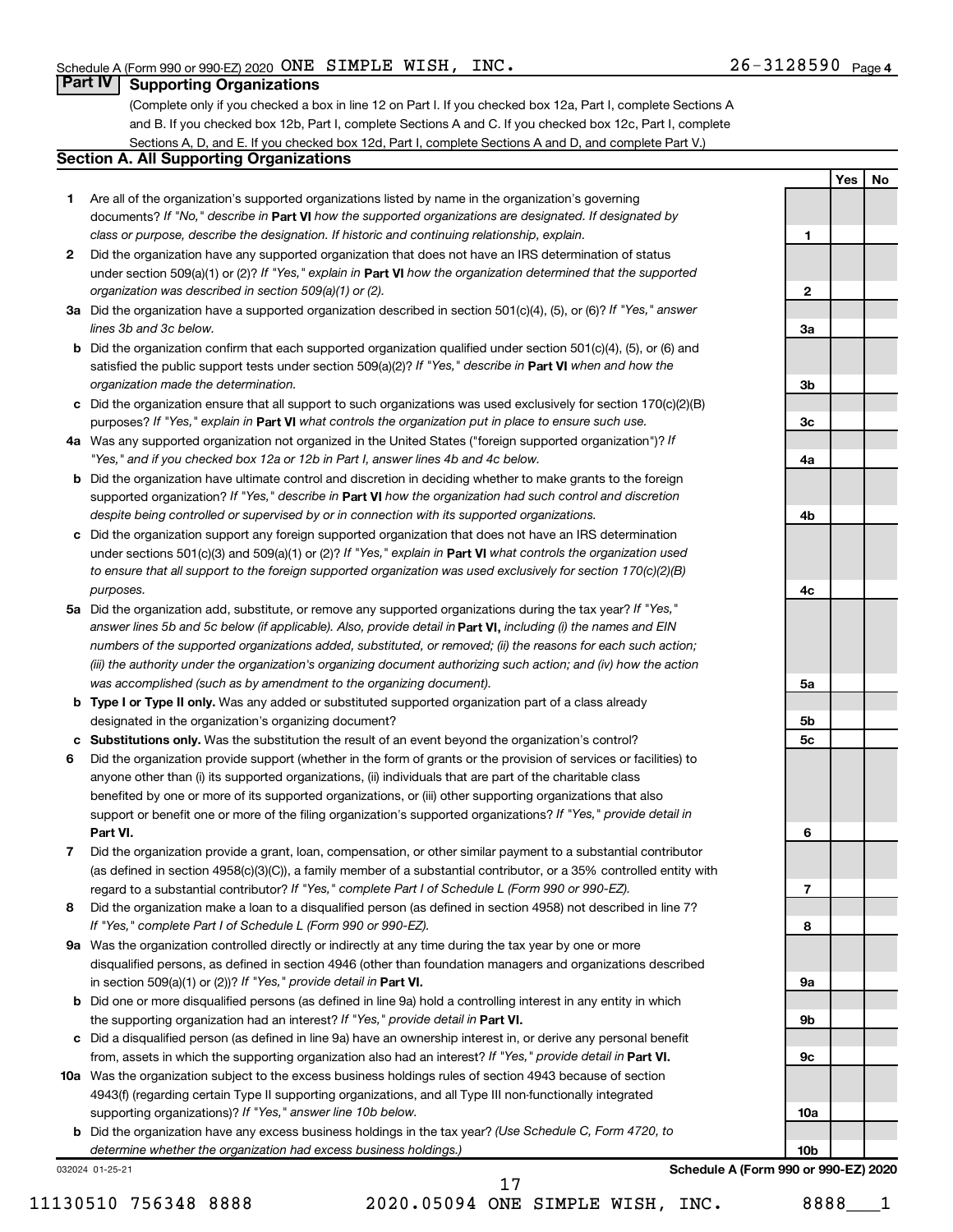Schedule A (Form 990 or 990-EZ) 2020 ONE SIMPLE WISH, INC. 26-3128590 Page 4

## Part IV Supporting Organizations

(Complete only if you checked a box in line 12 on Part I. If you checked box 12a, Part I, complete Sections A and B. If you checked box 12b, Part I, complete Sections A and C. If you checked box 12c, Part I, complete Sections A, D, and E. If you checked box 12d, Part I, complete Sections A and D, and complete Part V.)

### Section A. All Supporting Organizations

| | | | Yes | No |
|---|---|---|---|---|
| **1** | Are all of the organization's supported organizations listed by name in the organization's governing documents? *If "No," describe in* **Part VI** *how the supported organizations are designated. If designated by class or purpose, describe the designation. If historic and continuing relationship, explain.* | **1** | | |
| **2** | Did the organization have any supported organization that does not have an IRS determination of status under section 509(a)(1) or (2)? *If "Yes," explain in* **Part VI** *how the organization determined that the supported organization was described in section 509(a)(1) or (2).* | **2** | | |
| **3a** | Did the organization have a supported organization described in section 501(c)(4), (5), or (6)? *If "Yes," answer lines 3b and 3c below.* | **3a** | | |
| **b** | Did the organization confirm that each supported organization qualified under section 501(c)(4), (5), or (6) and satisfied the public support tests under section 509(a)(2)? *If "Yes," describe in* **Part VI** *when and how the organization made the determination.* | **3b** | | |
| **c** | Did the organization ensure that all support to such organizations was used exclusively for section 170(c)(2)(B) purposes? *If "Yes," explain in* **Part VI** *what controls the organization put in place to ensure such use.* | **3c** | | |
| **4a** | Was any supported organization not organized in the United States ("foreign supported organization")? *If "Yes," and if you checked box 12a or 12b in Part I, answer lines 4b and 4c below.* | **4a** | | |
| **b** | Did the organization have ultimate control and discretion in deciding whether to make grants to the foreign supported organization? *If "Yes," describe in* **Part VI** *how the organization had such control and discretion despite being controlled or supervised by or in connection with its supported organizations.* | **4b** | | |
| **c** | Did the organization support any foreign supported organization that does not have an IRS determination under sections 501(c)(3) and 509(a)(1) or (2)? *If "Yes," explain in* **Part VI** *what controls the organization used to ensure that all support to the foreign supported organization was used exclusively for section 170(c)(2)(B) purposes.* | **4c** | | |
| **5a** | Did the organization add, substitute, or remove any supported organizations during the tax year? *If "Yes," answer lines 5b and 5c below (if applicable). Also, provide detail in* **Part VI,** *including (i) the names and EIN numbers of the supported organizations added, substituted, or removed; (ii) the reasons for each such action; (iii) the authority under the organization's organizing document authorizing such action; and (iv) how the action was accomplished (such as by amendment to the organizing document).* | **5a** | | |
| **b** | **Type I or Type II only.** Was any added or substituted supported organization part of a class already designated in the organization's organizing document? | **5b** | | |
| **c** | **Substitutions only.** Was the substitution the result of an event beyond the organization's control? | **5c** | | |
| **6** | Did the organization provide support (whether in the form of grants or the provision of services or facilities) to anyone other than (i) its supported organizations, (ii) individuals that are part of the charitable class benefited by one or more of its supported organizations, or (iii) other supporting organizations that also support or benefit one or more of the filing organization's supported organizations? *If "Yes," provide detail in* **Part VI.** | **6** | | |
| **7** | Did the organization provide a grant, loan, compensation, or other similar payment to a substantial contributor (as defined in section 4958(c)(3)(C)), a family member of a substantial contributor, or a 35% controlled entity with regard to a substantial contributor? *If "Yes," complete Part I of Schedule L (Form 990 or 990-EZ).* | **7** | | |
| **8** | Did the organization make a loan to a disqualified person (as defined in section 4958) not described in line 7? *If "Yes," complete Part I of Schedule L (Form 990 or 990-EZ).* | **8** | | |
| **9a** | Was the organization controlled directly or indirectly at any time during the tax year by one or more disqualified persons, as defined in section 4946 (other than foundation managers and organizations described in section 509(a)(1) or (2))? *If "Yes," provide detail in* **Part VI.** | **9a** | | |
| **b** | Did one or more disqualified persons (as defined in line 9a) hold a controlling interest in any entity in which the supporting organization had an interest? *If "Yes," provide detail in* **Part VI.** | **9b** | | |
| **c** | Did a disqualified person (as defined in line 9a) have an ownership interest in, or derive any personal benefit from, assets in which the supporting organization also had an interest? *If "Yes," provide detail in* **Part VI.** | **9c** | | |
| **10a** | Was the organization subject to the excess business holdings rules of section 4943 because of section 4943(f) (regarding certain Type II supporting organizations, and all Type III non-functionally integrated supporting organizations)? *If "Yes," answer line 10b below.* | **10a** | | |
| **b** | Did the organization have any excess business holdings in the tax year? *(Use Schedule C, Form 4720, to determine whether the organization had excess business holdings.)* | **10b** | | |

032024 01-25-21 **Schedule A (Form 990 or 990-EZ) 2020**

11130510 756348 8888 2020.05094 ONE SIMPLE WISH, INC. 8888___1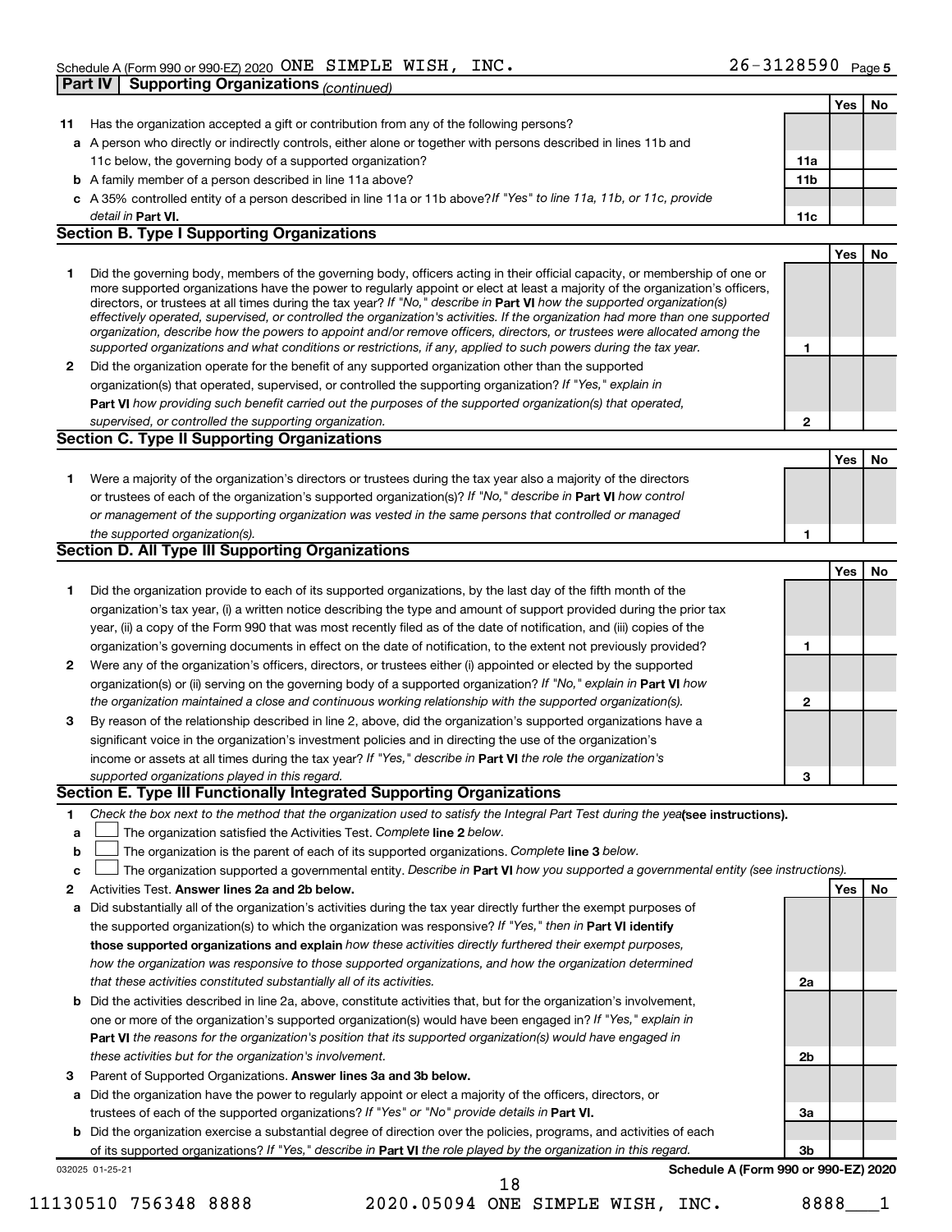Schedule A (Form 990 or 990-EZ) 2020 ONE SIMPLE WISH, INC. 26-3128590 Page 5

## Part IV Supporting Organizations *(continued)*

| | | | Yes | No |
|---|---|---|---|---|
| 11 | Has the organization accepted a gift or contribution from any of the following persons? | | | |
| a | A person who directly or indirectly controls, either alone or together with persons described in lines 11b and 11c below, the governing body of a supported organization? | 11a | | |
| b | A family member of a person described in line 11a above? | 11b | | |
| c | A 35% controlled entity of a person described in line 11a or 11b above? *If "Yes" to line 11a, 11b, or 11c, provide detail in* **Part VI.** | 11c | | |

### Section B. Type I Supporting Organizations

| | | | Yes | No |
|---|---|---|---|---|
| 1 | Did the governing body, members of the governing body, officers acting in their official capacity, or membership of one or more supported organizations have the power to regularly appoint or elect at least a majority of the organization's officers, directors, or trustees at all times during the tax year? *If "No," describe in* **Part VI** *how the supported organization(s) effectively operated, supervised, or controlled the organization's activities. If the organization had more than one supported organization, describe how the powers to appoint and/or remove officers, directors, or trustees were allocated among the supported organizations and what conditions or restrictions, if any, applied to such powers during the tax year.* | 1 | | |
| 2 | Did the organization operate for the benefit of any supported organization other than the supported organization(s) that operated, supervised, or controlled the supporting organization? *If "Yes," explain in* **Part VI** *how providing such benefit carried out the purposes of the supported organization(s) that operated, supervised, or controlled the supporting organization.* | 2 | | |

### Section C. Type II Supporting Organizations

| | | | Yes | No |
|---|---|---|---|---|
| 1 | Were a majority of the organization's directors or trustees during the tax year also a majority of the directors or trustees of each of the organization's supported organization(s)? *If "No," describe in* **Part VI** *how control or management of the supporting organization was vested in the same persons that controlled or managed the supported organization(s).* | 1 | | |

### Section D. All Type III Supporting Organizations

| | | | Yes | No |
|---|---|---|---|---|
| 1 | Did the organization provide to each of its supported organizations, by the last day of the fifth month of the organization's tax year, (i) a written notice describing the type and amount of support provided during the prior tax year, (ii) a copy of the Form 990 that was most recently filed as of the date of notification, and (iii) copies of the organization's governing documents in effect on the date of notification, to the extent not previously provided? | 1 | | |
| 2 | Were any of the organization's officers, directors, or trustees either (i) appointed or elected by the supported organization(s) or (ii) serving on the governing body of a supported organization? *If "No," explain in* **Part VI** *how the organization maintained a close and continuous working relationship with the supported organization(s).* | 2 | | |
| 3 | By reason of the relationship described in line 2, above, did the organization's supported organizations have a significant voice in the organization's investment policies and in directing the use of the organization's income or assets at all times during the tax year? *If "Yes," describe in* **Part VI** *the role the organization's supported organizations played in this regard.* | 3 | | |

### Section E. Type III Functionally Integrated Supporting Organizations

1 *Check the box next to the method that the organization used to satisfy the Integral Part Test during the year* **(see instructions).**

a ☐ The organization satisfied the Activities Test. *Complete* **line 2** *below.*

b ☐ The organization is the parent of each of its supported organizations. *Complete* **line 3** *below.*

c ☐ The organization supported a governmental entity. *Describe in* **Part VI** *how you supported a governmental entity (see instructions).*

| | | | Yes | No |
|---|---|---|---|---|
| 2 | Activities Test. **Answer lines 2a and 2b below.** | | | |
| a | Did substantially all of the organization's activities during the tax year directly further the exempt purposes of the supported organization(s) to which the organization was responsive? *If "Yes," then in* **Part VI identify those supported organizations and explain** *how these activities directly furthered their exempt purposes, how the organization was responsive to those supported organizations, and how the organization determined that these activities constituted substantially all of its activities.* | 2a | | |
| b | Did the activities described in line 2a, above, constitute activities that, but for the organization's involvement, one or more of the organization's supported organization(s) would have been engaged in? *If "Yes," explain in* **Part VI** *the reasons for the organization's position that its supported organization(s) would have engaged in these activities but for the organization's involvement.* | 2b | | |
| 3 | Parent of Supported Organizations. **Answer lines 3a and 3b below.** | | | |
| a | Did the organization have the power to regularly appoint or elect a majority of the officers, directors, or trustees of each of the supported organizations? *If "Yes" or "No" provide details in* **Part VI.** | 3a | | |
| b | Did the organization exercise a substantial degree of direction over the policies, programs, and activities of each of its supported organizations? *If "Yes," describe in* **Part VI** *the role played by the organization in this regard.* | 3b | | |

032025 01-25-21 **Schedule A (Form 990 or 990-EZ) 2020**

11130510 756348 8888 2020.05094 ONE SIMPLE WISH, INC. 8888___1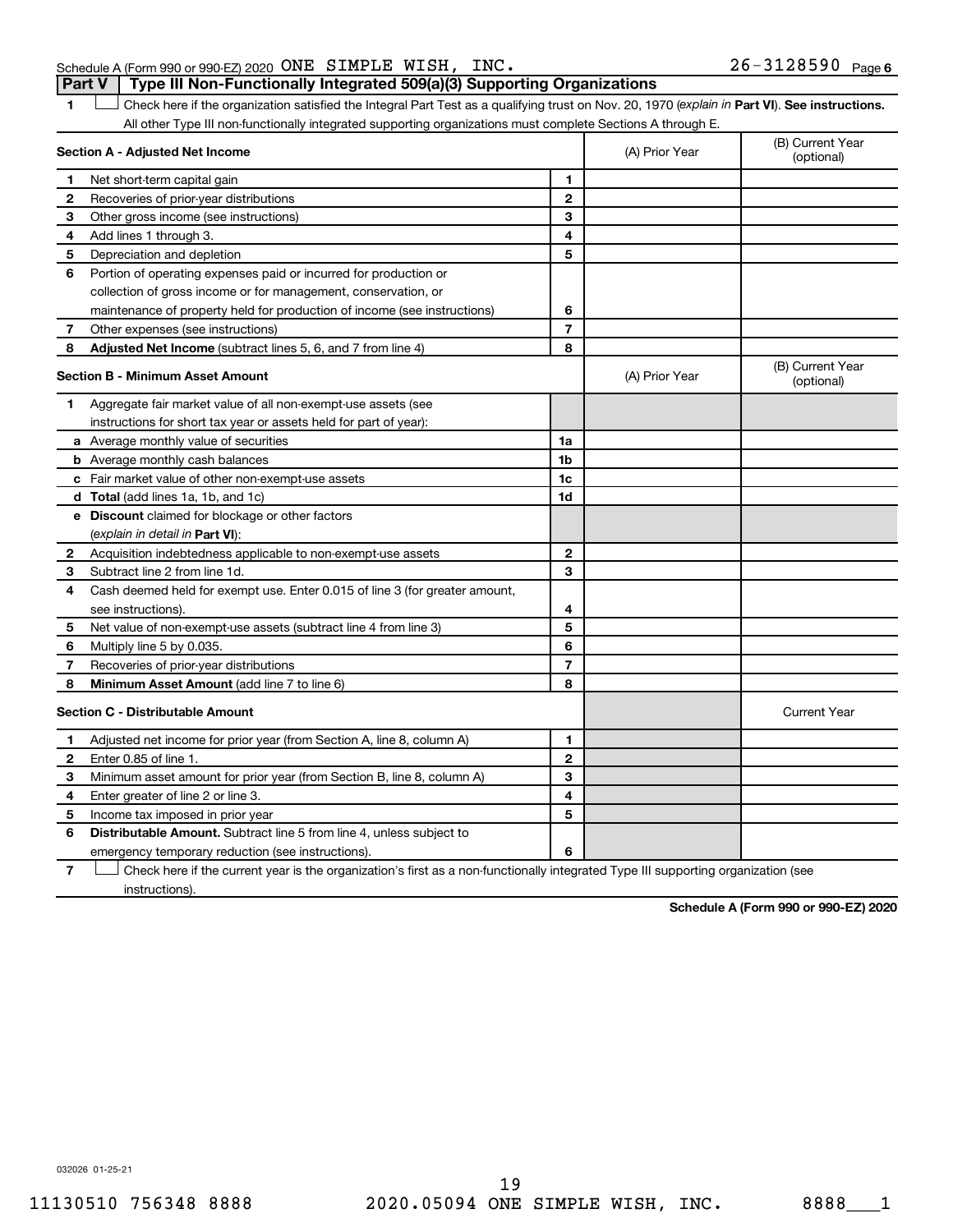Schedule A (Form 990 or 990-EZ) 2020 ONE SIMPLE WISH, INC. 26-3128590 Page 6

## Part V | Type III Non-Functionally Integrated 509(a)(3) Supporting Organizations

**1** ☐ Check here if the organization satisfied the Integral Part Test as a qualifying trust on Nov. 20, 1970 (*explain in* **Part VI**). **See instructions.** All other Type III non-functionally integrated supporting organizations must complete Sections A through E.

| **Section A - Adjusted Net Income** | | | (A) Prior Year | (B) Current Year (optional) |
|---|---|---|---|---|
| 1 | Net short-term capital gain | 1 | | |
| 2 | Recoveries of prior-year distributions | 2 | | |
| 3 | Other gross income (see instructions) | 3 | | |
| 4 | Add lines 1 through 3. | 4 | | |
| 5 | Depreciation and depletion | 5 | | |
| 6 | Portion of operating expenses paid or incurred for production or collection of gross income or for management, conservation, or maintenance of property held for production of income (see instructions) | 6 | | |
| 7 | Other expenses (see instructions) | 7 | | |
| 8 | **Adjusted Net Income** (subtract lines 5, 6, and 7 from line 4) | 8 | | |

| **Section B - Minimum Asset Amount** | | | (A) Prior Year | (B) Current Year (optional) |
|---|---|---|---|---|
| 1 | Aggregate fair market value of all non-exempt-use assets (see instructions for short tax year or assets held for part of year): | | | |
| a | Average monthly value of securities | 1a | | |
| b | Average monthly cash balances | 1b | | |
| c | Fair market value of other non-exempt-use assets | 1c | | |
| d | **Total** (add lines 1a, 1b, and 1c) | 1d | | |
| e | **Discount** claimed for blockage or other factors (*explain in detail in* **Part VI**): | | | |
| 2 | Acquisition indebtedness applicable to non-exempt-use assets | 2 | | |
| 3 | Subtract line 2 from line 1d. | 3 | | |
| 4 | Cash deemed held for exempt use. Enter 0.015 of line 3 (for greater amount, see instructions). | 4 | | |
| 5 | Net value of non-exempt-use assets (subtract line 4 from line 3) | 5 | | |
| 6 | Multiply line 5 by 0.035. | 6 | | |
| 7 | Recoveries of prior-year distributions | 7 | | |
| 8 | **Minimum Asset Amount** (add line 7 to line 6) | 8 | | |

| **Section C - Distributable Amount** | | | | Current Year |
|---|---|---|---|---|
| 1 | Adjusted net income for prior year (from Section A, line 8, column A) | 1 | | |
| 2 | Enter 0.85 of line 1. | 2 | | |
| 3 | Minimum asset amount for prior year (from Section B, line 8, column A) | 3 | | |
| 4 | Enter greater of line 2 or line 3. | 4 | | |
| 5 | Income tax imposed in prior year | 5 | | |
| 6 | **Distributable Amount.** Subtract line 5 from line 4, unless subject to emergency temporary reduction (see instructions). | 6 | | |

**7** ☐ Check here if the current year is the organization's first as a non-functionally integrated Type III supporting organization (see instructions).

**Schedule A (Form 990 or 990-EZ) 2020**

032026 01-25-21

11130510 756348 8888 2020.05094 ONE SIMPLE WISH, INC. 8888___1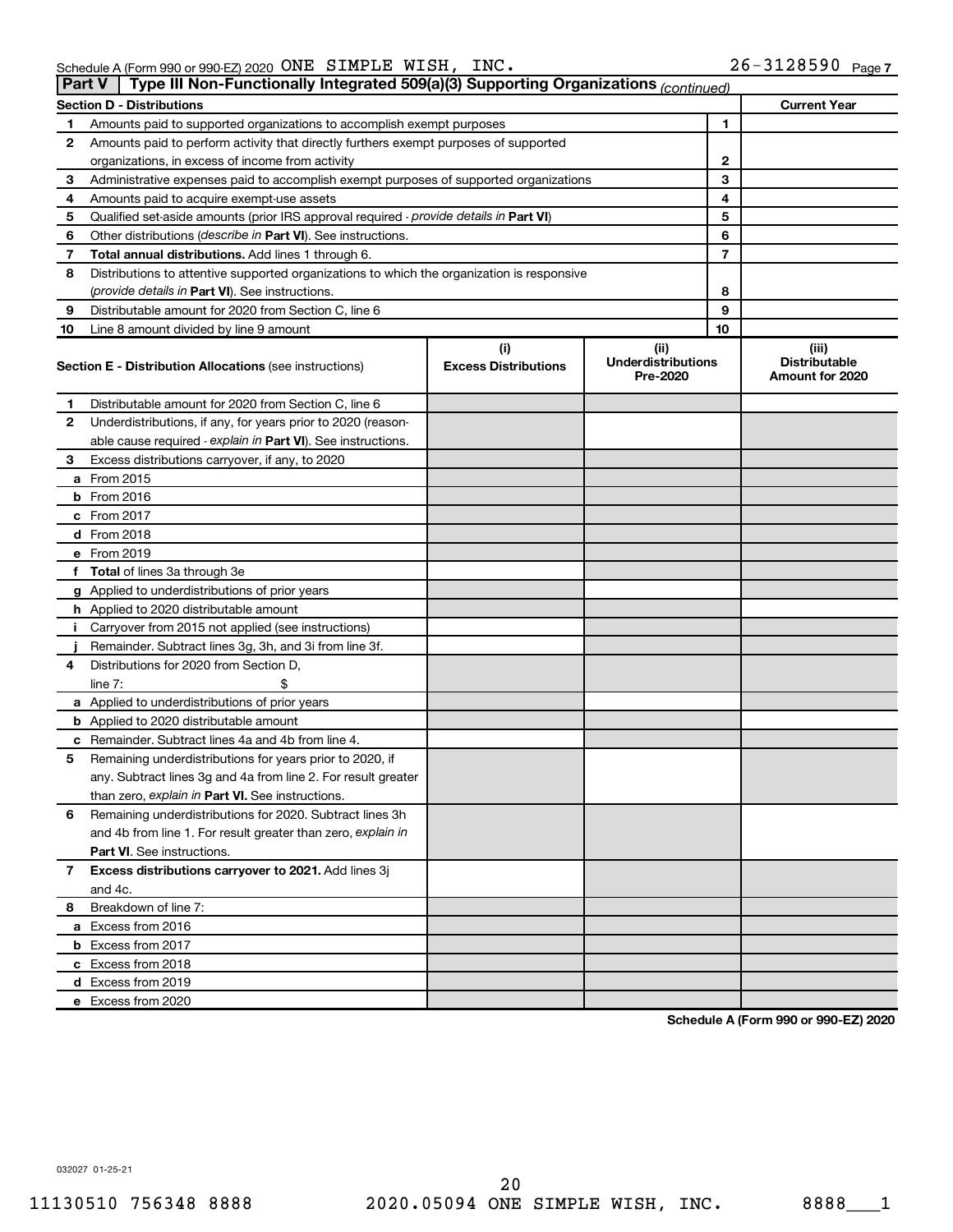Schedule A (Form 990 or 990-EZ) 2020 ONE SIMPLE WISH, INC. 26-3128590 Page 7

## Part V | Type III Non-Functionally Integrated 509(a)(3) Supporting Organizations *(continued)*

| Section D - Distributions | | | Current Year |
|---|---|---|---|
| 1 | Amounts paid to supported organizations to accomplish exempt purposes | 1 | |
| 2 | Amounts paid to perform activity that directly furthers exempt purposes of supported organizations, in excess of income from activity | 2 | |
| 3 | Administrative expenses paid to accomplish exempt purposes of supported organizations | 3 | |
| 4 | Amounts paid to acquire exempt-use assets | 4 | |
| 5 | Qualified set-aside amounts (prior IRS approval required - *provide details in* **Part VI**) | 5 | |
| 6 | Other distributions (*describe in* **Part VI**). See instructions. | 6 | |
| 7 | **Total annual distributions.** Add lines 1 through 6. | 7 | |
| 8 | Distributions to attentive supported organizations to which the organization is responsive (*provide details in* **Part VI**). See instructions. | 8 | |
| 9 | Distributable amount for 2020 from Section C, line 6 | 9 | |
| 10 | Line 8 amount divided by line 9 amount | 10 | |

| **Section E - Distribution Allocations** (see instructions) | (i) Excess Distributions | (ii) Underdistributions Pre-2020 | (iii) Distributable Amount for 2020 |
|---|---|---|---|
| **1** Distributable amount for 2020 from Section C, line 6 | | | |
| **2** Underdistributions, if any, for years prior to 2020 (reasonable cause required - *explain in* **Part VI**). See instructions. | | | |
| **3** Excess distributions carryover, if any, to 2020 | | | |
| **a** From 2015 | | | |
| **b** From 2016 | | | |
| **c** From 2017 | | | |
| **d** From 2018 | | | |
| **e** From 2019 | | | |
| **f** **Total** of lines 3a through 3e | | | |
| **g** Applied to underdistributions of prior years | | | |
| **h** Applied to 2020 distributable amount | | | |
| **i** Carryover from 2015 not applied (see instructions) | | | |
| **j** Remainder. Subtract lines 3g, 3h, and 3i from line 3f. | | | |
| **4** Distributions for 2020 from Section D, line 7: $ | | | |
| **a** Applied to underdistributions of prior years | | | |
| **b** Applied to 2020 distributable amount | | | |
| **c** Remainder. Subtract lines 4a and 4b from line 4. | | | |
| **5** Remaining underdistributions for years prior to 2020, if any. Subtract lines 3g and 4a from line 2. For result greater than zero, *explain in* **Part VI.** See instructions. | | | |
| **6** Remaining underdistributions for 2020. Subtract lines 3h and 4b from line 1. For result greater than zero, *explain in* **Part VI**. See instructions. | | | |
| **7** **Excess distributions carryover to 2021.** Add lines 3j and 4c. | | | |
| **8** Breakdown of line 7: | | | |
| **a** Excess from 2016 | | | |
| **b** Excess from 2017 | | | |
| **c** Excess from 2018 | | | |
| **d** Excess from 2019 | | | |
| **e** Excess from 2020 | | | |

**Schedule A (Form 990 or 990-EZ) 2020**

032027 01-25-21

11130510 756348 8888 2020.05094 ONE SIMPLE WISH, INC. 8888___1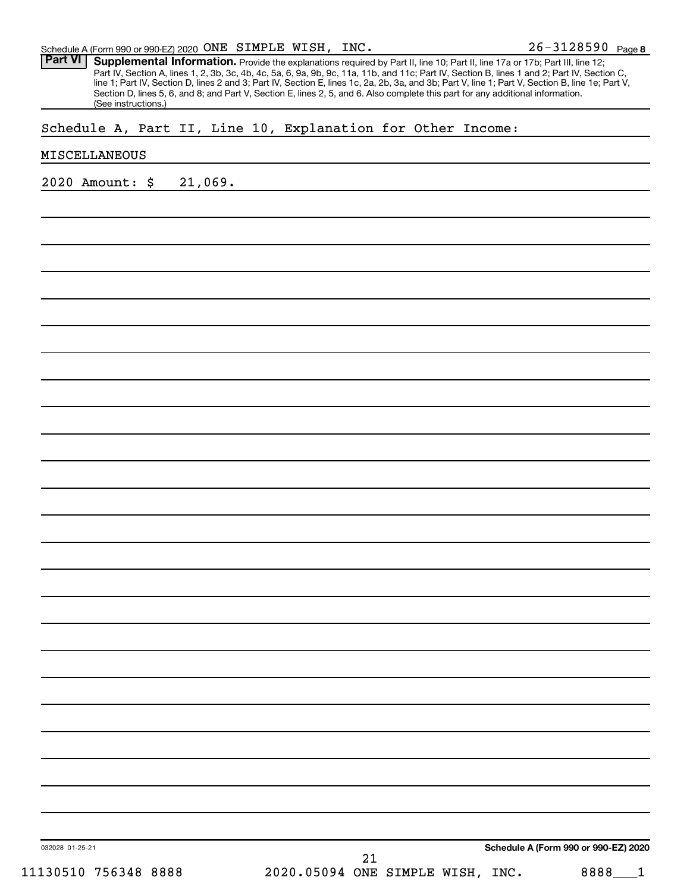Schedule A (Form 990 or 990-EZ) 2020 ONE SIMPLE WISH, INC. 26-3128590 Page 8

**Part VI** **Supplemental Information.** Provide the explanations required by Part II, line 10; Part II, line 17a or 17b; Part III, line 12; Part IV, Section A, lines 1, 2, 3b, 3c, 4b, 4c, 5a, 6, 9a, 9b, 9c, 11a, 11b, and 11c; Part IV, Section B, lines 1 and 2; Part IV, Section C, line 1; Part IV, Section D, lines 2 and 3; Part IV, Section E, lines 1c, 2a, 2b, 3a, and 3b; Part V, line 1; Part V, Section B, line 1e; Part V, Section D, lines 5, 6, and 8; and Part V, Section E, lines 2, 5, and 6. Also complete this part for any additional information. (See instructions.)

Schedule A, Part II, Line 10, Explanation for Other Income:

MISCELLANEOUS

2020 Amount: $ 21,069.

032028 01-25-21

**Schedule A (Form 990 or 990-EZ) 2020**

11130510 756348 8888 2020.05094 ONE SIMPLE WISH, INC. 8888___1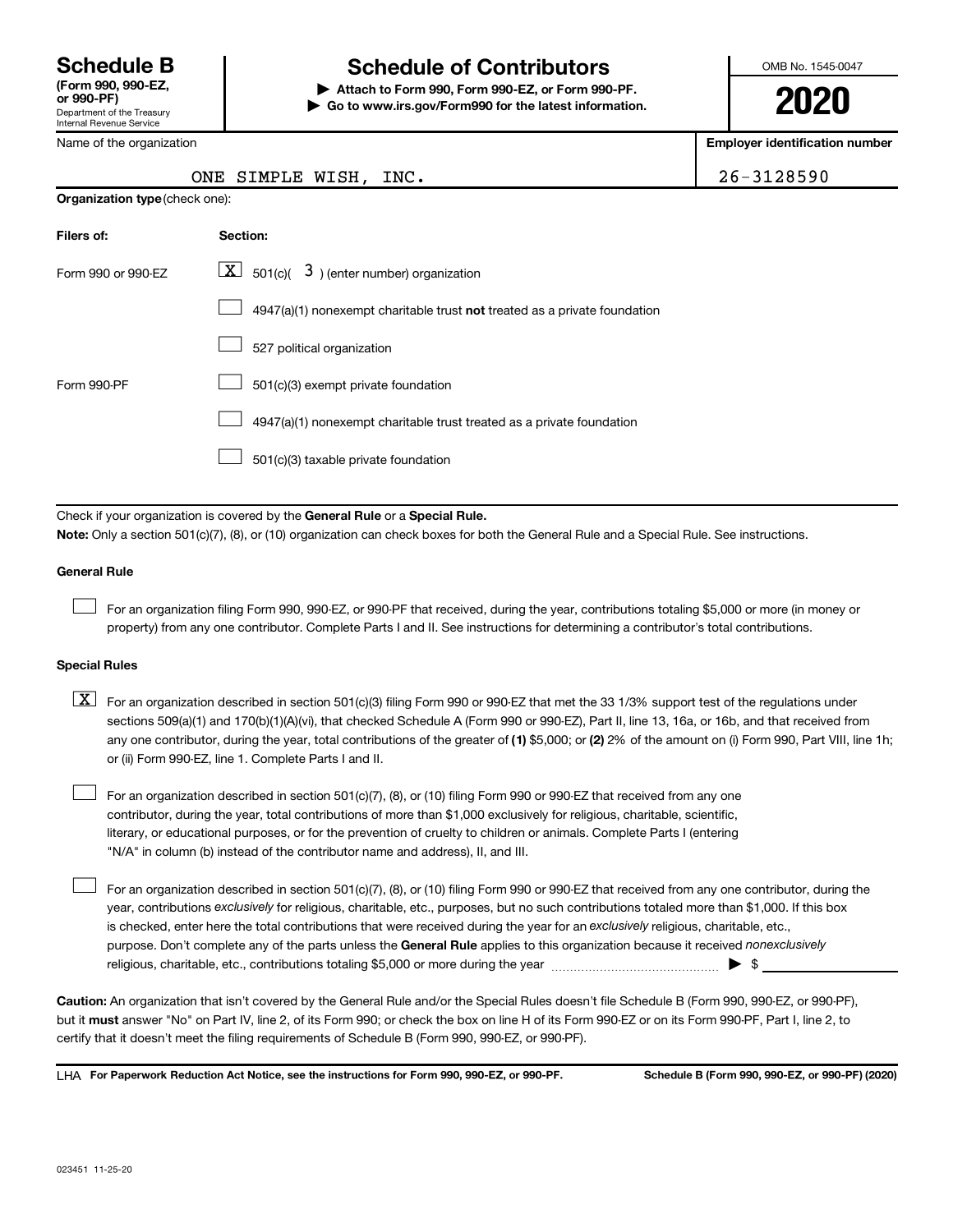# Schedule B

**(Form 990, 990-EZ, or 990-PF)**
Department of the Treasury
Internal Revenue Service

## Schedule of Contributors

**▶ Attach to Form 990, Form 990-EZ, or Form 990-PF.**
**▶ Go to www.irs.gov/Form990 for the latest information.**

OMB No. 1545-0047

**2020**

| Name of the organization | Employer identification number |
|---|---|
| ONE SIMPLE WISH, INC. | 26-3128590 |

**Organization type** (check one):

| Filers of: | Section: |
|---|---|
| Form 990 or 990-EZ | [X] 501(c)( 3 ) (enter number) organization |
| | [ ] 4947(a)(1) nonexempt charitable trust **not** treated as a private foundation |
| | [ ] 527 political organization |
| Form 990-PF | [ ] 501(c)(3) exempt private foundation |
| | [ ] 4947(a)(1) nonexempt charitable trust treated as a private foundation |
| | [ ] 501(c)(3) taxable private foundation |

Check if your organization is covered by the **General Rule** or a **Special Rule.**

**Note:** Only a section 501(c)(7), (8), or (10) organization can check boxes for both the General Rule and a Special Rule. See instructions.

### General Rule

[ ] For an organization filing Form 990, 990-EZ, or 990-PF that received, during the year, contributions totaling $5,000 or more (in money or property) from any one contributor. Complete Parts I and II. See instructions for determining a contributor's total contributions.

### Special Rules

[X] For an organization described in section 501(c)(3) filing Form 990 or 990-EZ that met the 33 1/3% support test of the regulations under sections 509(a)(1) and 170(b)(1)(A)(vi), that checked Schedule A (Form 990 or 990-EZ), Part II, line 13, 16a, or 16b, and that received from any one contributor, during the year, total contributions of the greater of **(1)** $5,000; or **(2)** 2% of the amount on (i) Form 990, Part VIII, line 1h; or (ii) Form 990-EZ, line 1. Complete Parts I and II.

[ ] For an organization described in section 501(c)(7), (8), or (10) filing Form 990 or 990-EZ that received from any one contributor, during the year, total contributions of more than $1,000 exclusively for religious, charitable, scientific, literary, or educational purposes, or for the prevention of cruelty to children or animals. Complete Parts I (entering "N/A" in column (b) instead of the contributor name and address), II, and III.

[ ] For an organization described in section 501(c)(7), (8), or (10) filing Form 990 or 990-EZ that received from any one contributor, during the year, contributions *exclusively* for religious, charitable, etc., purposes, but no such contributions totaled more than $1,000. If this box is checked, enter here the total contributions that were received during the year for an *exclusively* religious, charitable, etc., purpose. Don't complete any of the parts unless the **General Rule** applies to this organization because it received *nonexclusively* religious, charitable, etc., contributions totaling $5,000 or more during the year ▶ $ ____________

**Caution:** An organization that isn't covered by the General Rule and/or the Special Rules doesn't file Schedule B (Form 990, 990-EZ, or 990-PF), but it **must** answer "No" on Part IV, line 2, of its Form 990; or check the box on line H of its Form 990-EZ or on its Form 990-PF, Part I, line 2, to certify that it doesn't meet the filing requirements of Schedule B (Form 990, 990-EZ, or 990-PF).

LHA **For Paperwork Reduction Act Notice, see the instructions for Form 990, 990-EZ, or 990-PF.** **Schedule B (Form 990, 990-EZ, or 990-PF) (2020)**

023451 11-25-20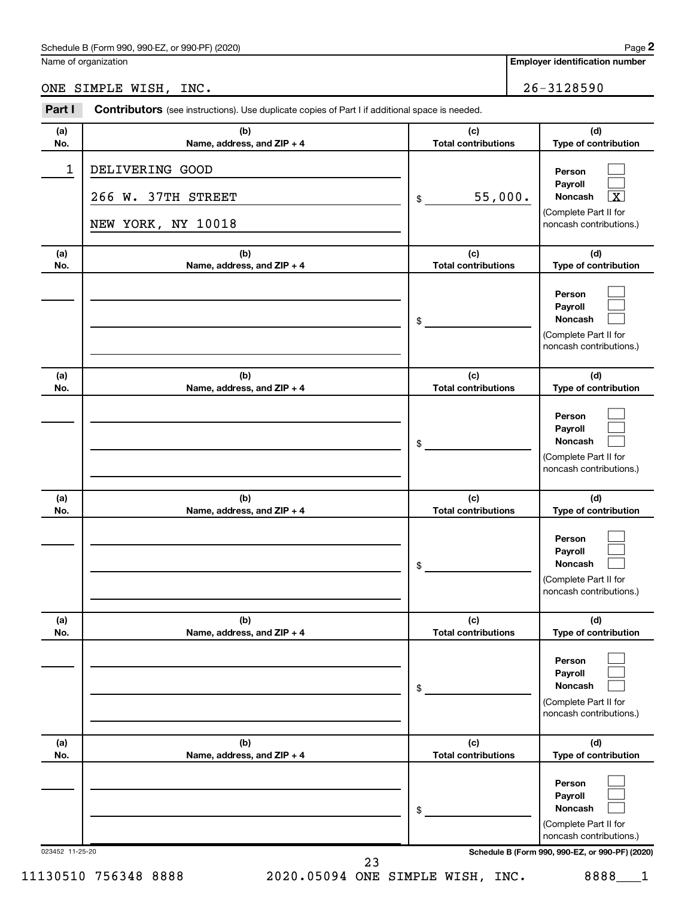Schedule B (Form 990, 990-EZ, or 990-PF) (2020) Page **2**

Name of organization: ONE SIMPLE WISH, INC.

**Employer identification number:** 26-3128590

## Part I **Contributors** (see instructions). Use duplicate copies of Part I if additional space is needed.

| (a) No. | (b) Name, address, and ZIP + 4 | (c) Total contributions | (d) Type of contribution |
|---|---|---|---|
| 1 | DELIVERING GOOD<br>266 W. 37TH STREET<br>NEW YORK, NY 10018 | $ 55,000. | Person [ ]<br>Payroll [ ]<br>Noncash [X]<br>(Complete Part II for noncash contributions.) |
| | | $ | Person [ ]<br>Payroll [ ]<br>Noncash [ ]<br>(Complete Part II for noncash contributions.) |
| | | $ | Person [ ]<br>Payroll [ ]<br>Noncash [ ]<br>(Complete Part II for noncash contributions.) |
| | | $ | Person [ ]<br>Payroll [ ]<br>Noncash [ ]<br>(Complete Part II for noncash contributions.) |
| | | $ | Person [ ]<br>Payroll [ ]<br>Noncash [ ]<br>(Complete Part II for noncash contributions.) |
| | | $ | Person [ ]<br>Payroll [ ]<br>Noncash [ ]<br>(Complete Part II for noncash contributions.) |

023452 11-25-20 **Schedule B (Form 990, 990-EZ, or 990-PF) (2020)**

11130510 756348 8888 2020.05094 ONE SIMPLE WISH, INC. 8888___1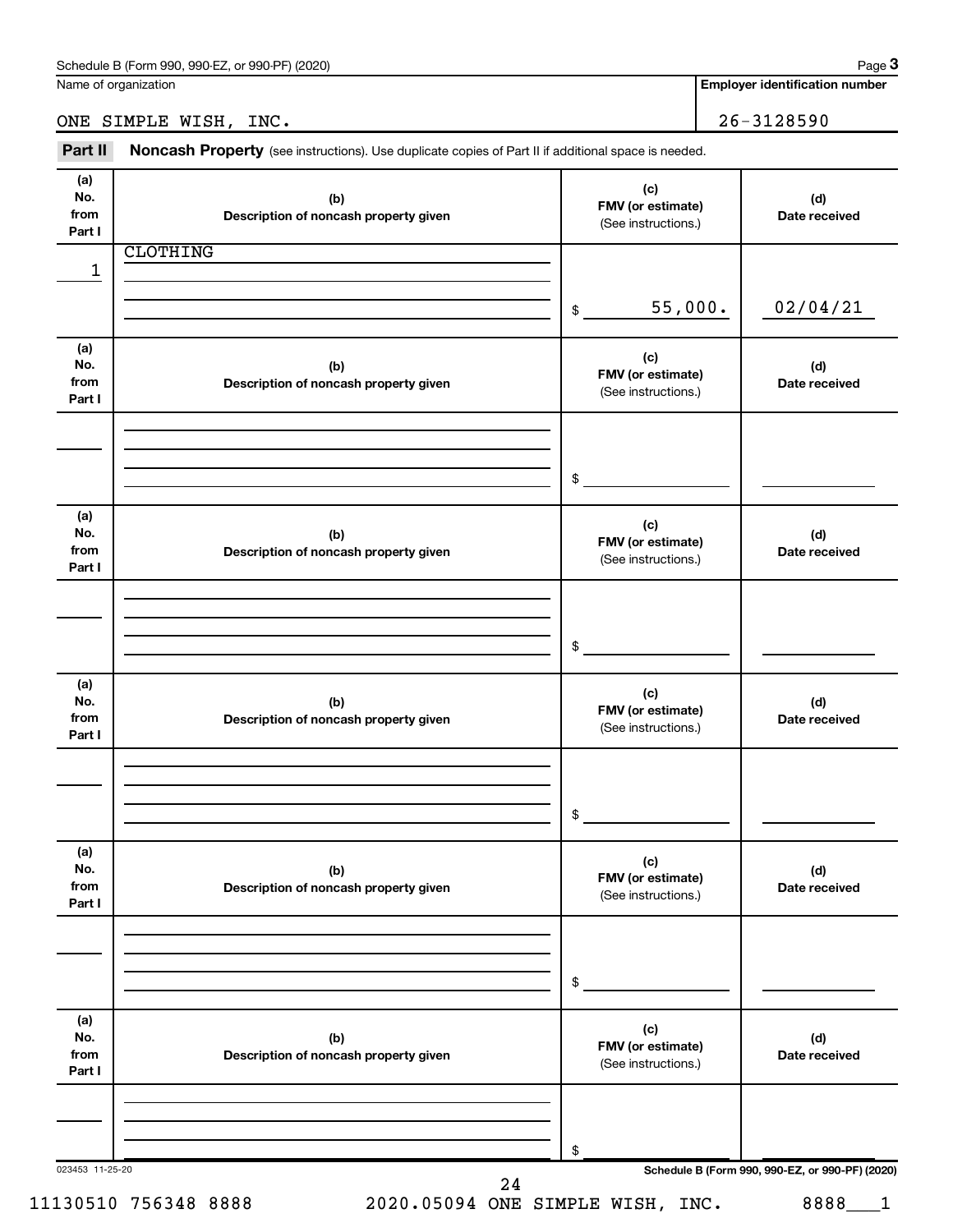Name of organization

ONE SIMPLE WISH, INC.

**Employer identification number**

26-3128590

**Part II** **Noncash Property** (see instructions). Use duplicate copies of Part II if additional space is needed.

| (a) No. from Part I | (b) Description of noncash property given | (c) FMV (or estimate) (See instructions.) | (d) Date received |
|---|---|---|---|
| 1 | CLOTHING | $ 55,000. | 02/04/21 |
| | | $ | |
| | | $ | |
| | | $ | |
| | | $ | |
| | | $ | |

023453 11-25-20

**Schedule B (Form 990, 990-EZ, or 990-PF) (2020)**

11130510 756348 8888 2020.05094 ONE SIMPLE WISH, INC. 8888___1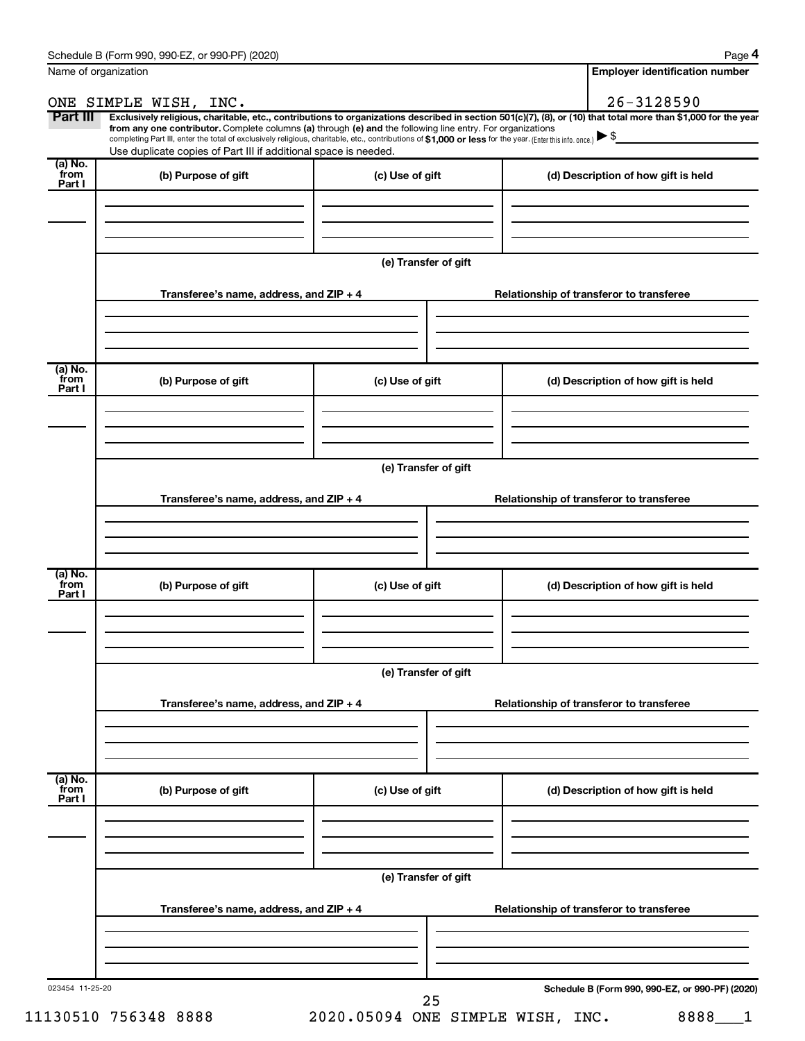Schedule B (Form 990, 990-EZ, or 990-PF) (2020) Page **4**

| Name of organization | Employer identification number |
|---|---|
| ONE SIMPLE WISH, INC. | 26-3128590 |

**Part III** **Exclusively religious, charitable, etc., contributions to organizations described in section 501(c)(7), (8), or (10) that total more than $1,000 for the year from any one contributor.** Complete columns **(a)** through **(e) and** the following line entry. For organizations completing Part III, enter the total of exclusively religious, charitable, etc., contributions of **$1,000 or less** for the year. (Enter this info. once.) ▶ $

Use duplicate copies of Part III if additional space is needed.

| (a) No. from Part I | (b) Purpose of gift | (c) Use of gift | (d) Description of how gift is held |
|---|---|---|---|
| | | | |

**(e) Transfer of gift**

| Transferee's name, address, and ZIP + 4 | Relationship of transferor to transferee |
|---|---|
| | |

| (a) No. from Part I | (b) Purpose of gift | (c) Use of gift | (d) Description of how gift is held |
|---|---|---|---|
| | | | |

**(e) Transfer of gift**

| Transferee's name, address, and ZIP + 4 | Relationship of transferor to transferee |
|---|---|
| | |

| (a) No. from Part I | (b) Purpose of gift | (c) Use of gift | (d) Description of how gift is held |
|---|---|---|---|
| | | | |

**(e) Transfer of gift**

| Transferee's name, address, and ZIP + 4 | Relationship of transferor to transferee |
|---|---|
| | |

| (a) No. from Part I | (b) Purpose of gift | (c) Use of gift | (d) Description of how gift is held |
|---|---|---|---|
| | | | |

**(e) Transfer of gift**

| Transferee's name, address, and ZIP + 4 | Relationship of transferor to transferee |
|---|---|
| | |

023454 11-25-20 **Schedule B (Form 990, 990-EZ, or 990-PF) (2020)**

11130510 756348 8888 2020.05094 ONE SIMPLE WISH, INC. 8888___1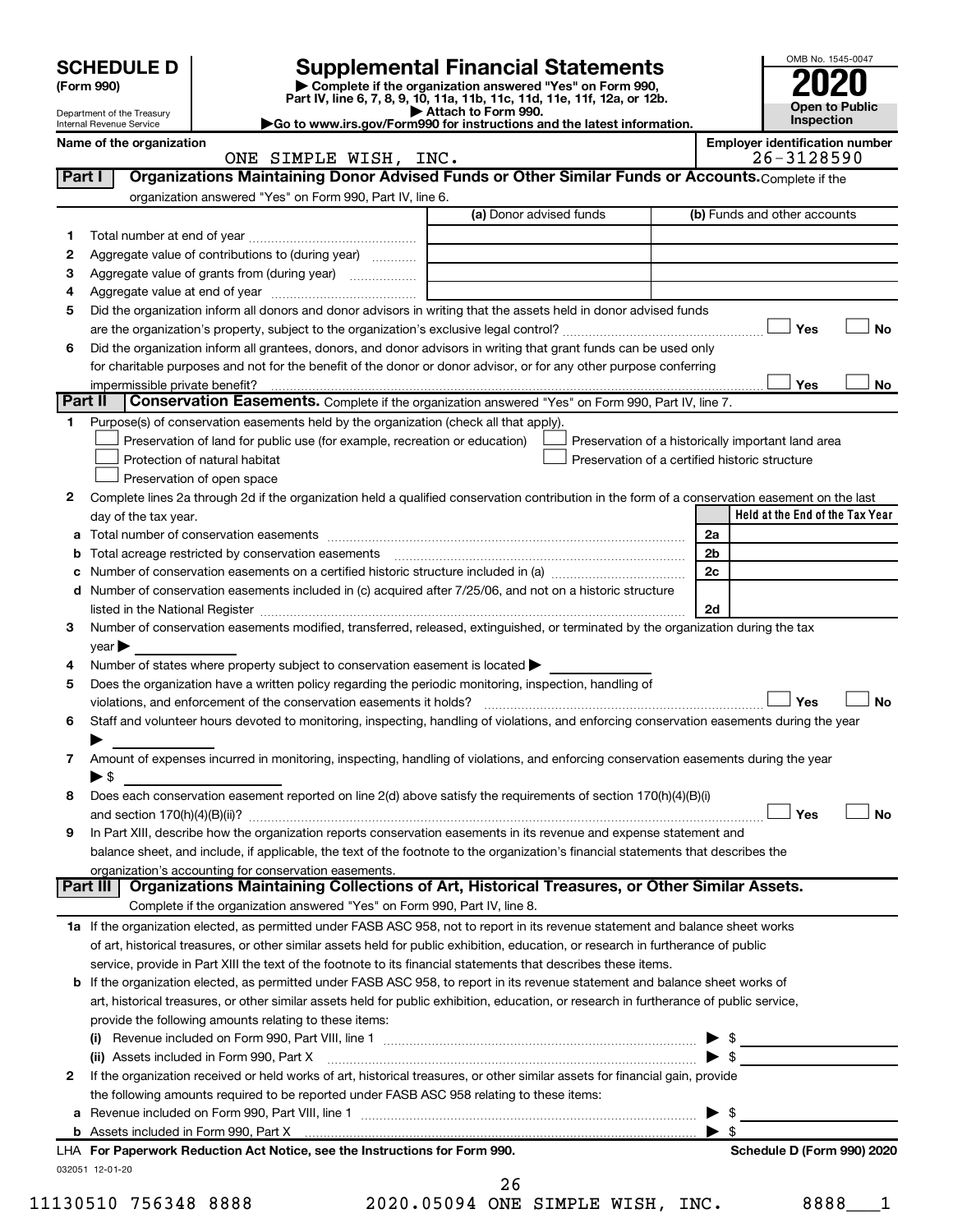# SCHEDULE D (Form 990)

Department of the Treasury
Internal Revenue Service

## Supplemental Financial Statements

▶ Complete if the organization answered "Yes" on Form 990, Part IV, line 6, 7, 8, 9, 10, 11a, 11b, 11c, 11d, 11e, 11f, 12a, or 12b.
▶ Attach to Form 990.
▶Go to www.irs.gov/Form990 for instructions and the latest information.

OMB No. 1545-0047
**2020**
**Open to Public Inspection**

**Name of the organization:** ONE SIMPLE WISH, INC.
**Employer identification number:** 26-3128590

### Part I — Organizations Maintaining Donor Advised Funds or Other Similar Funds or Accounts.

Complete if the organization answered "Yes" on Form 990, Part IV, line 6.

| | | (a) Donor advised funds | (b) Funds and other accounts |
|---|---|---|---|
| 1 | Total number at end of year | | |
| 2 | Aggregate value of contributions to (during year) | | |
| 3 | Aggregate value of grants from (during year) | | |
| 4 | Aggregate value at end of year | | |

5 Did the organization inform all donors and donor advisors in writing that the assets held in donor advised funds are the organization's property, subject to the organization's exclusive legal control? ☐ Yes ☐ No

6 Did the organization inform all grantees, donors, and donor advisors in writing that grant funds can be used only for charitable purposes and not for the benefit of the donor or donor advisor, or for any other purpose conferring impermissible private benefit? ☐ Yes ☐ No

### Part II — Conservation Easements.

Complete if the organization answered "Yes" on Form 990, Part IV, line 7.

1 Purpose(s) of conservation easements held by the organization (check all that apply).

- ☐ Preservation of land for public use (for example, recreation or education)
- ☐ Protection of natural habitat
- ☐ Preservation of open space
- ☐ Preservation of a historically important land area
- ☐ Preservation of a certified historic structure

2 Complete lines 2a through 2d if the organization held a qualified conservation contribution in the form of a conservation easement on the last day of the tax year.

| | | | Held at the End of the Tax Year |
|---|---|---|---|
| a | Total number of conservation easements | 2a | |
| b | Total acreage restricted by conservation easements | 2b | |
| c | Number of conservation easements on a certified historic structure included in (a) | 2c | |
| d | Number of conservation easements included in (c) acquired after 7/25/06, and not on a historic structure listed in the National Register | 2d | |

3 Number of conservation easements modified, transferred, released, extinguished, or terminated by the organization during the tax year ▶

4 Number of states where property subject to conservation easement is located ▶

5 Does the organization have a written policy regarding the periodic monitoring, inspection, handling of violations, and enforcement of the conservation easements it holds? ☐ Yes ☐ No

6 Staff and volunteer hours devoted to monitoring, inspecting, handling of violations, and enforcing conservation easements during the year ▶

7 Amount of expenses incurred in monitoring, inspecting, handling of violations, and enforcing conservation easements during the year ▶ $

8 Does each conservation easement reported on line 2(d) above satisfy the requirements of section 170(h)(4)(B)(i) and section 170(h)(4)(B)(ii)? ☐ Yes ☐ No

9 In Part XIII, describe how the organization reports conservation easements in its revenue and expense statement and balance sheet, and include, if applicable, the text of the footnote to the organization's financial statements that describes the organization's accounting for conservation easements.

### Part III — Organizations Maintaining Collections of Art, Historical Treasures, or Other Similar Assets.

Complete if the organization answered "Yes" on Form 990, Part IV, line 8.

1a If the organization elected, as permitted under FASB ASC 958, not to report in its revenue statement and balance sheet works of art, historical treasures, or other similar assets held for public exhibition, education, or research in furtherance of public service, provide in Part XIII the text of the footnote to its financial statements that describes these items.

b If the organization elected, as permitted under FASB ASC 958, to report in its revenue statement and balance sheet works of art, historical treasures, or other similar assets held for public exhibition, education, or research in furtherance of public service, provide the following amounts relating to these items:

(i) Revenue included on Form 990, Part VIII, line 1 ▶ $

(ii) Assets included in Form 990, Part X ▶ $

2 If the organization received or held works of art, historical treasures, or other similar assets for financial gain, provide the following amounts required to be reported under FASB ASC 958 relating to these items:

a Revenue included on Form 990, Part VIII, line 1 ▶ $

b Assets included in Form 990, Part X ▶ $

LHA For Paperwork Reduction Act Notice, see the Instructions for Form 990. — Schedule D (Form 990) 2020

032051 12-01-20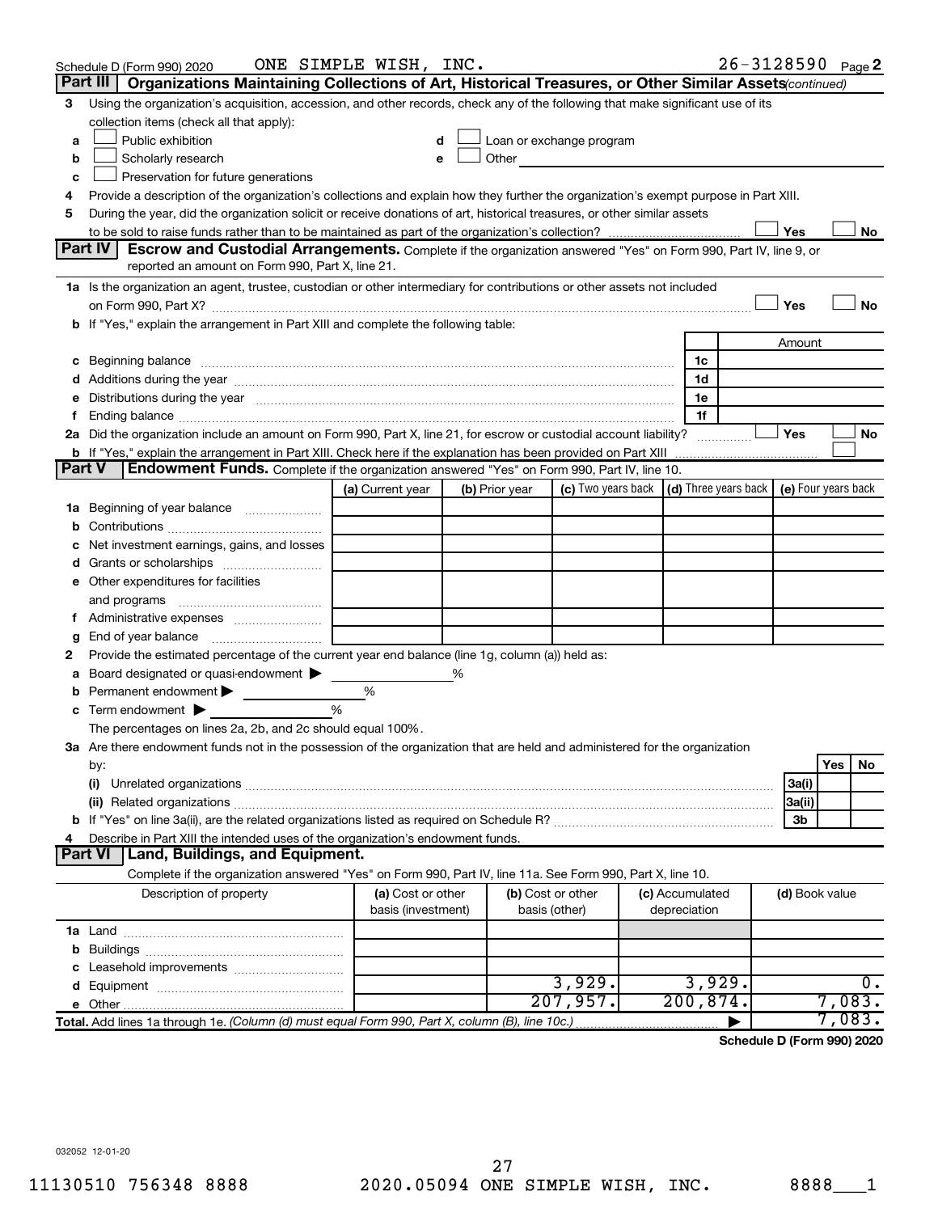Schedule D (Form 990) 2020 ONE SIMPLE WISH, INC. 26-3128590 Page 2

## Part III Organizations Maintaining Collections of Art, Historical Treasures, or Other Similar Assets *(continued)*

3 Using the organization's acquisition, accession, and other records, check any of the following that make significant use of its collection items (check all that apply):

- a ☐ Public exhibition
- b ☐ Scholarly research
- c ☐ Preservation for future generations
- d ☐ Loan or exchange program
- e ☐ Other

4 Provide a description of the organization's collections and explain how they further the organization's exempt purpose in Part XIII.

5 During the year, did the organization solicit or receive donations of art, historical treasures, or other similar assets to be sold to raise funds rather than to be maintained as part of the organization's collection? ☐ Yes ☐ No

## Part IV Escrow and Custodial Arrangements.

Complete if the organization answered "Yes" on Form 990, Part IV, line 9, or reported an amount on Form 990, Part X, line 21.

1a Is the organization an agent, trustee, custodian or other intermediary for contributions or other assets not included on Form 990, Part X? ☐ Yes ☐ No

b If "Yes," explain the arrangement in Part XIII and complete the following table:

| | | Amount |
|---|---|---|
| c Beginning balance | 1c | |
| d Additions during the year | 1d | |
| e Distributions during the year | 1e | |
| f Ending balance | 1f | |

2a Did the organization include an amount on Form 990, Part X, line 21, for escrow or custodial account liability? ☐ Yes ☐ No

b If "Yes," explain the arrangement in Part XIII. Check here if the explanation has been provided on Part XIII ☐

## Part V Endowment Funds.

Complete if the organization answered "Yes" on Form 990, Part IV, line 10.

| | (a) Current year | (b) Prior year | (c) Two years back | (d) Three years back | (e) Four years back |
|---|---|---|---|---|---|
| 1a Beginning of year balance | | | | | |
| b Contributions | | | | | |
| c Net investment earnings, gains, and losses | | | | | |
| d Grants or scholarships | | | | | |
| e Other expenditures for facilities and programs | | | | | |
| f Administrative expenses | | | | | |
| g End of year balance | | | | | |

2 Provide the estimated percentage of the current year end balance (line 1g, column (a)) held as:

- a Board designated or quasi-endowment ▶ %
- b Permanent endowment ▶ %
- c Term endowment ▶ %

The percentages on lines 2a, 2b, and 2c should equal 100%.

3a Are there endowment funds not in the possession of the organization that are held and administered for the organization by:

| | | Yes | No |
|---|---|---|---|
| (i) Unrelated organizations | 3a(i) | | |
| (ii) Related organizations | 3a(ii) | | |
| b If "Yes" on line 3a(ii), are the related organizations listed as required on Schedule R? | 3b | | |

4 Describe in Part XIII the intended uses of the organization's endowment funds.

## Part VI Land, Buildings, and Equipment.

Complete if the organization answered "Yes" on Form 990, Part IV, line 11a. See Form 990, Part X, line 10.

| Description of property | (a) Cost or other basis (investment) | (b) Cost or other basis (other) | (c) Accumulated depreciation | (d) Book value |
|---|---|---|---|---|
| 1a Land | | | | |
| b Buildings | | | | |
| c Leasehold improvements | | | | |
| d Equipment | | 3,929. | 3,929. | 0. |
| e Other | | 207,957. | 200,874. | 7,083. |
| **Total.** Add lines 1a through 1e. *(Column (d) must equal Form 990, Part X, column (B), line 10c.)* | | | ▶ | 7,083. |

**Schedule D (Form 990) 2020**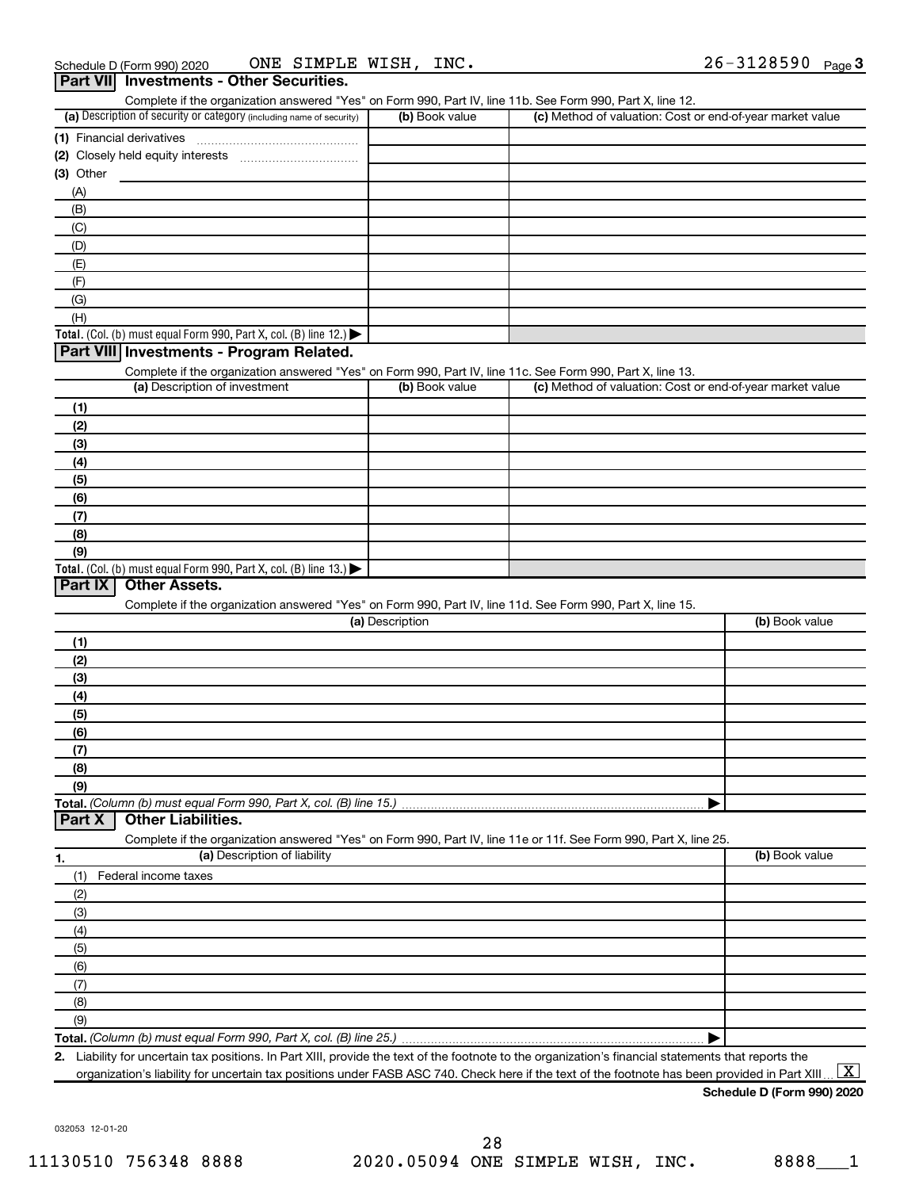Schedule D (Form 990) 2020 ONE SIMPLE WISH, INC. 26-3128590 Page 3

## Part VII Investments - Other Securities.

Complete if the organization answered "Yes" on Form 990, Part IV, line 11b. See Form 990, Part X, line 12.

| (a) Description of security or category (including name of security) | (b) Book value | (c) Method of valuation: Cost or end-of-year market value |
|---|---|---|
| (1) Financial derivatives | | |
| (2) Closely held equity interests | | |
| (3) Other | | |
| (A) | | |
| (B) | | |
| (C) | | |
| (D) | | |
| (E) | | |
| (F) | | |
| (G) | | |
| (H) | | |
| **Total.** (Col. (b) must equal Form 990, Part X, col. (B) line 12.) ▶ | | |

## Part VIII Investments - Program Related.

Complete if the organization answered "Yes" on Form 990, Part IV, line 11c. See Form 990, Part X, line 13.

| (a) Description of investment | (b) Book value | (c) Method of valuation: Cost or end-of-year market value |
|---|---|---|
| (1) | | |
| (2) | | |
| (3) | | |
| (4) | | |
| (5) | | |
| (6) | | |
| (7) | | |
| (8) | | |
| (9) | | |
| **Total.** (Col. (b) must equal Form 990, Part X, col. (B) line 13.) ▶ | | |

## Part IX Other Assets.

Complete if the organization answered "Yes" on Form 990, Part IV, line 11d. See Form 990, Part X, line 15.

| (a) Description | (b) Book value |
|---|---|
| (1) | |
| (2) | |
| (3) | |
| (4) | |
| (5) | |
| (6) | |
| (7) | |
| (8) | |
| (9) | |
| **Total.** *(Column (b) must equal Form 990, Part X, col. (B) line 15.)* ▶ | |

## Part X Other Liabilities.

Complete if the organization answered "Yes" on Form 990, Part IV, line 11e or 11f. See Form 990, Part X, line 25.

| 1. (a) Description of liability | (b) Book value |
|---|---|
| (1) Federal income taxes | |
| (2) | |
| (3) | |
| (4) | |
| (5) | |
| (6) | |
| (7) | |
| (8) | |
| (9) | |
| **Total.** *(Column (b) must equal Form 990, Part X, col. (B) line 25.)* ▶ | |

2. Liability for uncertain tax positions. In Part XIII, provide the text of the footnote to the organization's financial statements that reports the organization's liability for uncertain tax positions under FASB ASC 740. Check here if the text of the footnote has been provided in Part XIII [X]

**Schedule D (Form 990) 2020**

032053 12-01-20

11130510 756348 8888 2020.05094 ONE SIMPLE WISH, INC. 8888___1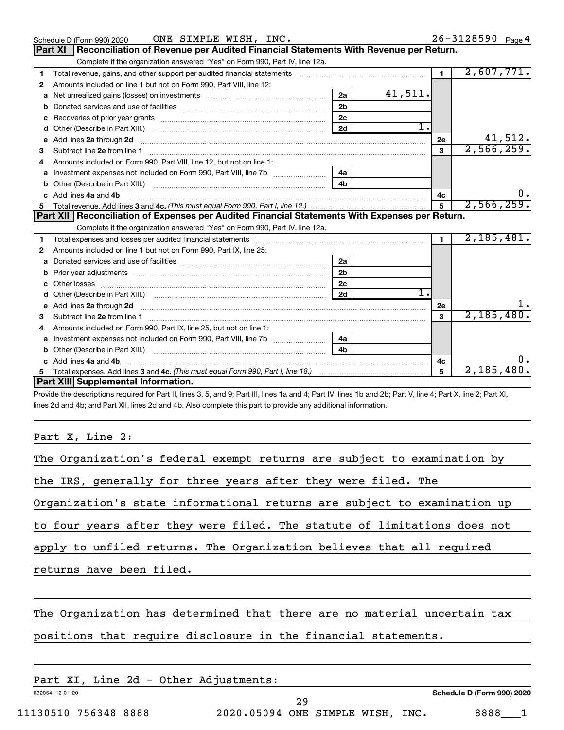Schedule D (Form 990) 2020 ONE SIMPLE WISH, INC. 26-3128590 Page 4

## Part XI Reconciliation of Revenue per Audited Financial Statements With Revenue per Return.

Complete if the organization answered "Yes" on Form 990, Part IV, line 12a.

| | | | | | |
|---|---|---|---|---|---|
| 1 | Total revenue, gains, and other support per audited financial statements | | | 1 | 2,607,771. |
| 2 | Amounts included on line 1 but not on Form 990, Part VIII, line 12: | | | | |
| a | Net unrealized gains (losses) on investments | 2a | 41,511. | | |
| b | Donated services and use of facilities | 2b | | | |
| c | Recoveries of prior year grants | 2c | | | |
| d | Other (Describe in Part XIII.) | 2d | 1. | | |
| e | Add lines 2a through 2d | | | 2e | 41,512. |
| 3 | Subtract line 2e from line 1 | | | 3 | 2,566,259. |
| 4 | Amounts included on Form 990, Part VIII, line 12, but not on line 1: | | | | |
| a | Investment expenses not included on Form 990, Part VIII, line 7b | 4a | | | |
| b | Other (Describe in Part XIII.) | 4b | | | |
| c | Add lines 4a and 4b | | | 4c | 0. |
| 5 | Total revenue. Add lines 3 and 4c. *(This must equal Form 990, Part I, line 12.)* | | | 5 | 2,566,259. |

## Part XII Reconciliation of Expenses per Audited Financial Statements With Expenses per Return.

Complete if the organization answered "Yes" on Form 990, Part IV, line 12a.

| | | | | | |
|---|---|---|---|---|---|
| 1 | Total expenses and losses per audited financial statements | | | 1 | 2,185,481. |
| 2 | Amounts included on line 1 but not on Form 990, Part IX, line 25: | | | | |
| a | Donated services and use of facilities | 2a | | | |
| b | Prior year adjustments | 2b | | | |
| c | Other losses | 2c | | | |
| d | Other (Describe in Part XIII.) | 2d | 1. | | |
| e | Add lines 2a through 2d | | | 2e | 1. |
| 3 | Subtract line 2e from line 1 | | | 3 | 2,185,480. |
| 4 | Amounts included on Form 990, Part IX, line 25, but not on line 1: | | | | |
| a | Investment expenses not included on Form 990, Part VIII, line 7b | 4a | | | |
| b | Other (Describe in Part XIII.) | 4b | | | |
| c | Add lines 4a and 4b | | | 4c | 0. |
| 5 | Total expenses. Add lines 3 and 4c. *(This must equal Form 990, Part I, line 18.)* | | | 5 | 2,185,480. |

## Part XIII Supplemental Information.

Provide the descriptions required for Part II, lines 3, 5, and 9; Part III, lines 1a and 4; Part IV, lines 1b and 2b; Part V, line 4; Part X, line 2; Part XI, lines 2d and 4b; and Part XII, lines 2d and 4b. Also complete this part to provide any additional information.

Part X, Line 2:

The Organization's federal exempt returns are subject to examination by the IRS, generally for three years after they were filed. The Organization's state informational returns are subject to examination up to four years after they were filed. The statute of limitations does not apply to unfiled returns. The Organization believes that all required returns have been filed.

The Organization has determined that there are no material uncertain tax positions that require disclosure in the financial statements.

Part XI, Line 2d - Other Adjustments:

032054 12-01-20 Schedule D (Form 990) 2020

11130510 756348 8888 2020.05094 ONE SIMPLE WISH, INC. 8888___1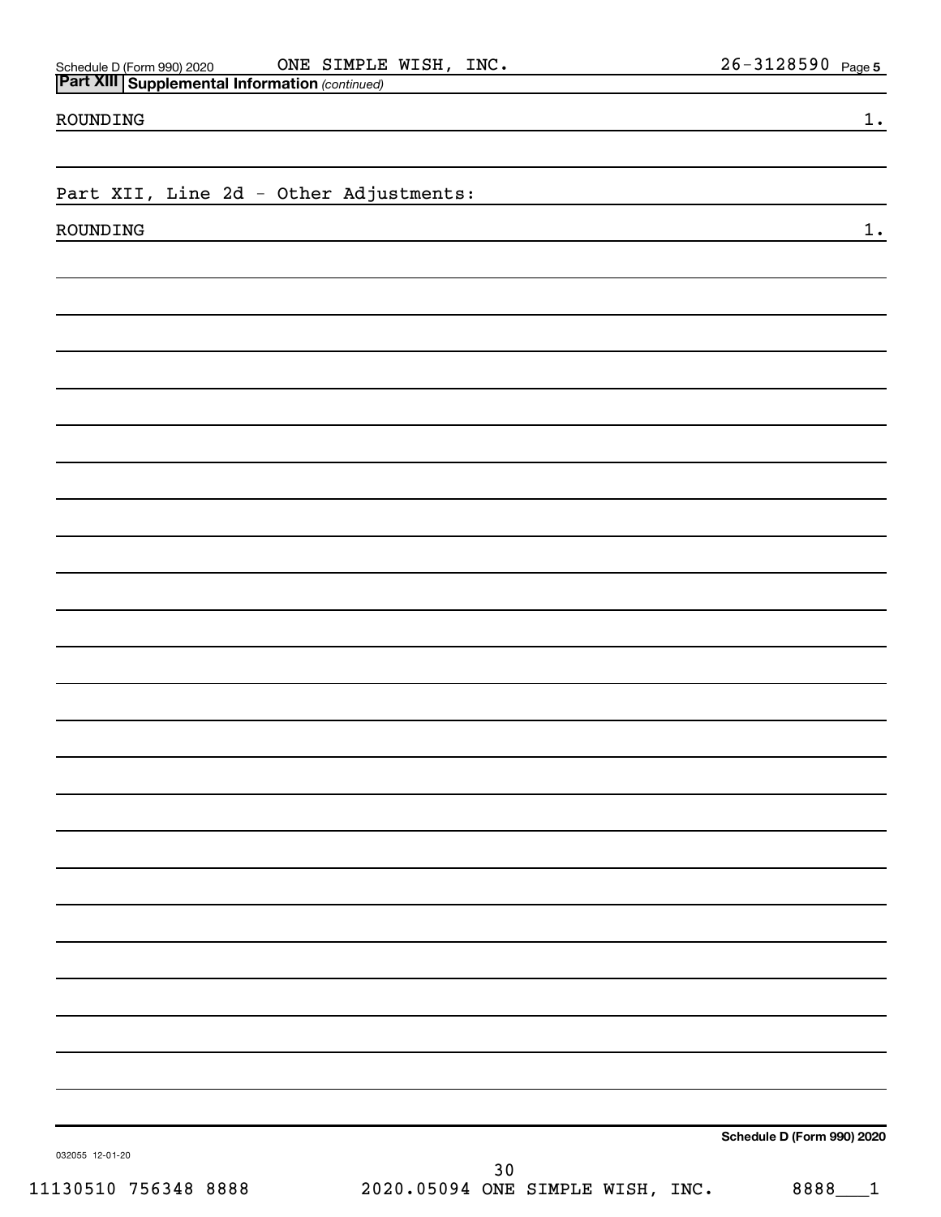Schedule D (Form 990) 2020 ONE SIMPLE WISH, INC. 26-3128590 Page 5

**Part XIII Supplemental Information** *(continued)*

| | |
|---|---|
| ROUNDING | 1. |

Part XII, Line 2d - Other Adjustments:

| | |
|---|---|
| ROUNDING | 1. |

**Schedule D (Form 990) 2020**

032055 12-01-20

11130510 756348 8888 2020.05094 ONE SIMPLE WISH, INC. 8888___1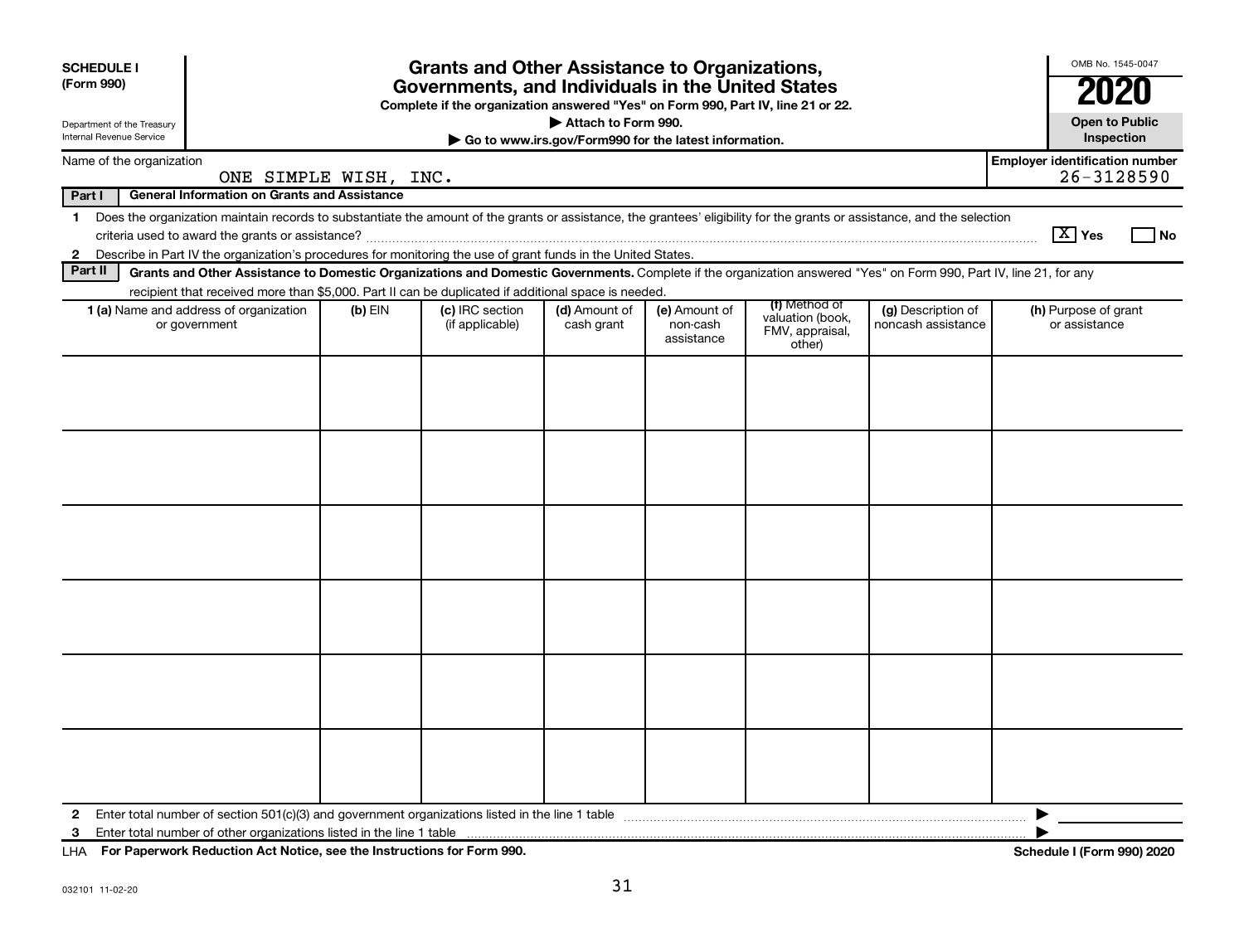**SCHEDULE I**
**(Form 990)**

Department of the Treasury
Internal Revenue Service

# Grants and Other Assistance to Organizations, Governments, and Individuals in the United States

**Complete if the organization answered "Yes" on Form 990, Part IV, line 21 or 22.**
**▶ Attach to Form 990.**
**▶ Go to www.irs.gov/Form990 for the latest information.**

OMB No. 1545-0047
**2020**
**Open to Public Inspection**

Name of the organization: ONE SIMPLE WISH, INC.
**Employer identification number:** 26-3128590

**Part I — General Information on Grants and Assistance**

1 Does the organization maintain records to substantiate the amount of the grants or assistance, the grantees' eligibility for the grants or assistance, and the selection criteria used to award the grants or assistance? [X] Yes [ ] No

2 Describe in Part IV the organization's procedures for monitoring the use of grant funds in the United States.

**Part II — Grants and Other Assistance to Domestic Organizations and Domestic Governments.** Complete if the organization answered "Yes" on Form 990, Part IV, line 21, for any recipient that received more than $5,000. Part II can be duplicated if additional space is needed.

| 1 (a) Name and address of organization or government | (b) EIN | (c) IRC section (if applicable) | (d) Amount of cash grant | (e) Amount of non-cash assistance | (f) Method of valuation (book, FMV, appraisal, other) | (g) Description of noncash assistance | (h) Purpose of grant or assistance |
|---|---|---|---|---|---|---|---|
| | | | | | | | |
| | | | | | | | |
| | | | | | | | |
| | | | | | | | |
| | | | | | | | |
| | | | | | | | |

2 Enter total number of section 501(c)(3) and government organizations listed in the line 1 table ▶

3 Enter total number of other organizations listed in the line 1 table ▶

LHA **For Paperwork Reduction Act Notice, see the Instructions for Form 990.** **Schedule I (Form 990) 2020**

032101 11-02-20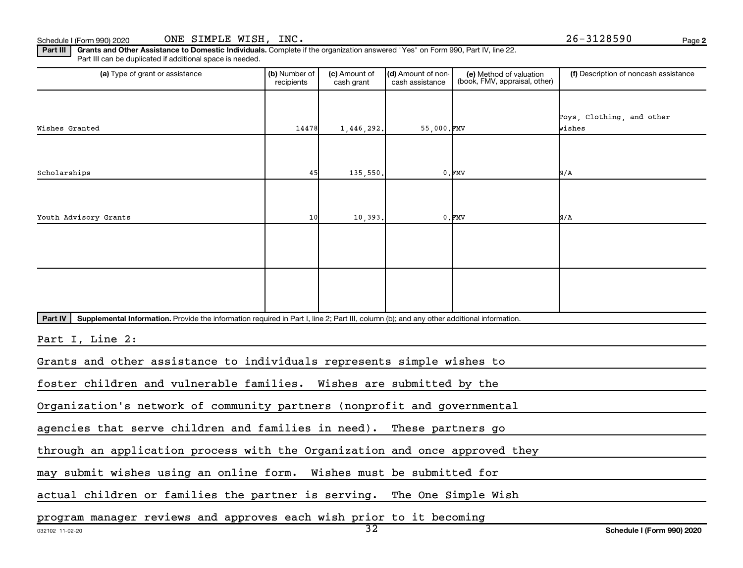Schedule I (Form 990) 2020 ONE SIMPLE WISH, INC. 26-3128590 Page 2

**Part III** **Grants and Other Assistance to Domestic Individuals.** Complete if the organization answered "Yes" on Form 990, Part IV, line 22. Part III can be duplicated if additional space is needed.

| (a) Type of grant or assistance | (b) Number of recipients | (c) Amount of cash grant | (d) Amount of non-cash assistance | (e) Method of valuation (book, FMV, appraisal, other) | (f) Description of noncash assistance |
|---|---|---|---|---|---|
| Wishes Granted | 14478 | 1,446,292. | 55,000. | FMV | Toys, Clothing, and other wishes |
| Scholarships | 45 | 135,550. | 0. | FMV | N/A |
| Youth Advisory Grants | 10 | 10,393. | 0. | FMV | N/A |
| | | | | | |
| | | | | | |

**Part IV** **Supplemental Information.** Provide the information required in Part I, line 2; Part III, column (b); and any other additional information.

Part I, Line 2:

Grants and other assistance to individuals represents simple wishes to foster children and vulnerable families. Wishes are submitted by the Organization's network of community partners (nonprofit and governmental agencies that serve children and families in need). These partners go through an application process with the Organization and once approved they may submit wishes using an online form. Wishes must be submitted for actual children or families the partner is serving. The One Simple Wish program manager reviews and approves each wish prior to it becoming

032102 11-02-20 Schedule I (Form 990) 2020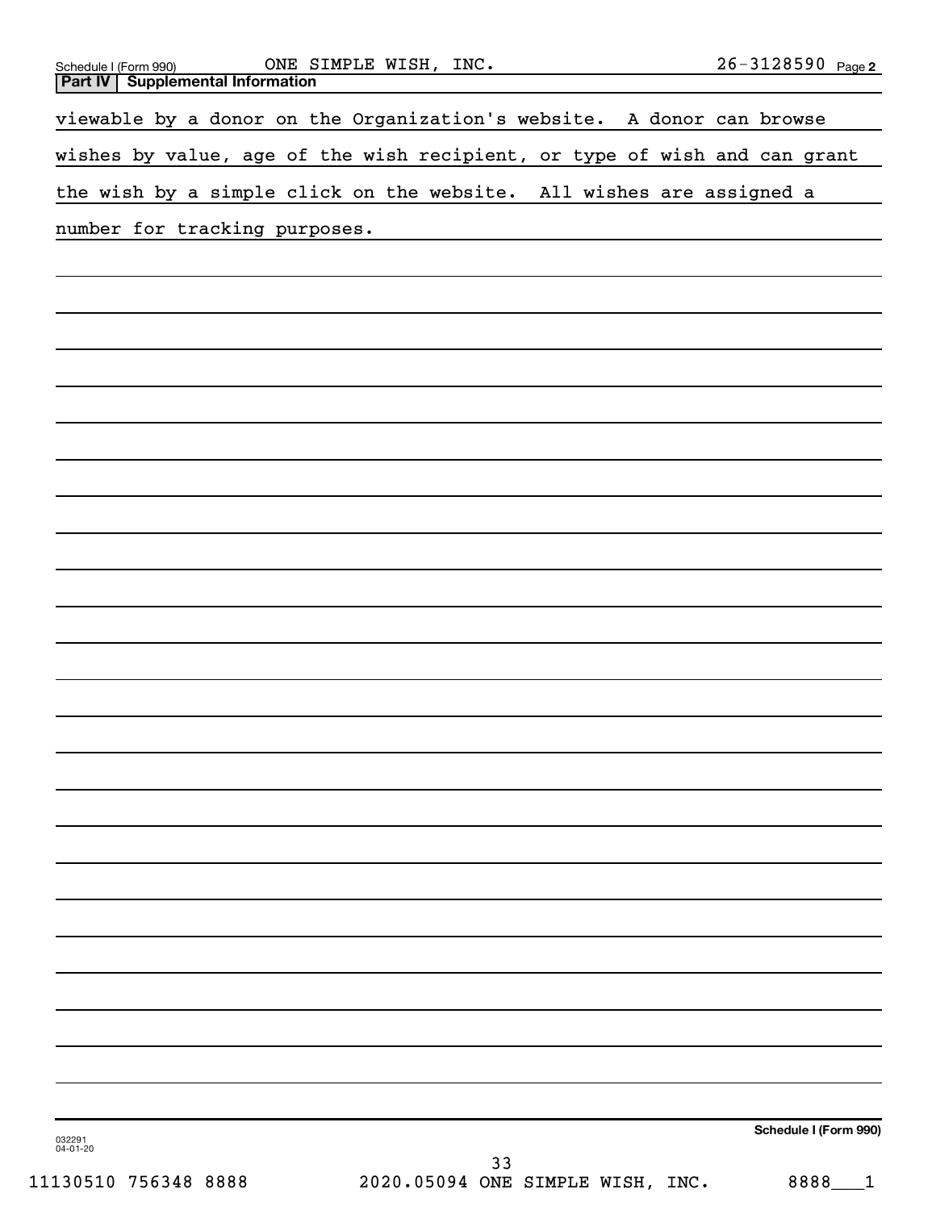Schedule I (Form 990) ONE SIMPLE WISH, INC. 26-3128590 Page 2

## Part IV Supplemental Information

viewable by a donor on the Organization's website. A donor can browse wishes by value, age of the wish recipient, or type of wish and can grant the wish by a simple click on the website. All wishes are assigned a number for tracking purposes.

Schedule I (Form 990)

032291 04-01-20

11130510 756348 8888 2020.05094 ONE SIMPLE WISH, INC. 8888___1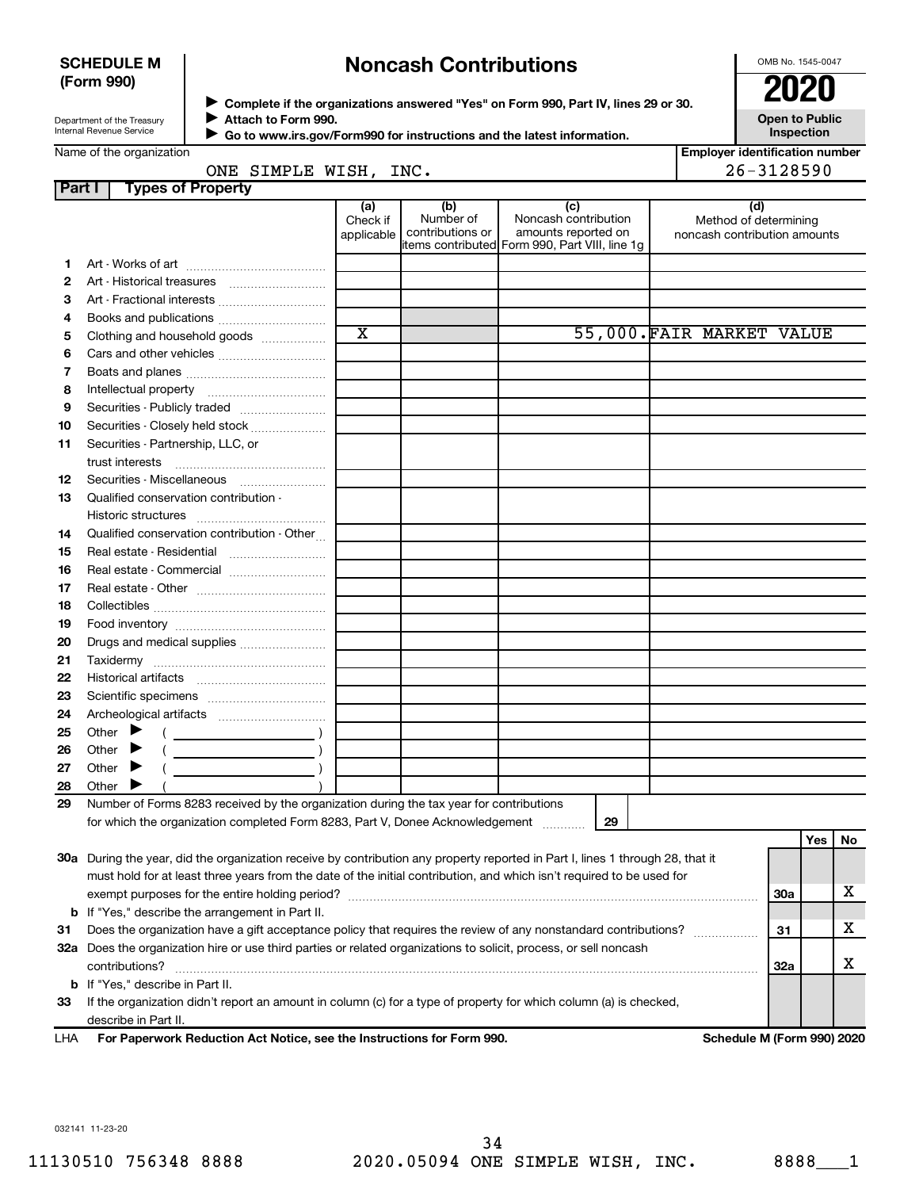**SCHEDULE M (Form 990)**

Department of the Treasury
Internal Revenue Service

# Noncash Contributions

▶ Complete if the organizations answered "Yes" on Form 990, Part IV, lines 29 or 30.
▶ Attach to Form 990.
▶ Go to www.irs.gov/Form990 for instructions and the latest information.

OMB No. 1545-0047

**2020**

**Open to Public Inspection**

Name of the organization: ONE SIMPLE WISH, INC.

Employer identification number: 26-3128590

## Part I Types of Property

| | | (a) Check if applicable | (b) Number of contributions or items contributed | (c) Noncash contribution amounts reported on Form 990, Part VIII, line 1g | (d) Method of determining noncash contribution amounts |
|---|---|---|---|---|---|
| 1 | Art - Works of art | | | | |
| 2 | Art - Historical treasures | | | | |
| 3 | Art - Fractional interests | | | | |
| 4 | Books and publications | | | | |
| 5 | Clothing and household goods | X | | 55,000. | FAIR MARKET VALUE |
| 6 | Cars and other vehicles | | | | |
| 7 | Boats and planes | | | | |
| 8 | Intellectual property | | | | |
| 9 | Securities - Publicly traded | | | | |
| 10 | Securities - Closely held stock | | | | |
| 11 | Securities - Partnership, LLC, or trust interests | | | | |
| 12 | Securities - Miscellaneous | | | | |
| 13 | Qualified conservation contribution - Historic structures | | | | |
| 14 | Qualified conservation contribution - Other | | | | |
| 15 | Real estate - Residential | | | | |
| 16 | Real estate - Commercial | | | | |
| 17 | Real estate - Other | | | | |
| 18 | Collectibles | | | | |
| 19 | Food inventory | | | | |
| 20 | Drugs and medical supplies | | | | |
| 21 | Taxidermy | | | | |
| 22 | Historical artifacts | | | | |
| 23 | Scientific specimens | | | | |
| 24 | Archeological artifacts | | | | |
| 25 | Other ▶ ( ) | | | | |
| 26 | Other ▶ ( ) | | | | |
| 27 | Other ▶ ( ) | | | | |
| 28 | Other ▶ ( ) | | | | |

29 Number of Forms 8283 received by the organization during the tax year for contributions for which the organization completed Form 8283, Part V, Donee Acknowledgement ..... 29

| | | | Yes | No |
|---|---|---|---|---|
| 30a | During the year, did the organization receive by contribution any property reported in Part I, lines 1 through 28, that it must hold for at least three years from the date of the initial contribution, and which isn't required to be used for exempt purposes for the entire holding period? | 30a | | X |
| b | If "Yes," describe the arrangement in Part II. | | | |
| 31 | Does the organization have a gift acceptance policy that requires the review of any nonstandard contributions? | 31 | | X |
| 32a | Does the organization hire or use third parties or related organizations to solicit, process, or sell noncash contributions? | 32a | | X |
| b | If "Yes," describe in Part II. | | | |
| 33 | If the organization didn't report an amount in column (c) for a type of property for which column (a) is checked, describe in Part II. | | | |

LHA **For Paperwork Reduction Act Notice, see the Instructions for Form 990.** **Schedule M (Form 990) 2020**

032141 11-23-20

11130510 756348 8888 2020.05094 ONE SIMPLE WISH, INC. 8888___1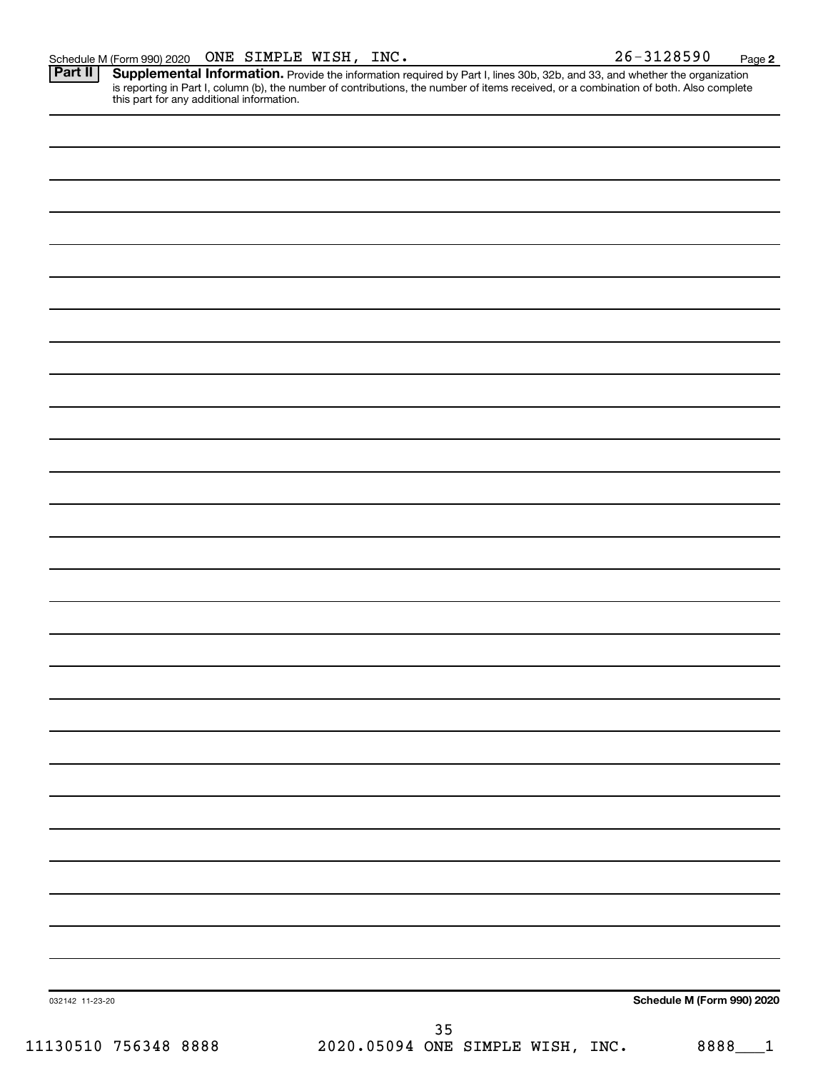Schedule M (Form 990) 2020 ONE SIMPLE WISH, INC. 26-3128590 Page 2

**Part II** **Supplemental Information.** Provide the information required by Part I, lines 30b, 32b, and 33, and whether the organization is reporting in Part I, column (b), the number of contributions, the number of items received, or a combination of both. Also complete this part for any additional information.

032142 11-23-20 **Schedule M (Form 990) 2020**

11130510 756348 8888 2020.05094 ONE SIMPLE WISH, INC. 8888___1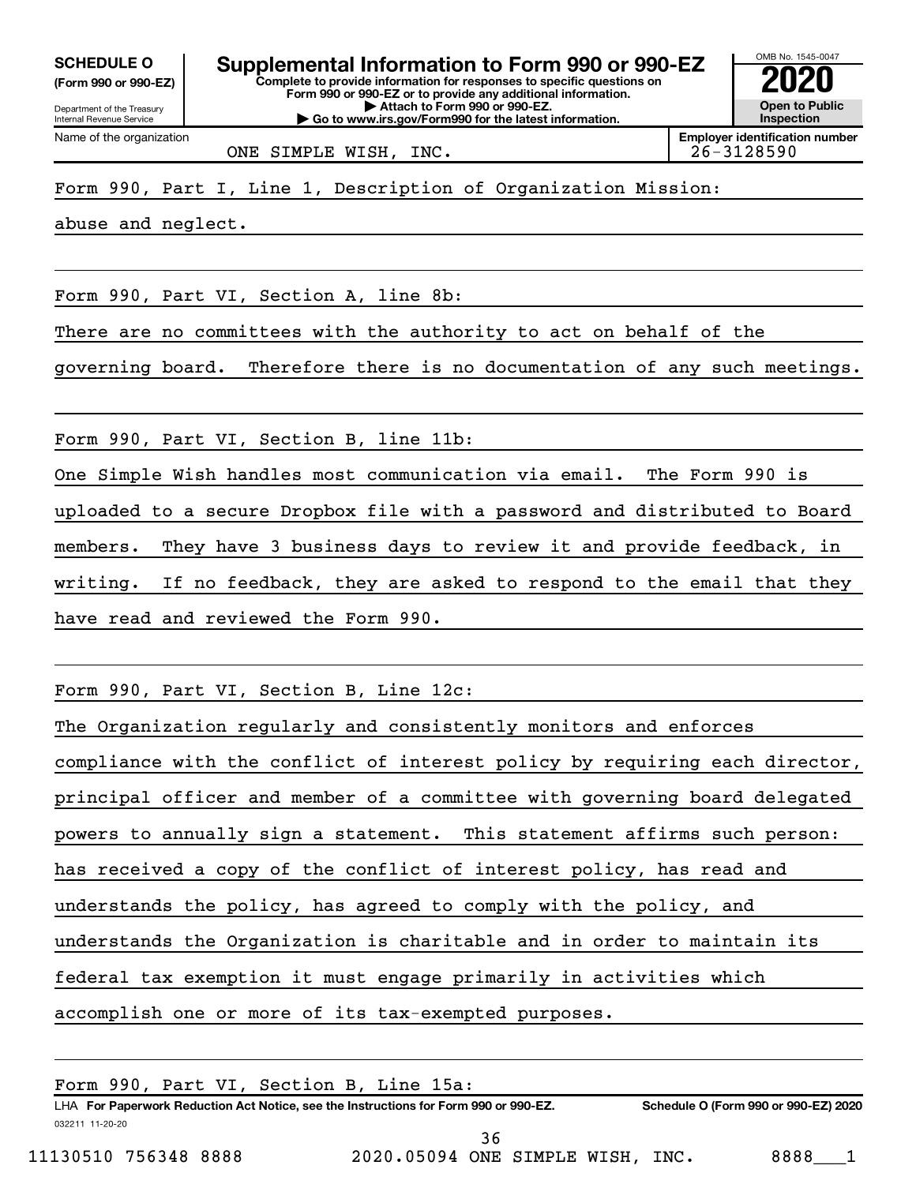**SCHEDULE O (Form 990 or 990-EZ)**

Department of the Treasury
Internal Revenue Service

# Supplemental Information to Form 990 or 990-EZ

**Complete to provide information for responses to specific questions on Form 990 or 990-EZ or to provide any additional information.**
**▶ Attach to Form 990 or 990-EZ.**
**▶ Go to www.irs.gov/Form990 for the latest information.**

OMB No. 1545-0047

**2020**

**Open to Public Inspection**

Name of the organization: ONE SIMPLE WISH, INC.

**Employer identification number:** 26-3128590

Form 990, Part I, Line 1, Description of Organization Mission:

abuse and neglect.

Form 990, Part VI, Section A, line 8b:

There are no committees with the authority to act on behalf of the governing board. Therefore there is no documentation of any such meetings.

Form 990, Part VI, Section B, line 11b:

One Simple Wish handles most communication via email. The Form 990 is uploaded to a secure Dropbox file with a password and distributed to Board members. They have 3 business days to review it and provide feedback, in writing. If no feedback, they are asked to respond to the email that they have read and reviewed the Form 990.

Form 990, Part VI, Section B, Line 12c:

The Organization regularly and consistently monitors and enforces compliance with the conflict of interest policy by requiring each director, principal officer and member of a committee with governing board delegated powers to annually sign a statement. This statement affirms such person: has received a copy of the conflict of interest policy, has read and understands the policy, has agreed to comply with the policy, and understands the Organization is charitable and in order to maintain its federal tax exemption it must engage primarily in activities which accomplish one or more of its tax-exempted purposes.

Form 990, Part VI, Section B, Line 15a:

LHA **For Paperwork Reduction Act Notice, see the Instructions for Form 990 or 990-EZ.** **Schedule O (Form 990 or 990-EZ) 2020**

032211 11-20-20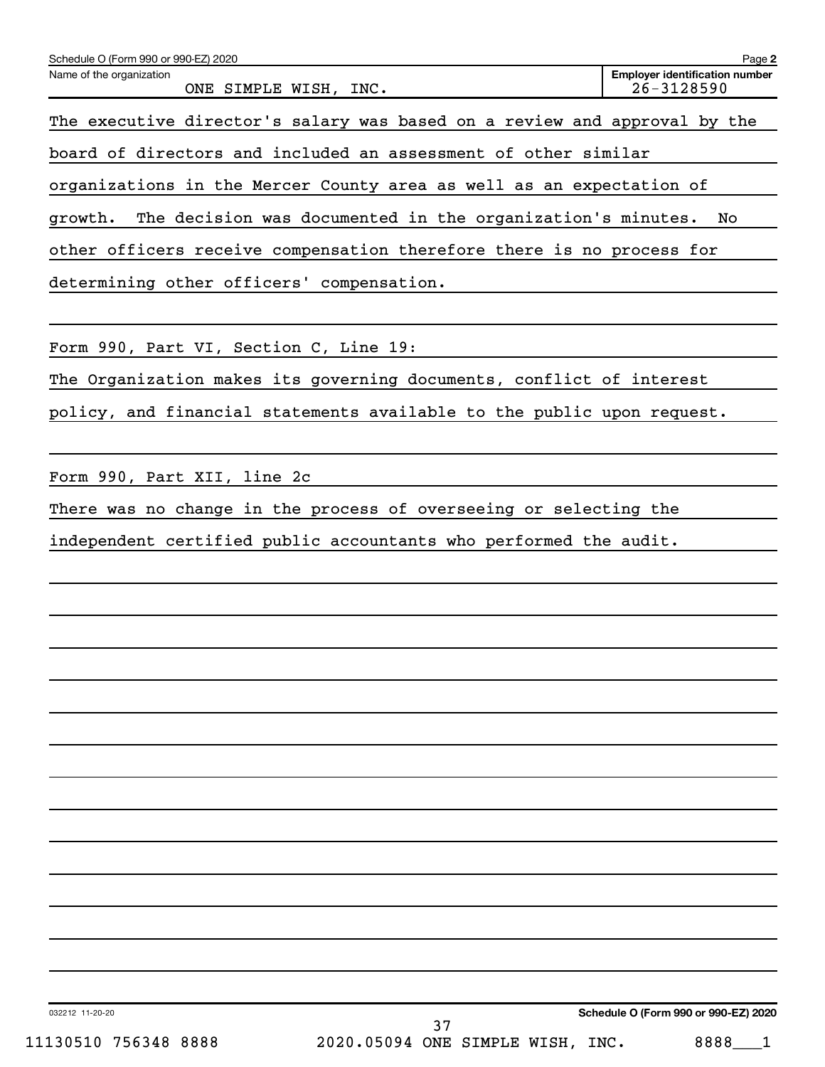Schedule O (Form 990 or 990-EZ) 2020 Page **2**

Name of the organization: ONE SIMPLE WISH, INC.

**Employer identification number:** 26-3128590

The executive director's salary was based on a review and approval by the board of directors and included an assessment of other similar organizations in the Mercer County area as well as an expectation of growth. The decision was documented in the organization's minutes. No other officers receive compensation therefore there is no process for determining other officers' compensation.

Form 990, Part VI, Section C, Line 19:

The Organization makes its governing documents, conflict of interest policy, and financial statements available to the public upon request.

Form 990, Part XII, line 2c

There was no change in the process of overseeing or selecting the independent certified public accountants who performed the audit.

032212 11-20-20 **Schedule O (Form 990 or 990-EZ) 2020**

11130510 756348 8888 2020.05094 ONE SIMPLE WISH, INC. 8888___1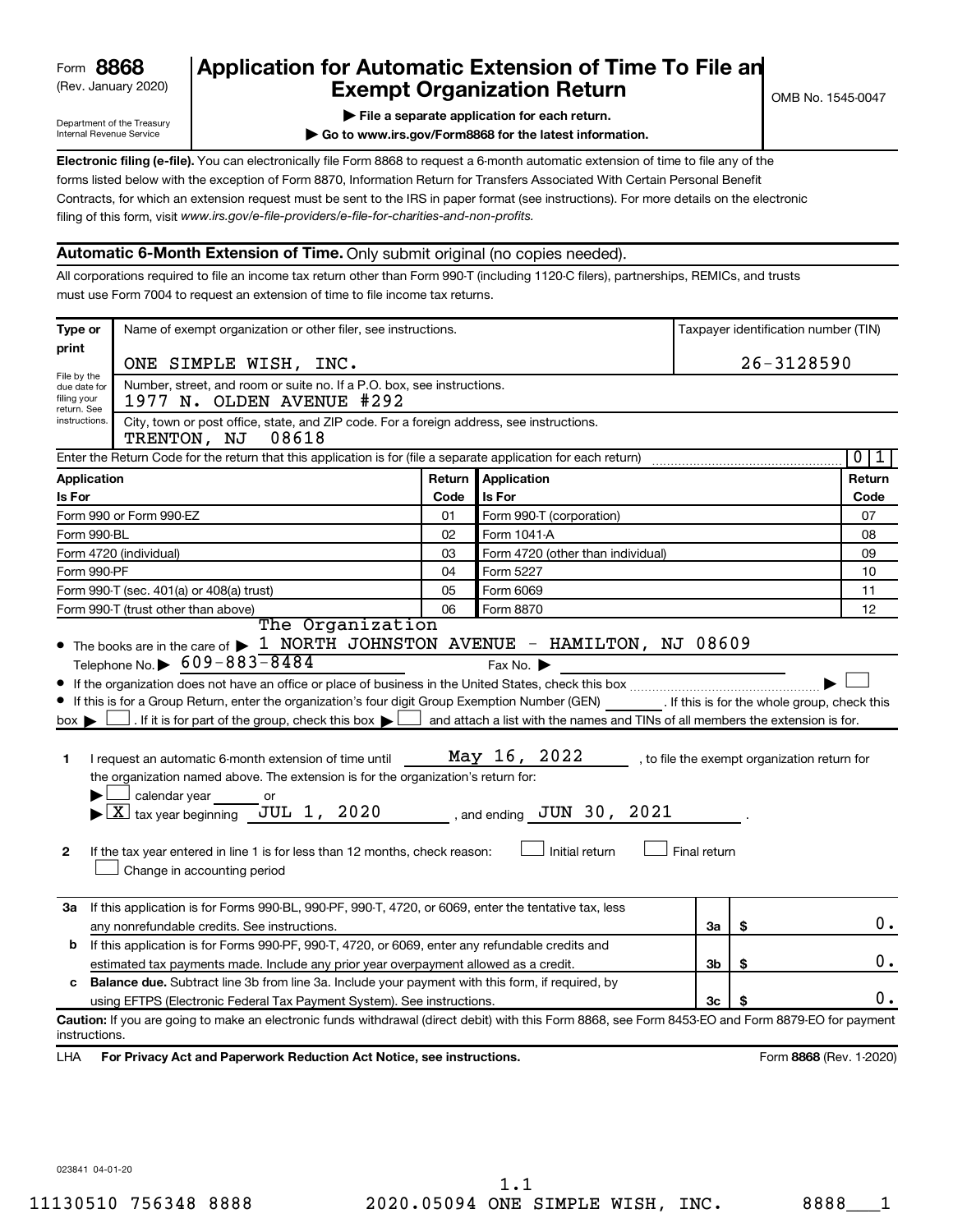Form **8868**
(Rev. January 2020)

Department of the Treasury
Internal Revenue Service

# Application for Automatic Extension of Time To File an Exempt Organization Return

OMB No. 1545-0047

▶ **File a separate application for each return.**

▶ **Go to www.irs.gov/Form8868 for the latest information.**

**Electronic filing (e-file).** You can electronically file Form 8868 to request a 6-month automatic extension of time to file any of the forms listed below with the exception of Form 8870, Information Return for Transfers Associated With Certain Personal Benefit Contracts, for which an extension request must be sent to the IRS in paper format (see instructions). For more details on the electronic filing of this form, visit *www.irs.gov/e-file-providers/e-file-for-charities-and-non-profits.*

## Automatic 6-Month Extension of Time. Only submit original (no copies needed).

All corporations required to file an income tax return other than Form 990-T (including 1120-C filers), partnerships, REMICs, and trusts must use Form 7004 to request an extension of time to file income tax returns.

**Type or print**

File by the due date for filing your return. See instructions.

| | |
|---|---|
| Name of exempt organization or other filer, see instructions. ONE SIMPLE WISH, INC. | Taxpayer identification number (TIN) 26-3128590 |
| Number, street, and room or suite no. If a P.O. box, see instructions. 1977 N. OLDEN AVENUE #292 | |
| City, town or post office, state, and ZIP code. For a foreign address, see instructions. TRENTON, NJ 08618 | |

Enter the Return Code for the return that this application is for (file a separate application for each return) ..... 0 1

| Application Is For | Return Code | Application Is For | Return Code |
|---|---|---|---|
| Form 990 or Form 990-EZ | 01 | Form 990-T (corporation) | 07 |
| Form 990-BL | 02 | Form 1041-A | 08 |
| Form 4720 (individual) | 03 | Form 4720 (other than individual) | 09 |
| Form 990-PF | 04 | Form 5227 | 10 |
| Form 990-T (sec. 401(a) or 408(a) trust) | 05 | Form 6069 | 11 |
| Form 990-T (trust other than above) | 06 | Form 8870 | 12 |

- The books are in the care of ▶ The Organization 1 NORTH JOHNSTON AVENUE - HAMILTON, NJ 08609
  Telephone No. ▶ 609-883-8484 Fax No. ▶
- If the organization does not have an office or place of business in the United States, check this box ..... ▶ ☐
- If this is for a Group Return, enter the organization's four digit Group Exemption Number (GEN) ______. If this is for the whole group, check this box ▶ ☐. If it is for part of the group, check this box ▶ ☐ and attach a list with the names and TINs of all members the extension is for.

**1** I request an automatic 6-month extension of time until May 16, 2022, to file the exempt organization return for the organization named above. The extension is for the organization's return for:
▶ ☐ calendar year ______ or
▶ ☒ tax year beginning JUL 1, 2020, and ending JUN 30, 2021.

**2** If the tax year entered in line 1 is for less than 12 months, check reason: ☐ Initial return ☐ Final return
☐ Change in accounting period

| | | | |
|---|---|---|---|
| **3a** | If this application is for Forms 990-BL, 990-PF, 990-T, 4720, or 6069, enter the tentative tax, less any nonrefundable credits. See instructions. | **3a** | $ 0. |
| **b** | If this application is for Forms 990-PF, 990-T, 4720, or 6069, enter any refundable credits and estimated tax payments made. Include any prior year overpayment allowed as a credit. | **3b** | $ 0. |
| **c** | **Balance due.** Subtract line 3b from line 3a. Include your payment with this form, if required, by using EFTPS (Electronic Federal Tax Payment System). See instructions. | **3c** | $ 0. |

**Caution:** If you are going to make an electronic funds withdrawal (direct debit) with this Form 8868, see Form 8453-EO and Form 8879-EO for payment instructions.

LHA **For Privacy Act and Paperwork Reduction Act Notice, see instructions.** Form **8868** (Rev. 1-2020)

023841 04-01-20

1.1

11130510 756348 8888 2020.05094 ONE SIMPLE WISH, INC. 8888___1